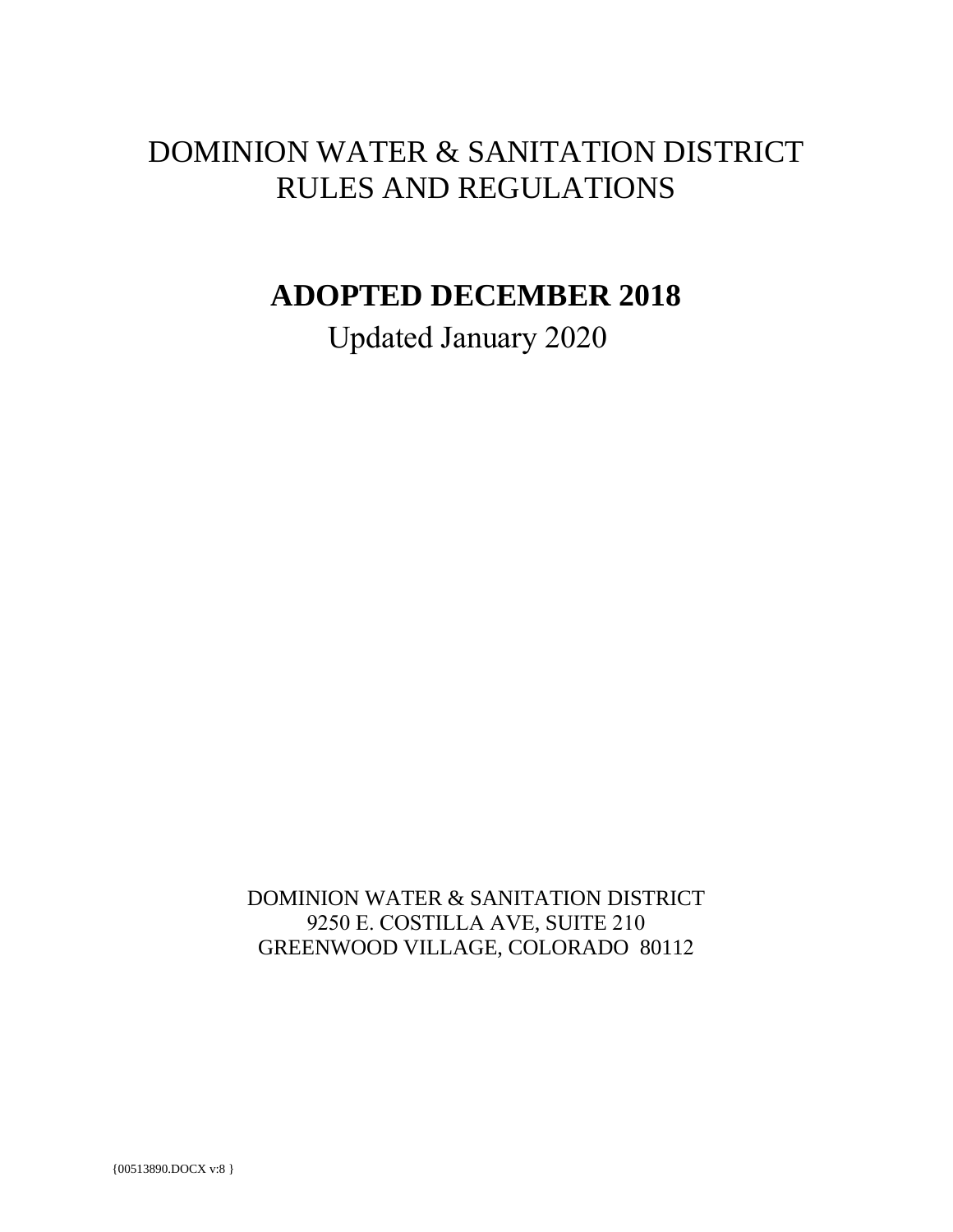# DOMINION WATER & SANITATION DISTRICT RULES AND REGULATIONS

## ADOPTED DECEMBER 2018

Updated January 2020

DOMINION WATER & SANITATION DISTRICT
9250 E. COSTILLA AVE, SUITE 210
GREENWOOD VILLAGE, COLORADO 80112

{00513890.DOCX v:8 }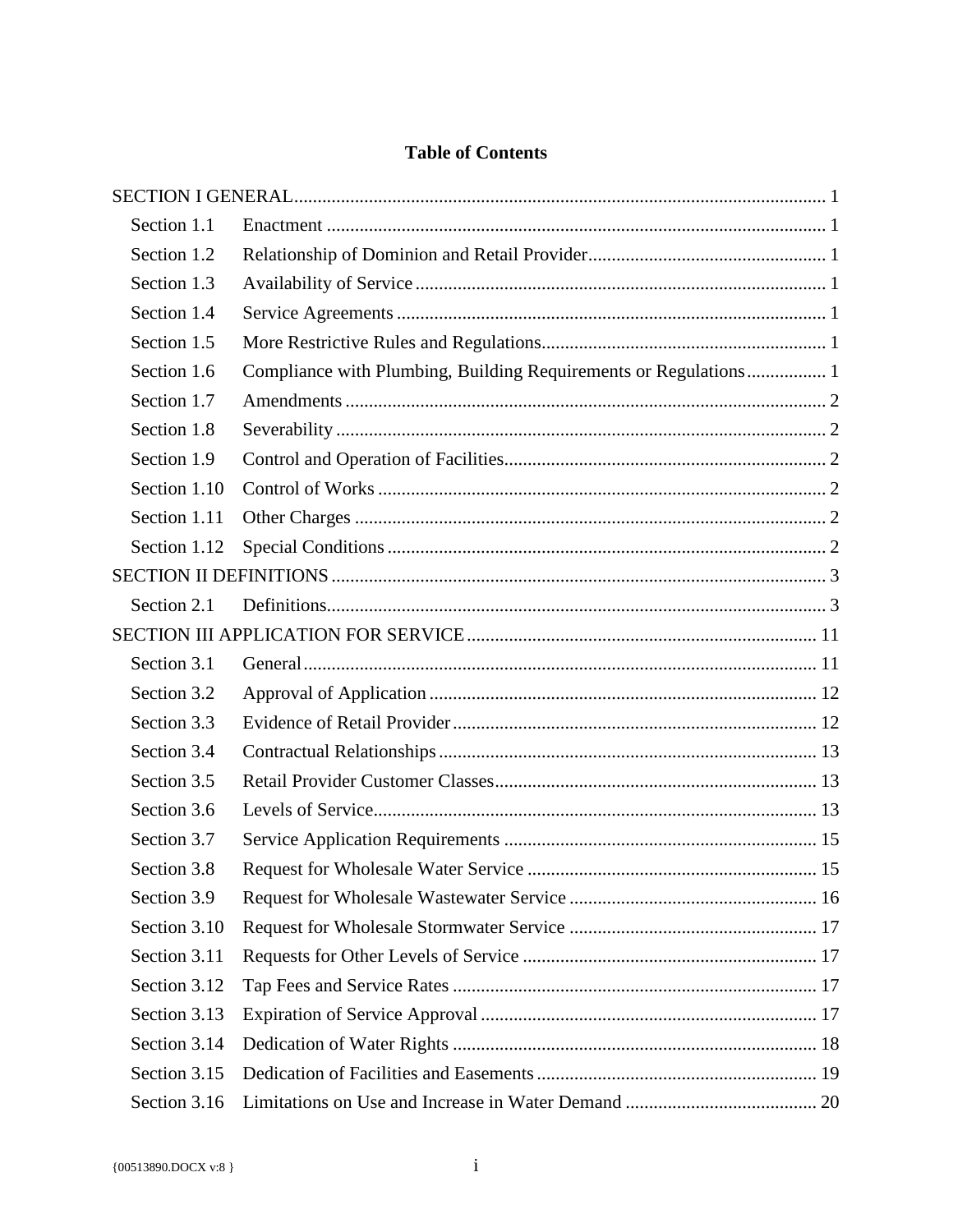## Table of Contents

SECTION I GENERAL ... 1

- Section 1.1 Enactment ... 1
- Section 1.2 Relationship of Dominion and Retail Provider ... 1
- Section 1.3 Availability of Service ... 1
- Section 1.4 Service Agreements ... 1
- Section 1.5 More Restrictive Rules and Regulations ... 1
- Section 1.6 Compliance with Plumbing, Building Requirements or Regulations ... 1
- Section 1.7 Amendments ... 2
- Section 1.8 Severability ... 2
- Section 1.9 Control and Operation of Facilities ... 2
- Section 1.10 Control of Works ... 2
- Section 1.11 Other Charges ... 2
- Section 1.12 Special Conditions ... 2

SECTION II DEFINITIONS ... 3

- Section 2.1 Definitions ... 3

SECTION III APPLICATION FOR SERVICE ... 11

- Section 3.1 General ... 11
- Section 3.2 Approval of Application ... 12
- Section 3.3 Evidence of Retail Provider ... 12
- Section 3.4 Contractual Relationships ... 13
- Section 3.5 Retail Provider Customer Classes ... 13
- Section 3.6 Levels of Service ... 13
- Section 3.7 Service Application Requirements ... 15
- Section 3.8 Request for Wholesale Water Service ... 15
- Section 3.9 Request for Wholesale Wastewater Service ... 16
- Section 3.10 Request for Wholesale Stormwater Service ... 17
- Section 3.11 Requests for Other Levels of Service ... 17
- Section 3.12 Tap Fees and Service Rates ... 17
- Section 3.13 Expiration of Service Approval ... 17
- Section 3.14 Dedication of Water Rights ... 18
- Section 3.15 Dedication of Facilities and Easements ... 19
- Section 3.16 Limitations on Use and Increase in Water Demand ... 20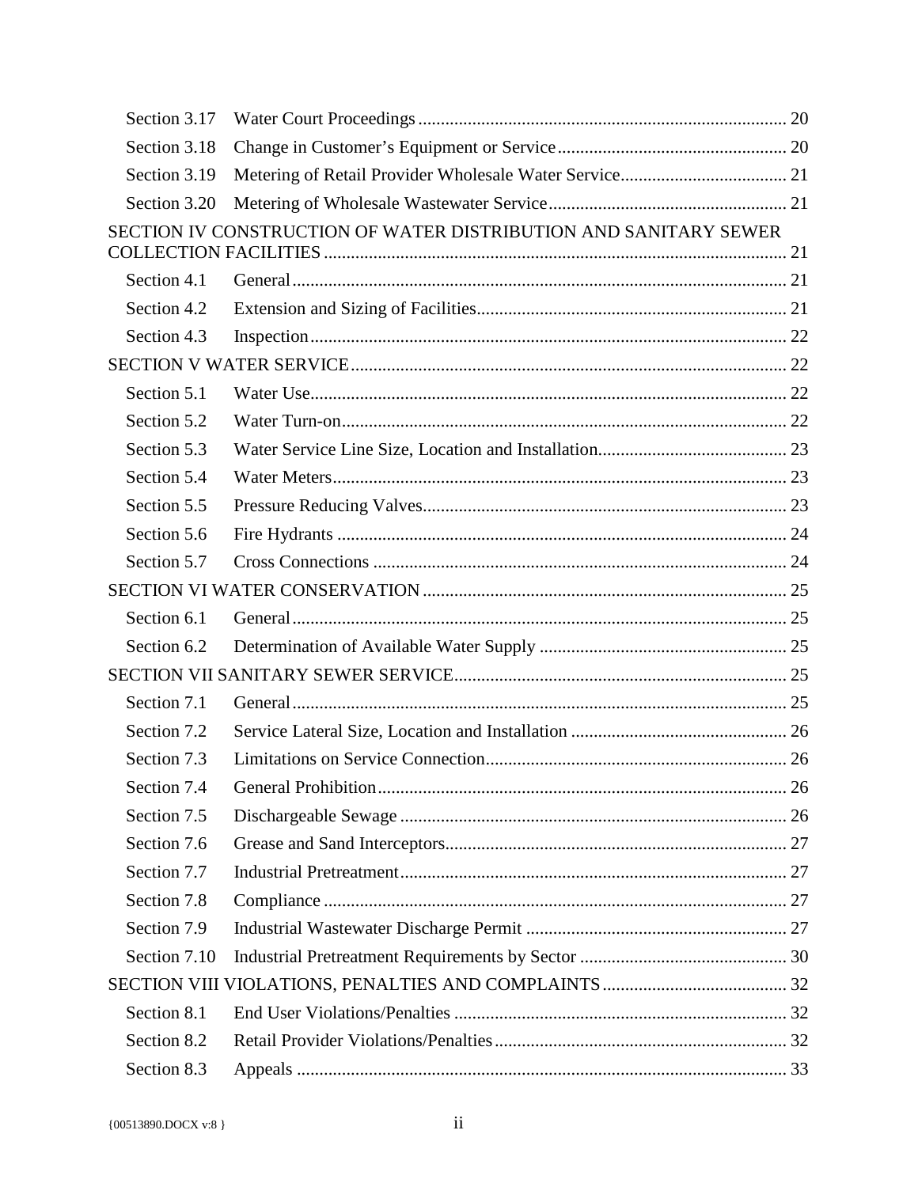Section 3.17 Water Court Proceedings ................................................................................ 20

Section 3.18 Change in Customer's Equipment or Service .................................................. 20

Section 3.19 Metering of Retail Provider Wholesale Water Service..................................... 21

Section 3.20 Metering of Wholesale Wastewater Service..................................................... 21

SECTION IV CONSTRUCTION OF WATER DISTRIBUTION AND SANITARY SEWER COLLECTION FACILITIES ................................................................................................... 21

Section 4.1 General............................................................................................................ 21

Section 4.2 Extension and Sizing of Facilities..................................................................... 21

Section 4.3 Inspection........................................................................................................ 22

SECTION V WATER SERVICE............................................................................................... 22

Section 5.1 Water Use........................................................................................................ 22

Section 5.2 Water Turn-on.................................................................................................. 22

Section 5.3 Water Service Line Size, Location and Installation.......................................... 23

Section 5.4 Water Meters................................................................................................... 23

Section 5.5 Pressure Reducing Valves................................................................................ 23

Section 5.6 Fire Hydrants .................................................................................................. 24

Section 5.7 Cross Connections .......................................................................................... 24

SECTION VI WATER CONSERVATION ............................................................................... 25

Section 6.1 General............................................................................................................ 25

Section 6.2 Determination of Available Water Supply ....................................................... 25

SECTION VII SANITARY SEWER SERVICE......................................................................... 25

Section 7.1 General............................................................................................................ 25

Section 7.2 Service Lateral Size, Location and Installation ............................................... 26

Section 7.3 Limitations on Service Connection.................................................................. 26

Section 7.4 General Prohibition......................................................................................... 26

Section 7.5 Dischargeable Sewage .................................................................................... 26

Section 7.6 Grease and Sand Interceptors.......................................................................... 27

Section 7.7 Industrial Pretreatment.................................................................................... 27

Section 7.8 Compliance ..................................................................................................... 27

Section 7.9 Industrial Wastewater Discharge Permit ......................................................... 27

Section 7.10 Industrial Pretreatment Requirements by Sector ............................................. 30

SECTION VIII VIOLATIONS, PENALTIES AND COMPLAINTS ......................................... 32

Section 8.1 End User Violations/Penalties ......................................................................... 32

Section 8.2 Retail Provider Violations/Penalties................................................................ 32

Section 8.3 Appeals ........................................................................................................... 33

{00513890.DOCX v:8 }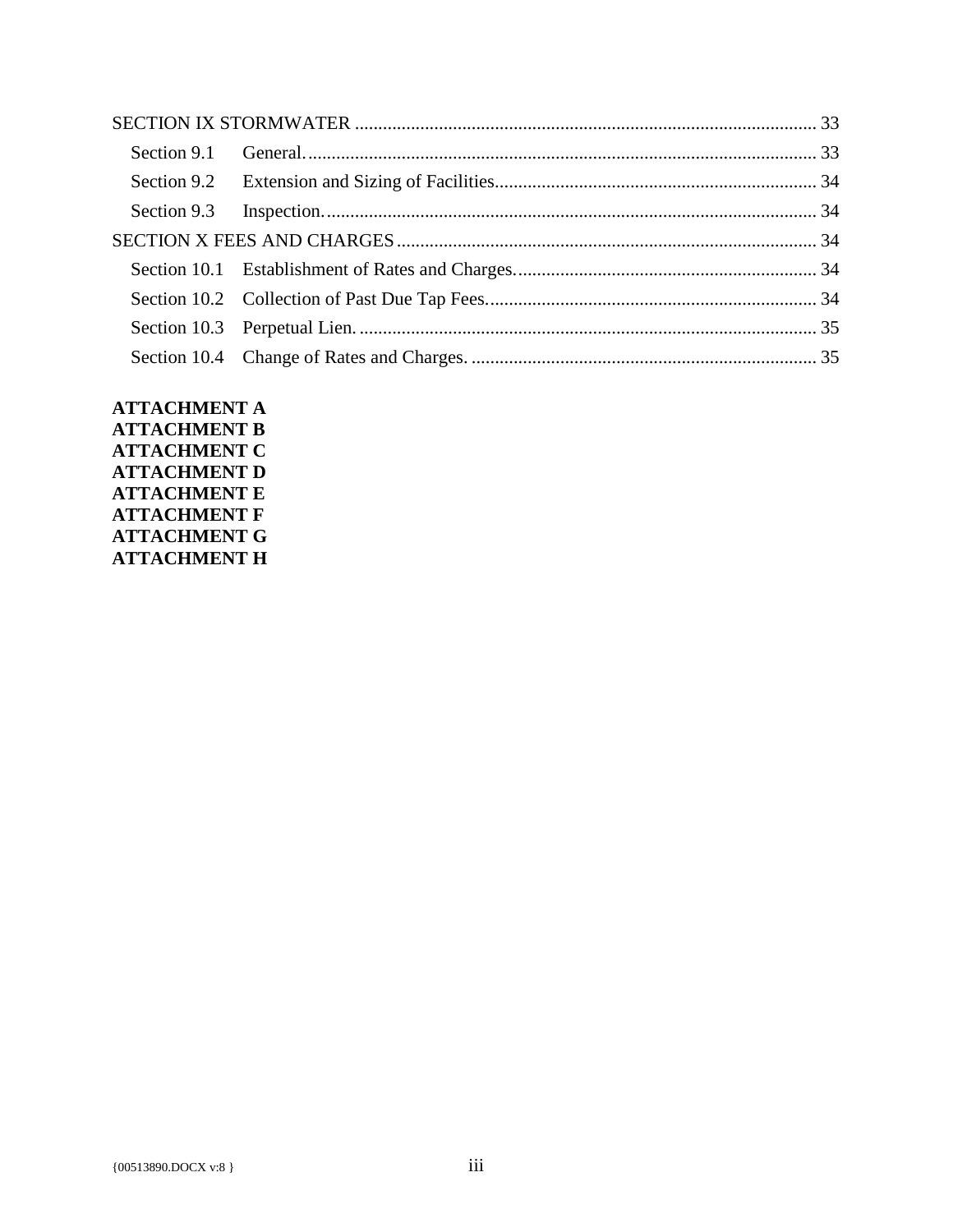SECTION IX STORMWATER .......... 33

- Section 9.1 General. .......... 33
- Section 9.2 Extension and Sizing of Facilities .......... 34
- Section 9.3 Inspection. .......... 34

SECTION X FEES AND CHARGES .......... 34

- Section 10.1 Establishment of Rates and Charges. .......... 34
- Section 10.2 Collection of Past Due Tap Fees. .......... 34
- Section 10.3 Perpetual Lien. .......... 35
- Section 10.4 Change of Rates and Charges. .......... 35

**ATTACHMENT A**
**ATTACHMENT B**
**ATTACHMENT C**
**ATTACHMENT D**
**ATTACHMENT E**
**ATTACHMENT F**
**ATTACHMENT G**
**ATTACHMENT H**

{00513890.DOCX v:8 }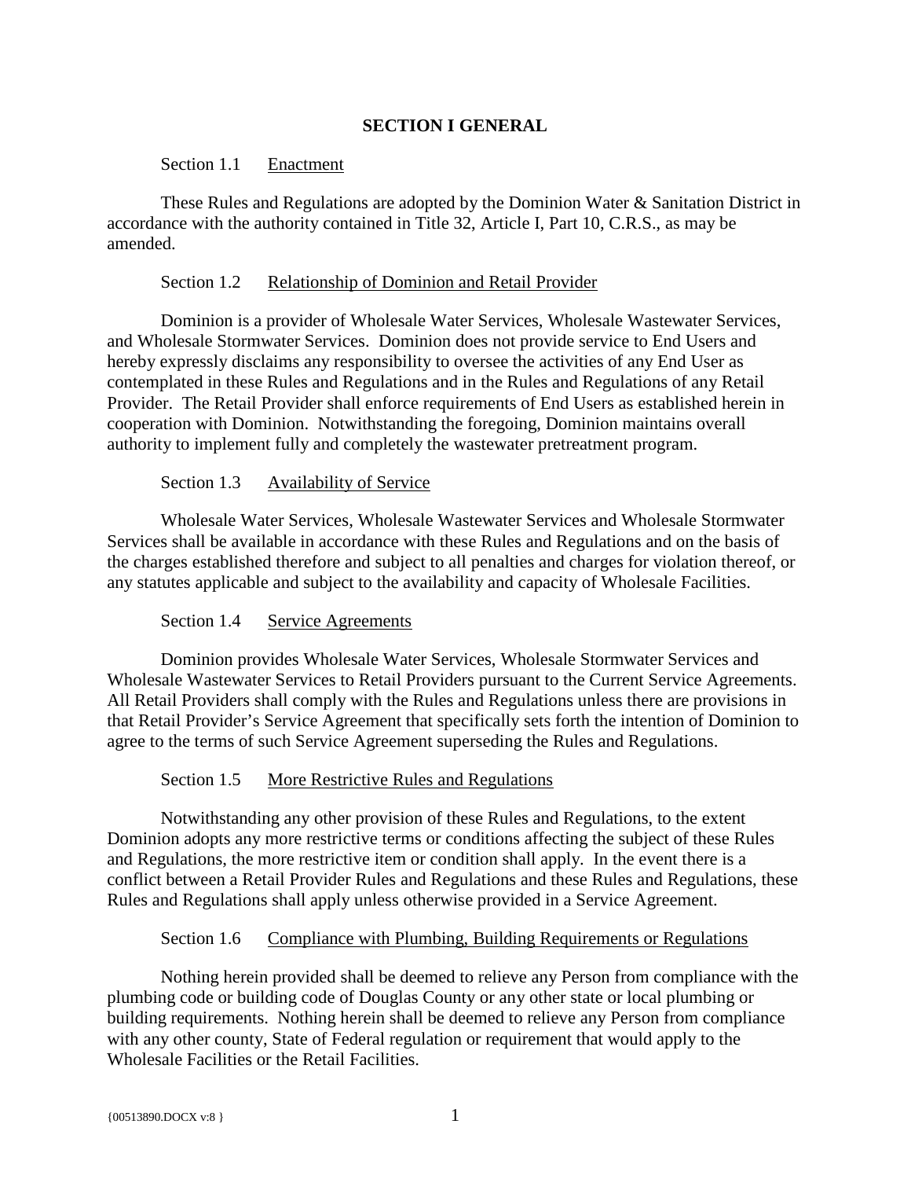## SECTION I GENERAL

Section 1.1 Enactment

These Rules and Regulations are adopted by the Dominion Water & Sanitation District in accordance with the authority contained in Title 32, Article I, Part 10, C.R.S., as may be amended.

Section 1.2 Relationship of Dominion and Retail Provider

Dominion is a provider of Wholesale Water Services, Wholesale Wastewater Services, and Wholesale Stormwater Services. Dominion does not provide service to End Users and hereby expressly disclaims any responsibility to oversee the activities of any End User as contemplated in these Rules and Regulations and in the Rules and Regulations of any Retail Provider. The Retail Provider shall enforce requirements of End Users as established herein in cooperation with Dominion. Notwithstanding the foregoing, Dominion maintains overall authority to implement fully and completely the wastewater pretreatment program.

Section 1.3 Availability of Service

Wholesale Water Services, Wholesale Wastewater Services and Wholesale Stormwater Services shall be available in accordance with these Rules and Regulations and on the basis of the charges established therefore and subject to all penalties and charges for violation thereof, or any statutes applicable and subject to the availability and capacity of Wholesale Facilities.

Section 1.4 Service Agreements

Dominion provides Wholesale Water Services, Wholesale Stormwater Services and Wholesale Wastewater Services to Retail Providers pursuant to the Current Service Agreements. All Retail Providers shall comply with the Rules and Regulations unless there are provisions in that Retail Provider's Service Agreement that specifically sets forth the intention of Dominion to agree to the terms of such Service Agreement superseding the Rules and Regulations.

Section 1.5 More Restrictive Rules and Regulations

Notwithstanding any other provision of these Rules and Regulations, to the extent Dominion adopts any more restrictive terms or conditions affecting the subject of these Rules and Regulations, the more restrictive item or condition shall apply. In the event there is a conflict between a Retail Provider Rules and Regulations and these Rules and Regulations, these Rules and Regulations shall apply unless otherwise provided in a Service Agreement.

Section 1.6 Compliance with Plumbing, Building Requirements or Regulations

Nothing herein provided shall be deemed to relieve any Person from compliance with the plumbing code or building code of Douglas County or any other state or local plumbing or building requirements. Nothing herein shall be deemed to relieve any Person from compliance with any other county, State of Federal regulation or requirement that would apply to the Wholesale Facilities or the Retail Facilities.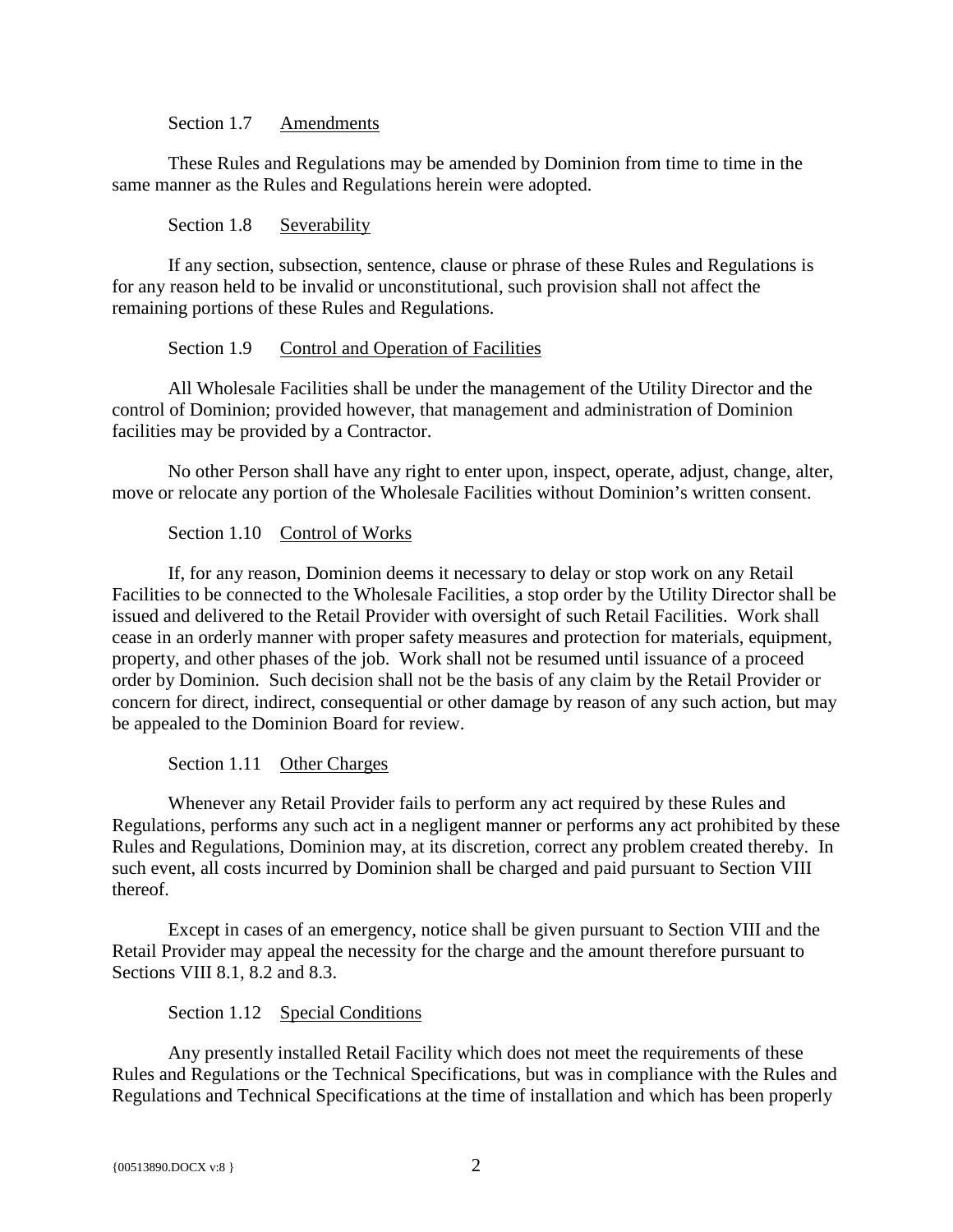Section 1.7 Amendments

These Rules and Regulations may be amended by Dominion from time to time in the same manner as the Rules and Regulations herein were adopted.

Section 1.8 Severability

If any section, subsection, sentence, clause or phrase of these Rules and Regulations is for any reason held to be invalid or unconstitutional, such provision shall not affect the remaining portions of these Rules and Regulations.

Section 1.9 Control and Operation of Facilities

All Wholesale Facilities shall be under the management of the Utility Director and the control of Dominion; provided however, that management and administration of Dominion facilities may be provided by a Contractor.

No other Person shall have any right to enter upon, inspect, operate, adjust, change, alter, move or relocate any portion of the Wholesale Facilities without Dominion's written consent.

Section 1.10 Control of Works

If, for any reason, Dominion deems it necessary to delay or stop work on any Retail Facilities to be connected to the Wholesale Facilities, a stop order by the Utility Director shall be issued and delivered to the Retail Provider with oversight of such Retail Facilities. Work shall cease in an orderly manner with proper safety measures and protection for materials, equipment, property, and other phases of the job. Work shall not be resumed until issuance of a proceed order by Dominion. Such decision shall not be the basis of any claim by the Retail Provider or concern for direct, indirect, consequential or other damage by reason of any such action, but may be appealed to the Dominion Board for review.

Section 1.11 Other Charges

Whenever any Retail Provider fails to perform any act required by these Rules and Regulations, performs any such act in a negligent manner or performs any act prohibited by these Rules and Regulations, Dominion may, at its discretion, correct any problem created thereby. In such event, all costs incurred by Dominion shall be charged and paid pursuant to Section VIII thereof.

Except in cases of an emergency, notice shall be given pursuant to Section VIII and the Retail Provider may appeal the necessity for the charge and the amount therefore pursuant to Sections VIII 8.1, 8.2 and 8.3.

Section 1.12 Special Conditions

Any presently installed Retail Facility which does not meet the requirements of these Rules and Regulations or the Technical Specifications, but was in compliance with the Rules and Regulations and Technical Specifications at the time of installation and which has been properly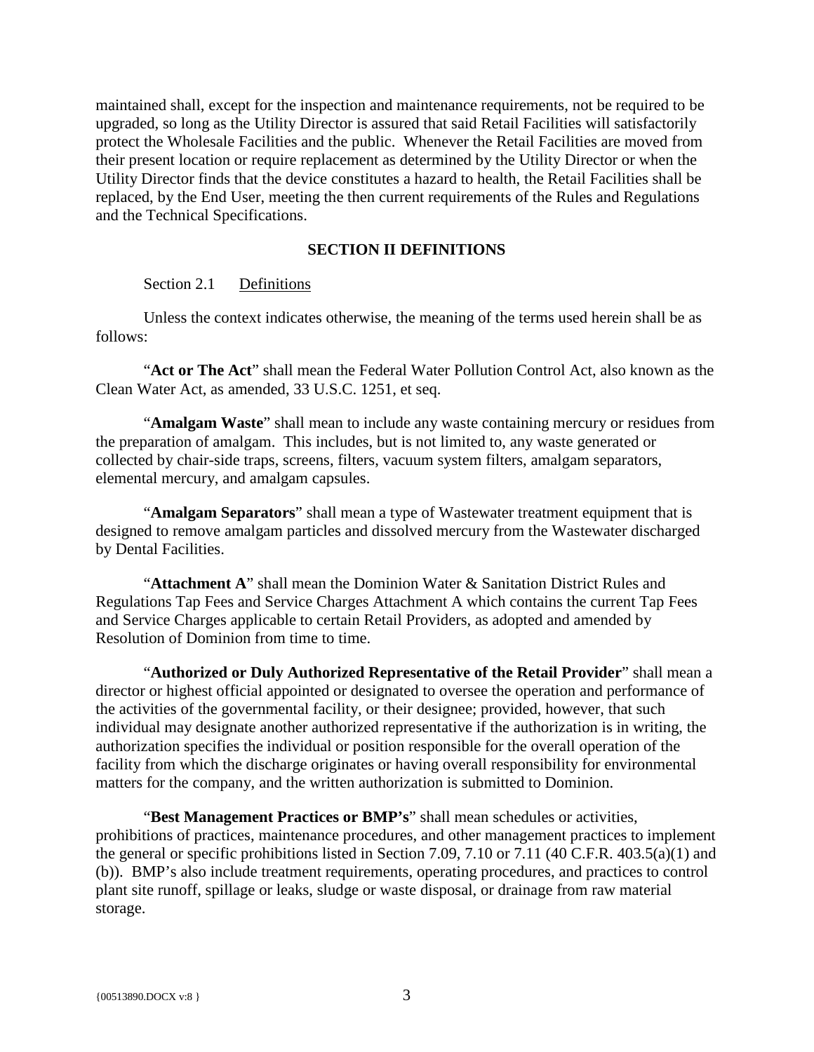maintained shall, except for the inspection and maintenance requirements, not be required to be upgraded, so long as the Utility Director is assured that said Retail Facilities will satisfactorily protect the Wholesale Facilities and the public. Whenever the Retail Facilities are moved from their present location or require replacement as determined by the Utility Director or when the Utility Director finds that the device constitutes a hazard to health, the Retail Facilities shall be replaced, by the End User, meeting the then current requirements of the Rules and Regulations and the Technical Specifications.

## SECTION II DEFINITIONS

Section 2.1 Definitions

Unless the context indicates otherwise, the meaning of the terms used herein shall be as follows:

"**Act or The Act**" shall mean the Federal Water Pollution Control Act, also known as the Clean Water Act, as amended, 33 U.S.C. 1251, et seq.

"**Amalgam Waste**" shall mean to include any waste containing mercury or residues from the preparation of amalgam. This includes, but is not limited to, any waste generated or collected by chair-side traps, screens, filters, vacuum system filters, amalgam separators, elemental mercury, and amalgam capsules.

"**Amalgam Separators**" shall mean a type of Wastewater treatment equipment that is designed to remove amalgam particles and dissolved mercury from the Wastewater discharged by Dental Facilities.

"**Attachment A**" shall mean the Dominion Water & Sanitation District Rules and Regulations Tap Fees and Service Charges Attachment A which contains the current Tap Fees and Service Charges applicable to certain Retail Providers, as adopted and amended by Resolution of Dominion from time to time.

"**Authorized or Duly Authorized Representative of the Retail Provider**" shall mean a director or highest official appointed or designated to oversee the operation and performance of the activities of the governmental facility, or their designee; provided, however, that such individual may designate another authorized representative if the authorization is in writing, the authorization specifies the individual or position responsible for the overall operation of the facility from which the discharge originates or having overall responsibility for environmental matters for the company, and the written authorization is submitted to Dominion.

"**Best Management Practices or BMP's**" shall mean schedules or activities, prohibitions of practices, maintenance procedures, and other management practices to implement the general or specific prohibitions listed in Section 7.09, 7.10 or 7.11 (40 C.F.R. 403.5(a)(1) and (b)). BMP's also include treatment requirements, operating procedures, and practices to control plant site runoff, spillage or leaks, sludge or waste disposal, or drainage from raw material storage.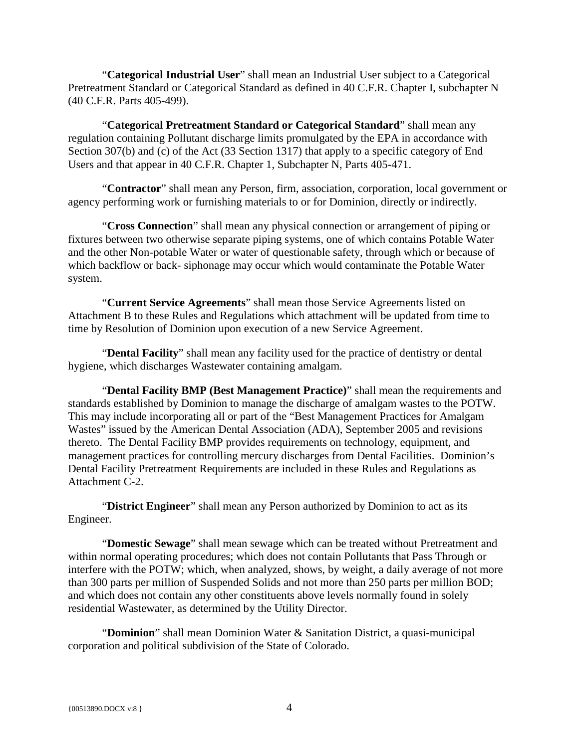"**Categorical Industrial User**" shall mean an Industrial User subject to a Categorical Pretreatment Standard or Categorical Standard as defined in 40 C.F.R. Chapter I, subchapter N (40 C.F.R. Parts 405-499).

"**Categorical Pretreatment Standard or Categorical Standard**" shall mean any regulation containing Pollutant discharge limits promulgated by the EPA in accordance with Section 307(b) and (c) of the Act (33 Section 1317) that apply to a specific category of End Users and that appear in 40 C.F.R. Chapter 1, Subchapter N, Parts 405-471.

"**Contractor**" shall mean any Person, firm, association, corporation, local government or agency performing work or furnishing materials to or for Dominion, directly or indirectly.

"**Cross Connection**" shall mean any physical connection or arrangement of piping or fixtures between two otherwise separate piping systems, one of which contains Potable Water and the other Non-potable Water or water of questionable safety, through which or because of which backflow or back- siphonage may occur which would contaminate the Potable Water system.

"**Current Service Agreements**" shall mean those Service Agreements listed on Attachment B to these Rules and Regulations which attachment will be updated from time to time by Resolution of Dominion upon execution of a new Service Agreement.

"**Dental Facility**" shall mean any facility used for the practice of dentistry or dental hygiene, which discharges Wastewater containing amalgam.

"**Dental Facility BMP (Best Management Practice)**" shall mean the requirements and standards established by Dominion to manage the discharge of amalgam wastes to the POTW. This may include incorporating all or part of the "Best Management Practices for Amalgam Wastes" issued by the American Dental Association (ADA), September 2005 and revisions thereto. The Dental Facility BMP provides requirements on technology, equipment, and management practices for controlling mercury discharges from Dental Facilities. Dominion's Dental Facility Pretreatment Requirements are included in these Rules and Regulations as Attachment C-2.

"**District Engineer**" shall mean any Person authorized by Dominion to act as its Engineer.

"**Domestic Sewage**" shall mean sewage which can be treated without Pretreatment and within normal operating procedures; which does not contain Pollutants that Pass Through or interfere with the POTW; which, when analyzed, shows, by weight, a daily average of not more than 300 parts per million of Suspended Solids and not more than 250 parts per million BOD; and which does not contain any other constituents above levels normally found in solely residential Wastewater, as determined by the Utility Director.

"**Dominion**" shall mean Dominion Water & Sanitation District, a quasi-municipal corporation and political subdivision of the State of Colorado.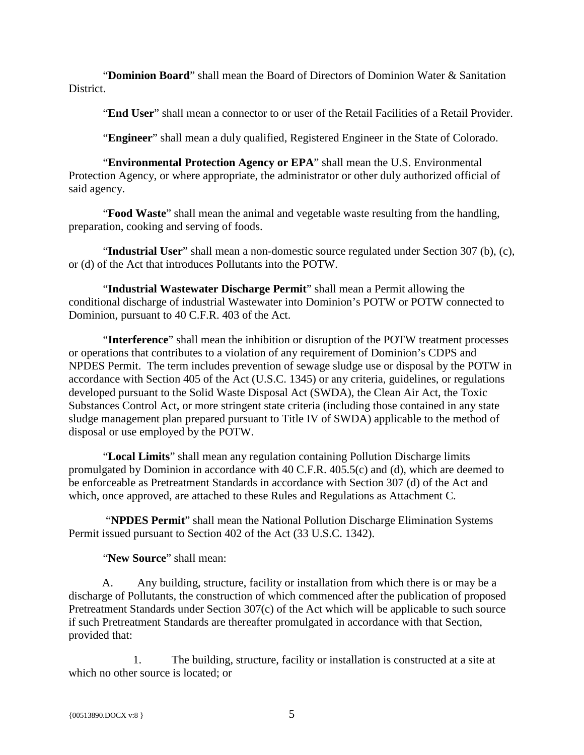"**Dominion Board**" shall mean the Board of Directors of Dominion Water & Sanitation District.

"**End User**" shall mean a connector to or user of the Retail Facilities of a Retail Provider.

"**Engineer**" shall mean a duly qualified, Registered Engineer in the State of Colorado.

"**Environmental Protection Agency or EPA**" shall mean the U.S. Environmental Protection Agency, or where appropriate, the administrator or other duly authorized official of said agency.

"**Food Waste**" shall mean the animal and vegetable waste resulting from the handling, preparation, cooking and serving of foods.

"**Industrial User**" shall mean a non-domestic source regulated under Section 307 (b), (c), or (d) of the Act that introduces Pollutants into the POTW.

"**Industrial Wastewater Discharge Permit**" shall mean a Permit allowing the conditional discharge of industrial Wastewater into Dominion's POTW or POTW connected to Dominion, pursuant to 40 C.F.R. 403 of the Act.

"**Interference**" shall mean the inhibition or disruption of the POTW treatment processes or operations that contributes to a violation of any requirement of Dominion's CDPS and NPDES Permit. The term includes prevention of sewage sludge use or disposal by the POTW in accordance with Section 405 of the Act (U.S.C. 1345) or any criteria, guidelines, or regulations developed pursuant to the Solid Waste Disposal Act (SWDA), the Clean Air Act, the Toxic Substances Control Act, or more stringent state criteria (including those contained in any state sludge management plan prepared pursuant to Title IV of SWDA) applicable to the method of disposal or use employed by the POTW.

"**Local Limits**" shall mean any regulation containing Pollution Discharge limits promulgated by Dominion in accordance with 40 C.F.R. 405.5(c) and (d), which are deemed to be enforceable as Pretreatment Standards in accordance with Section 307 (d) of the Act and which, once approved, are attached to these Rules and Regulations as Attachment C.

"**NPDES Permit**" shall mean the National Pollution Discharge Elimination Systems Permit issued pursuant to Section 402 of the Act (33 U.S.C. 1342).

"**New Source**" shall mean:

A. Any building, structure, facility or installation from which there is or may be a discharge of Pollutants, the construction of which commenced after the publication of proposed Pretreatment Standards under Section 307(c) of the Act which will be applicable to such source if such Pretreatment Standards are thereafter promulgated in accordance with that Section, provided that:

1. The building, structure, facility or installation is constructed at a site at which no other source is located; or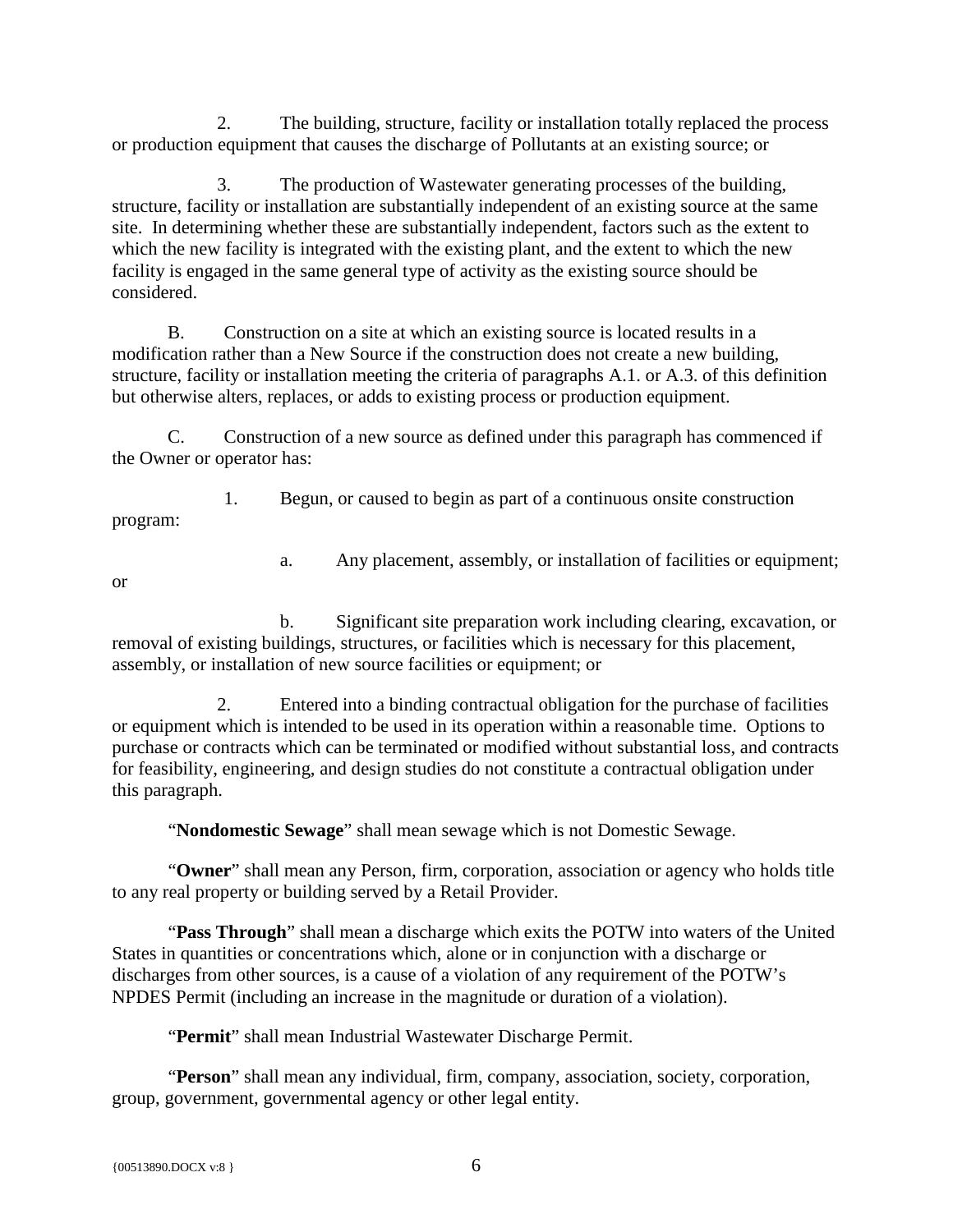2. The building, structure, facility or installation totally replaced the process or production equipment that causes the discharge of Pollutants at an existing source; or

3. The production of Wastewater generating processes of the building, structure, facility or installation are substantially independent of an existing source at the same site. In determining whether these are substantially independent, factors such as the extent to which the new facility is integrated with the existing plant, and the extent to which the new facility is engaged in the same general type of activity as the existing source should be considered.

B. Construction on a site at which an existing source is located results in a modification rather than a New Source if the construction does not create a new building, structure, facility or installation meeting the criteria of paragraphs A.1. or A.3. of this definition but otherwise alters, replaces, or adds to existing process or production equipment.

C. Construction of a new source as defined under this paragraph has commenced if the Owner or operator has:

1. Begun, or caused to begin as part of a continuous onsite construction program:

a. Any placement, assembly, or installation of facilities or equipment; or

b. Significant site preparation work including clearing, excavation, or removal of existing buildings, structures, or facilities which is necessary for this placement, assembly, or installation of new source facilities or equipment; or

2. Entered into a binding contractual obligation for the purchase of facilities or equipment which is intended to be used in its operation within a reasonable time. Options to purchase or contracts which can be terminated or modified without substantial loss, and contracts for feasibility, engineering, and design studies do not constitute a contractual obligation under this paragraph.

"**Nondomestic Sewage**" shall mean sewage which is not Domestic Sewage.

"**Owner**" shall mean any Person, firm, corporation, association or agency who holds title to any real property or building served by a Retail Provider.

"**Pass Through**" shall mean a discharge which exits the POTW into waters of the United States in quantities or concentrations which, alone or in conjunction with a discharge or discharges from other sources, is a cause of a violation of any requirement of the POTW's NPDES Permit (including an increase in the magnitude or duration of a violation).

"**Permit**" shall mean Industrial Wastewater Discharge Permit.

"**Person**" shall mean any individual, firm, company, association, society, corporation, group, government, governmental agency or other legal entity.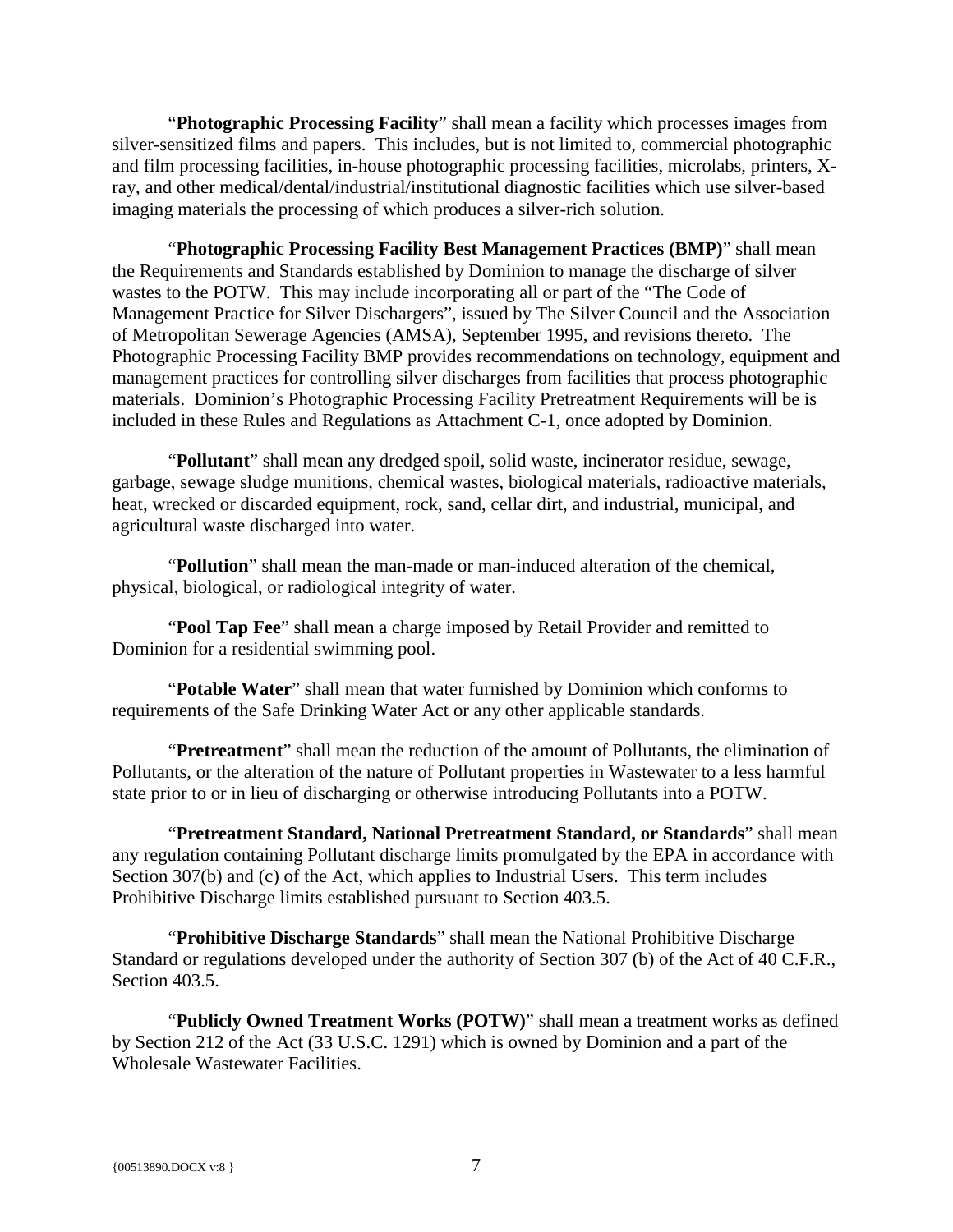"**Photographic Processing Facility**" shall mean a facility which processes images from silver-sensitized films and papers. This includes, but is not limited to, commercial photographic and film processing facilities, in-house photographic processing facilities, microlabs, printers, X-ray, and other medical/dental/industrial/institutional diagnostic facilities which use silver-based imaging materials the processing of which produces a silver-rich solution.

"**Photographic Processing Facility Best Management Practices (BMP)**" shall mean the Requirements and Standards established by Dominion to manage the discharge of silver wastes to the POTW. This may include incorporating all or part of the "The Code of Management Practice for Silver Dischargers", issued by The Silver Council and the Association of Metropolitan Sewerage Agencies (AMSA), September 1995, and revisions thereto. The Photographic Processing Facility BMP provides recommendations on technology, equipment and management practices for controlling silver discharges from facilities that process photographic materials. Dominion's Photographic Processing Facility Pretreatment Requirements will be is included in these Rules and Regulations as Attachment C-1, once adopted by Dominion.

"**Pollutant**" shall mean any dredged spoil, solid waste, incinerator residue, sewage, garbage, sewage sludge munitions, chemical wastes, biological materials, radioactive materials, heat, wrecked or discarded equipment, rock, sand, cellar dirt, and industrial, municipal, and agricultural waste discharged into water.

"**Pollution**" shall mean the man-made or man-induced alteration of the chemical, physical, biological, or radiological integrity of water.

"**Pool Tap Fee**" shall mean a charge imposed by Retail Provider and remitted to Dominion for a residential swimming pool.

"**Potable Water**" shall mean that water furnished by Dominion which conforms to requirements of the Safe Drinking Water Act or any other applicable standards.

"**Pretreatment**" shall mean the reduction of the amount of Pollutants, the elimination of Pollutants, or the alteration of the nature of Pollutant properties in Wastewater to a less harmful state prior to or in lieu of discharging or otherwise introducing Pollutants into a POTW.

"**Pretreatment Standard, National Pretreatment Standard, or Standards**" shall mean any regulation containing Pollutant discharge limits promulgated by the EPA in accordance with Section 307(b) and (c) of the Act, which applies to Industrial Users. This term includes Prohibitive Discharge limits established pursuant to Section 403.5.

"**Prohibitive Discharge Standards**" shall mean the National Prohibitive Discharge Standard or regulations developed under the authority of Section 307 (b) of the Act of 40 C.F.R., Section 403.5.

"**Publicly Owned Treatment Works (POTW)**" shall mean a treatment works as defined by Section 212 of the Act (33 U.S.C. 1291) which is owned by Dominion and a part of the Wholesale Wastewater Facilities.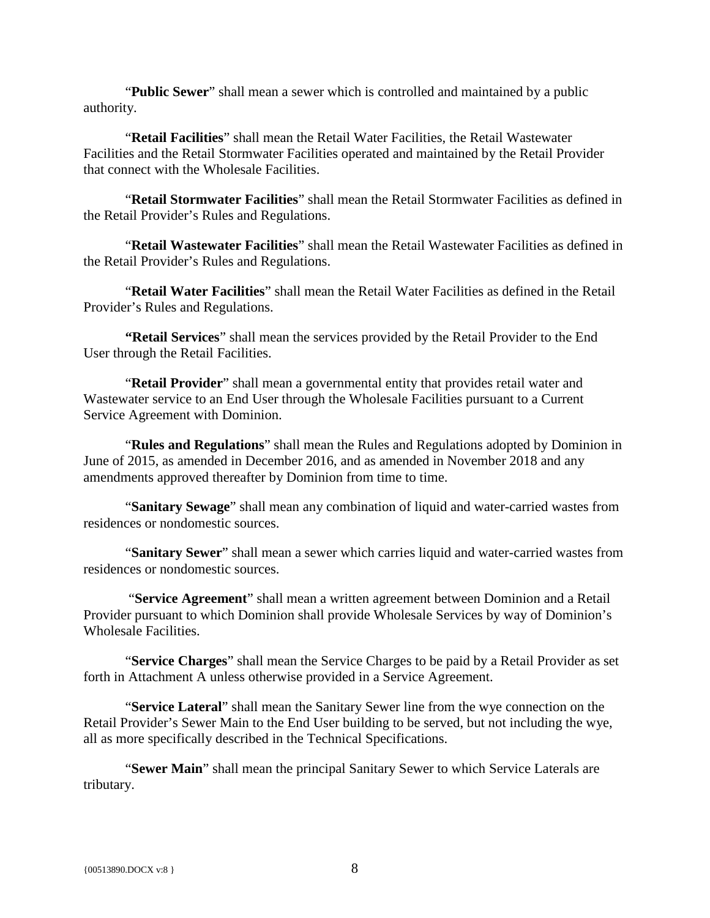"**Public Sewer**" shall mean a sewer which is controlled and maintained by a public authority.

"**Retail Facilities**" shall mean the Retail Water Facilities, the Retail Wastewater Facilities and the Retail Stormwater Facilities operated and maintained by the Retail Provider that connect with the Wholesale Facilities.

"**Retail Stormwater Facilities**" shall mean the Retail Stormwater Facilities as defined in the Retail Provider's Rules and Regulations.

"**Retail Wastewater Facilities**" shall mean the Retail Wastewater Facilities as defined in the Retail Provider's Rules and Regulations.

"**Retail Water Facilities**" shall mean the Retail Water Facilities as defined in the Retail Provider's Rules and Regulations.

**"Retail Services**" shall mean the services provided by the Retail Provider to the End User through the Retail Facilities.

"**Retail Provider**" shall mean a governmental entity that provides retail water and Wastewater service to an End User through the Wholesale Facilities pursuant to a Current Service Agreement with Dominion.

"**Rules and Regulations**" shall mean the Rules and Regulations adopted by Dominion in June of 2015, as amended in December 2016, and as amended in November 2018 and any amendments approved thereafter by Dominion from time to time.

"**Sanitary Sewage**" shall mean any combination of liquid and water-carried wastes from residences or nondomestic sources.

"**Sanitary Sewer**" shall mean a sewer which carries liquid and water-carried wastes from residences or nondomestic sources.

"**Service Agreement**" shall mean a written agreement between Dominion and a Retail Provider pursuant to which Dominion shall provide Wholesale Services by way of Dominion's Wholesale Facilities.

"**Service Charges**" shall mean the Service Charges to be paid by a Retail Provider as set forth in Attachment A unless otherwise provided in a Service Agreement.

"**Service Lateral**" shall mean the Sanitary Sewer line from the wye connection on the Retail Provider's Sewer Main to the End User building to be served, but not including the wye, all as more specifically described in the Technical Specifications.

"**Sewer Main**" shall mean the principal Sanitary Sewer to which Service Laterals are tributary.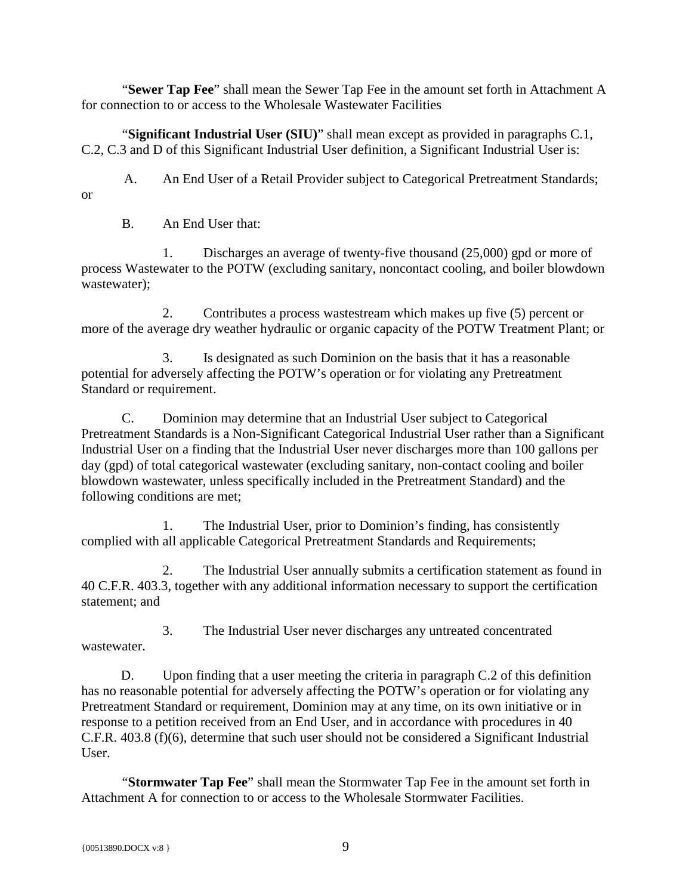"**Sewer Tap Fee**" shall mean the Sewer Tap Fee in the amount set forth in Attachment A for connection to or access to the Wholesale Wastewater Facilities

"**Significant Industrial User (SIU)**" shall mean except as provided in paragraphs C.1, C.2, C.3 and D of this Significant Industrial User definition, a Significant Industrial User is:

A. An End User of a Retail Provider subject to Categorical Pretreatment Standards; or

B. An End User that:

1. Discharges an average of twenty-five thousand (25,000) gpd or more of process Wastewater to the POTW (excluding sanitary, noncontact cooling, and boiler blowdown wastewater);

2. Contributes a process wastestream which makes up five (5) percent or more of the average dry weather hydraulic or organic capacity of the POTW Treatment Plant; or

3. Is designated as such Dominion on the basis that it has a reasonable potential for adversely affecting the POTW's operation or for violating any Pretreatment Standard or requirement.

C. Dominion may determine that an Industrial User subject to Categorical Pretreatment Standards is a Non-Significant Categorical Industrial User rather than a Significant Industrial User on a finding that the Industrial User never discharges more than 100 gallons per day (gpd) of total categorical wastewater (excluding sanitary, non-contact cooling and boiler blowdown wastewater, unless specifically included in the Pretreatment Standard) and the following conditions are met;

1. The Industrial User, prior to Dominion's finding, has consistently complied with all applicable Categorical Pretreatment Standards and Requirements;

2. The Industrial User annually submits a certification statement as found in 40 C.F.R. 403.3, together with any additional information necessary to support the certification statement; and

3. The Industrial User never discharges any untreated concentrated wastewater.

D. Upon finding that a user meeting the criteria in paragraph C.2 of this definition has no reasonable potential for adversely affecting the POTW's operation or for violating any Pretreatment Standard or requirement, Dominion may at any time, on its own initiative or in response to a petition received from an End User, and in accordance with procedures in 40 C.F.R. 403.8 (f)(6), determine that such user should not be considered a Significant Industrial User.

"**Stormwater Tap Fee**" shall mean the Stormwater Tap Fee in the amount set forth in Attachment A for connection to or access to the Wholesale Stormwater Facilities.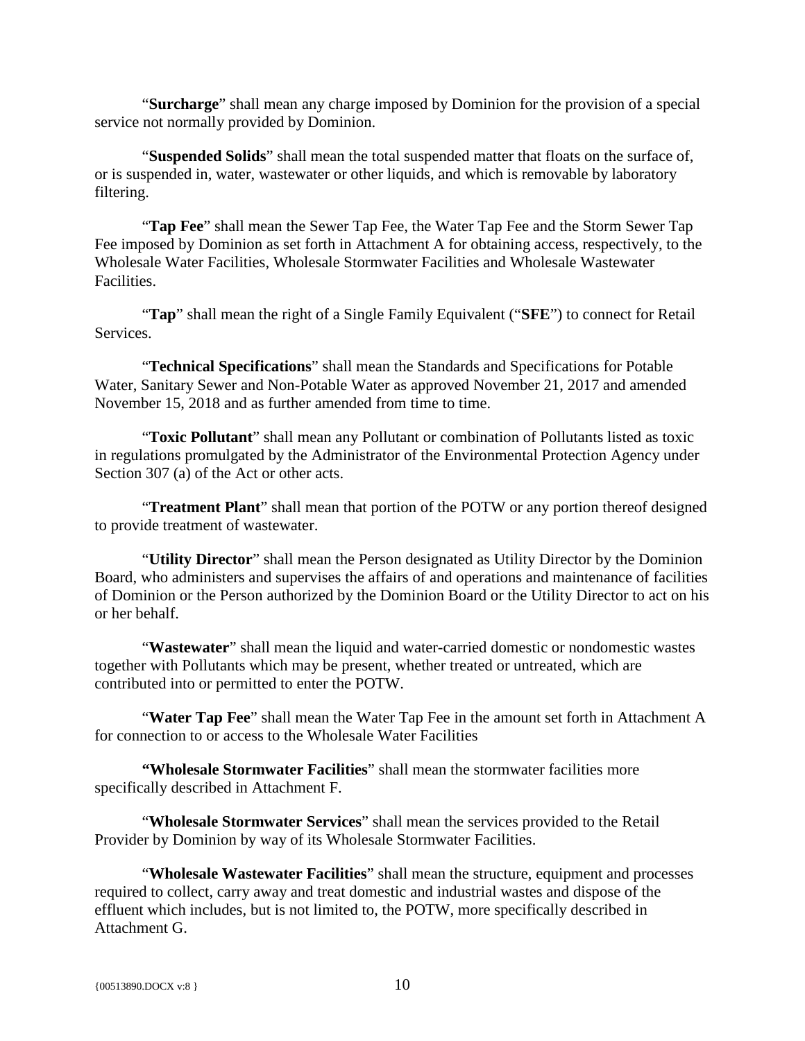"**Surcharge**" shall mean any charge imposed by Dominion for the provision of a special service not normally provided by Dominion.

"**Suspended Solids**" shall mean the total suspended matter that floats on the surface of, or is suspended in, water, wastewater or other liquids, and which is removable by laboratory filtering.

"**Tap Fee**" shall mean the Sewer Tap Fee, the Water Tap Fee and the Storm Sewer Tap Fee imposed by Dominion as set forth in Attachment A for obtaining access, respectively, to the Wholesale Water Facilities, Wholesale Stormwater Facilities and Wholesale Wastewater Facilities.

"**Tap**" shall mean the right of a Single Family Equivalent ("**SFE**") to connect for Retail Services.

"**Technical Specifications**" shall mean the Standards and Specifications for Potable Water, Sanitary Sewer and Non-Potable Water as approved November 21, 2017 and amended November 15, 2018 and as further amended from time to time.

"**Toxic Pollutant**" shall mean any Pollutant or combination of Pollutants listed as toxic in regulations promulgated by the Administrator of the Environmental Protection Agency under Section 307 (a) of the Act or other acts.

"**Treatment Plant**" shall mean that portion of the POTW or any portion thereof designed to provide treatment of wastewater.

"**Utility Director**" shall mean the Person designated as Utility Director by the Dominion Board, who administers and supervises the affairs of and operations and maintenance of facilities of Dominion or the Person authorized by the Dominion Board or the Utility Director to act on his or her behalf.

"**Wastewater**" shall mean the liquid and water-carried domestic or nondomestic wastes together with Pollutants which may be present, whether treated or untreated, which are contributed into or permitted to enter the POTW.

"**Water Tap Fee**" shall mean the Water Tap Fee in the amount set forth in Attachment A for connection to or access to the Wholesale Water Facilities

**"Wholesale Stormwater Facilities**" shall mean the stormwater facilities more specifically described in Attachment F.

"**Wholesale Stormwater Services**" shall mean the services provided to the Retail Provider by Dominion by way of its Wholesale Stormwater Facilities.

"**Wholesale Wastewater Facilities**" shall mean the structure, equipment and processes required to collect, carry away and treat domestic and industrial wastes and dispose of the effluent which includes, but is not limited to, the POTW, more specifically described in Attachment G.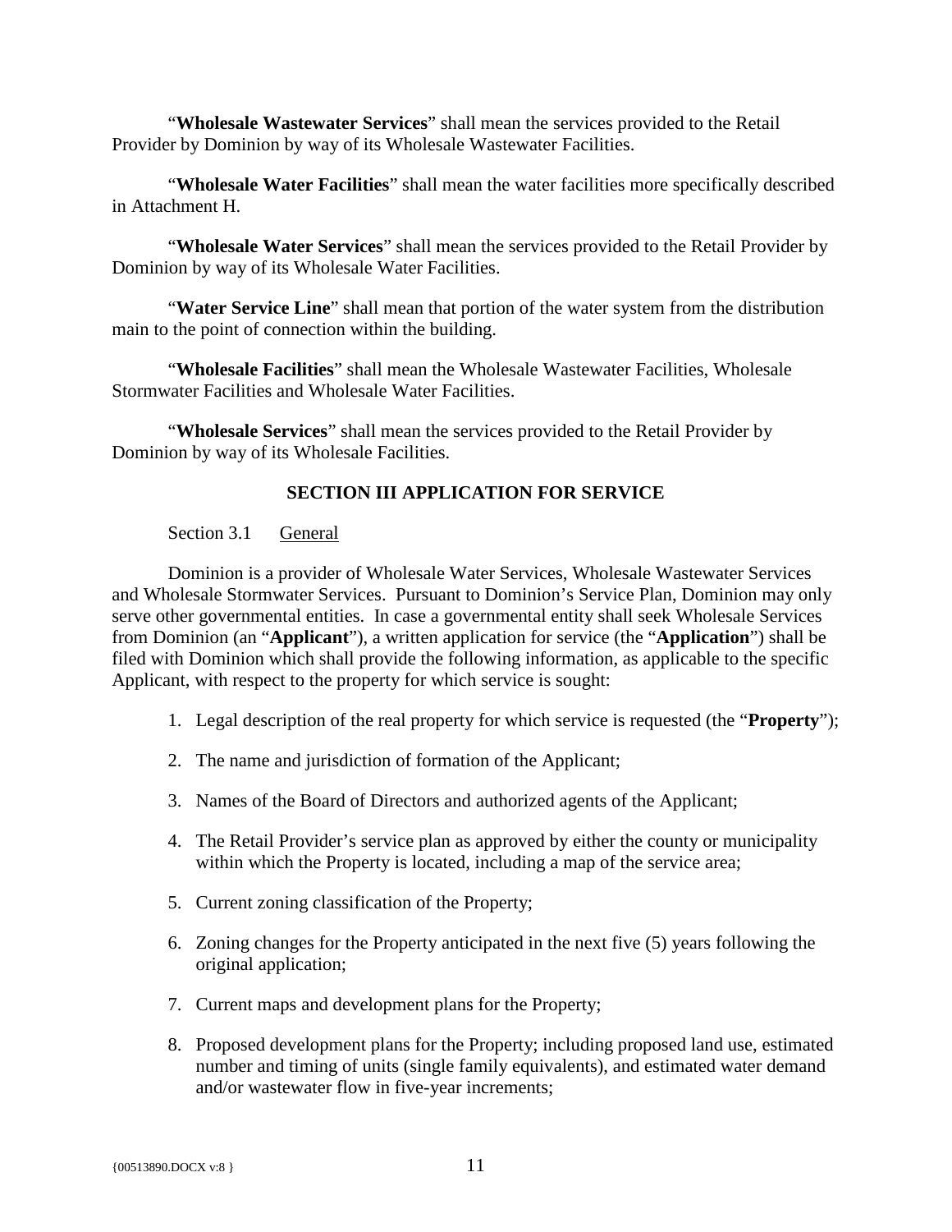"**Wholesale Wastewater Services**" shall mean the services provided to the Retail Provider by Dominion by way of its Wholesale Wastewater Facilities.

"**Wholesale Water Facilities**" shall mean the water facilities more specifically described in Attachment H.

"**Wholesale Water Services**" shall mean the services provided to the Retail Provider by Dominion by way of its Wholesale Water Facilities.

"**Water Service Line**" shall mean that portion of the water system from the distribution main to the point of connection within the building.

"**Wholesale Facilities**" shall mean the Wholesale Wastewater Facilities, Wholesale Stormwater Facilities and Wholesale Water Facilities.

"**Wholesale Services**" shall mean the services provided to the Retail Provider by Dominion by way of its Wholesale Facilities.

## SECTION III APPLICATION FOR SERVICE

Section 3.1 General

Dominion is a provider of Wholesale Water Services, Wholesale Wastewater Services and Wholesale Stormwater Services. Pursuant to Dominion's Service Plan, Dominion may only serve other governmental entities. In case a governmental entity shall seek Wholesale Services from Dominion (an "**Applicant**"), a written application for service (the "**Application**") shall be filed with Dominion which shall provide the following information, as applicable to the specific Applicant, with respect to the property for which service is sought:

1. Legal description of the real property for which service is requested (the "**Property**");
2. The name and jurisdiction of formation of the Applicant;
3. Names of the Board of Directors and authorized agents of the Applicant;
4. The Retail Provider's service plan as approved by either the county or municipality within which the Property is located, including a map of the service area;
5. Current zoning classification of the Property;
6. Zoning changes for the Property anticipated in the next five (5) years following the original application;
7. Current maps and development plans for the Property;
8. Proposed development plans for the Property; including proposed land use, estimated number and timing of units (single family equivalents), and estimated water demand and/or wastewater flow in five-year increments;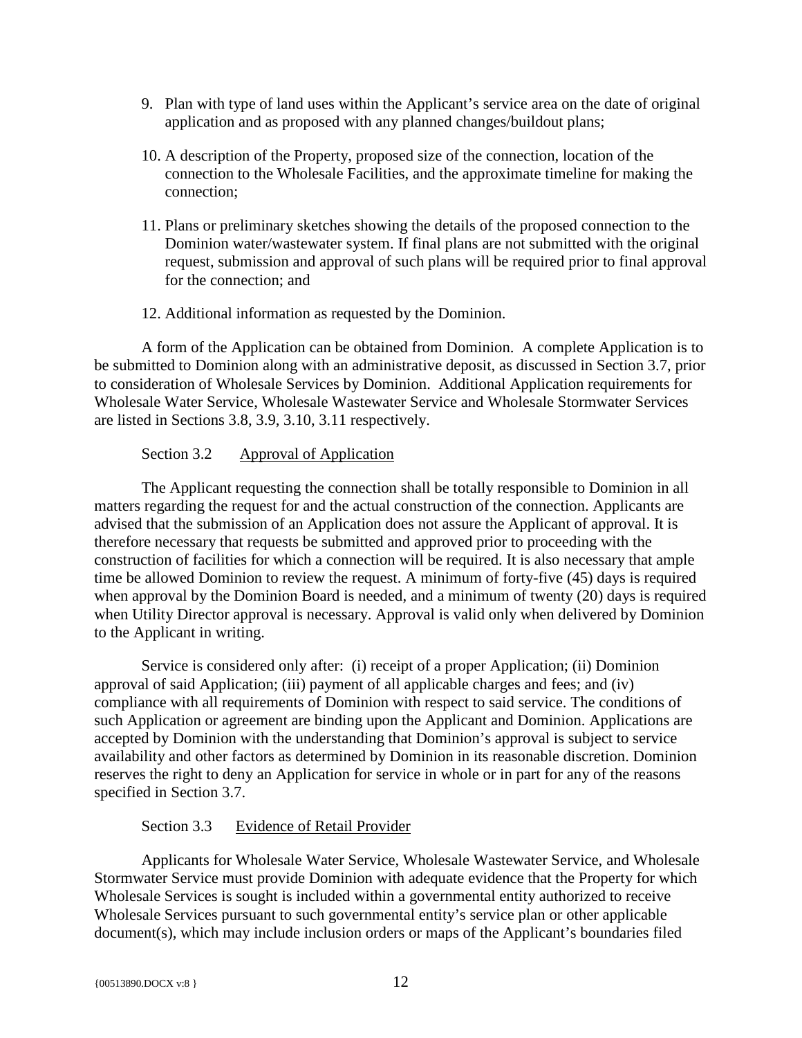9. Plan with type of land uses within the Applicant's service area on the date of original application and as proposed with any planned changes/buildout plans;

10. A description of the Property, proposed size of the connection, location of the connection to the Wholesale Facilities, and the approximate timeline for making the connection;

11. Plans or preliminary sketches showing the details of the proposed connection to the Dominion water/wastewater system. If final plans are not submitted with the original request, submission and approval of such plans will be required prior to final approval for the connection; and

12. Additional information as requested by the Dominion.

A form of the Application can be obtained from Dominion. A complete Application is to be submitted to Dominion along with an administrative deposit, as discussed in Section 3.7, prior to consideration of Wholesale Services by Dominion. Additional Application requirements for Wholesale Water Service, Wholesale Wastewater Service and Wholesale Stormwater Services are listed in Sections 3.8, 3.9, 3.10, 3.11 respectively.

### Section 3.2 Approval of Application

The Applicant requesting the connection shall be totally responsible to Dominion in all matters regarding the request for and the actual construction of the connection. Applicants are advised that the submission of an Application does not assure the Applicant of approval. It is therefore necessary that requests be submitted and approved prior to proceeding with the construction of facilities for which a connection will be required. It is also necessary that ample time be allowed Dominion to review the request. A minimum of forty-five (45) days is required when approval by the Dominion Board is needed, and a minimum of twenty (20) days is required when Utility Director approval is necessary. Approval is valid only when delivered by Dominion to the Applicant in writing.

Service is considered only after: (i) receipt of a proper Application; (ii) Dominion approval of said Application; (iii) payment of all applicable charges and fees; and (iv) compliance with all requirements of Dominion with respect to said service. The conditions of such Application or agreement are binding upon the Applicant and Dominion. Applications are accepted by Dominion with the understanding that Dominion's approval is subject to service availability and other factors as determined by Dominion in its reasonable discretion. Dominion reserves the right to deny an Application for service in whole or in part for any of the reasons specified in Section 3.7.

### Section 3.3 Evidence of Retail Provider

Applicants for Wholesale Water Service, Wholesale Wastewater Service, and Wholesale Stormwater Service must provide Dominion with adequate evidence that the Property for which Wholesale Services is sought is included within a governmental entity authorized to receive Wholesale Services pursuant to such governmental entity's service plan or other applicable document(s), which may include inclusion orders or maps of the Applicant's boundaries filed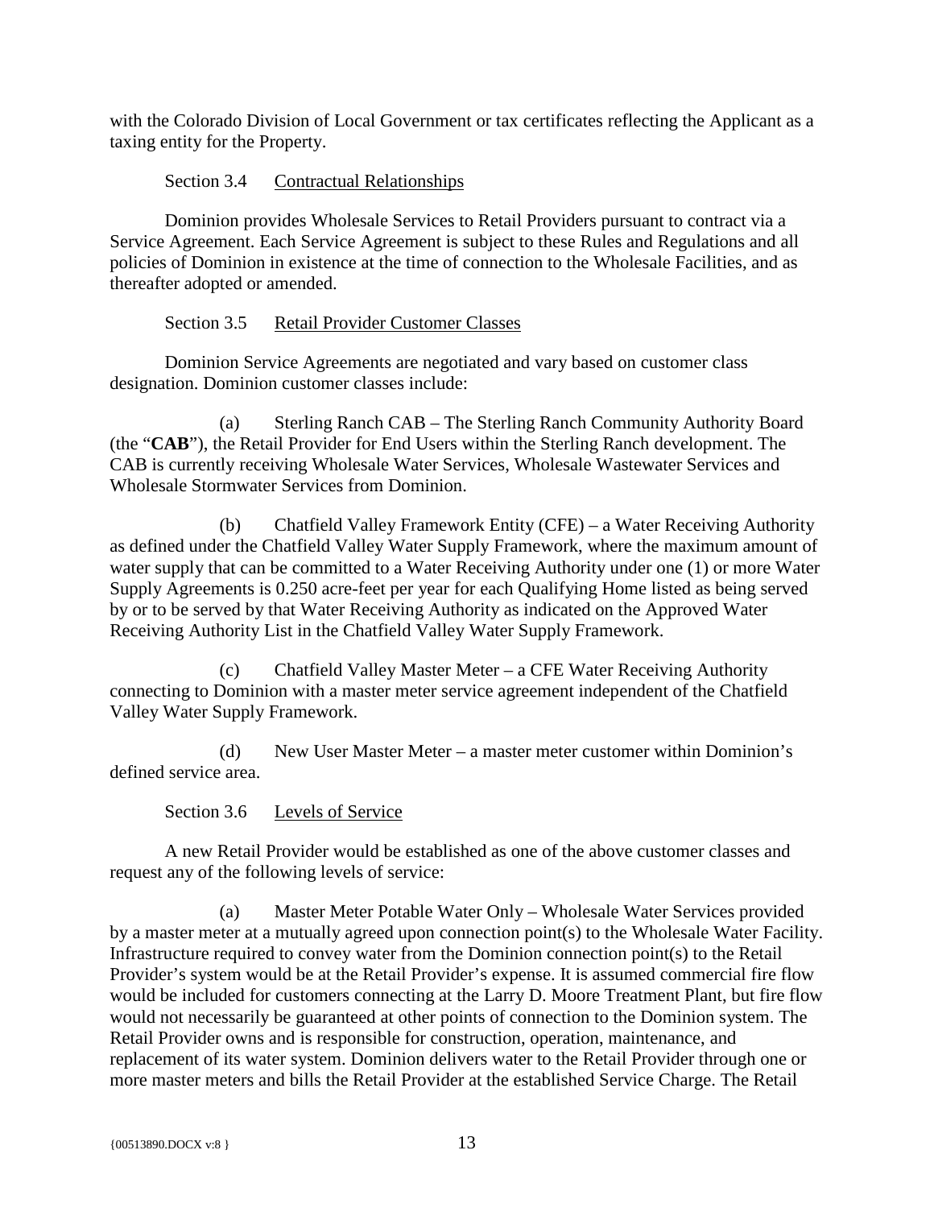with the Colorado Division of Local Government or tax certificates reflecting the Applicant as a taxing entity for the Property.

Section 3.4 Contractual Relationships

Dominion provides Wholesale Services to Retail Providers pursuant to contract via a Service Agreement. Each Service Agreement is subject to these Rules and Regulations and all policies of Dominion in existence at the time of connection to the Wholesale Facilities, and as thereafter adopted or amended.

Section 3.5 Retail Provider Customer Classes

Dominion Service Agreements are negotiated and vary based on customer class designation. Dominion customer classes include:

(a) Sterling Ranch CAB – The Sterling Ranch Community Authority Board (the "**CAB**"), the Retail Provider for End Users within the Sterling Ranch development. The CAB is currently receiving Wholesale Water Services, Wholesale Wastewater Services and Wholesale Stormwater Services from Dominion.

(b) Chatfield Valley Framework Entity (CFE) – a Water Receiving Authority as defined under the Chatfield Valley Water Supply Framework, where the maximum amount of water supply that can be committed to a Water Receiving Authority under one (1) or more Water Supply Agreements is 0.250 acre-feet per year for each Qualifying Home listed as being served by or to be served by that Water Receiving Authority as indicated on the Approved Water Receiving Authority List in the Chatfield Valley Water Supply Framework.

(c) Chatfield Valley Master Meter – a CFE Water Receiving Authority connecting to Dominion with a master meter service agreement independent of the Chatfield Valley Water Supply Framework.

(d) New User Master Meter – a master meter customer within Dominion's defined service area.

Section 3.6 Levels of Service

A new Retail Provider would be established as one of the above customer classes and request any of the following levels of service:

(a) Master Meter Potable Water Only – Wholesale Water Services provided by a master meter at a mutually agreed upon connection point(s) to the Wholesale Water Facility. Infrastructure required to convey water from the Dominion connection point(s) to the Retail Provider's system would be at the Retail Provider's expense. It is assumed commercial fire flow would be included for customers connecting at the Larry D. Moore Treatment Plant, but fire flow would not necessarily be guaranteed at other points of connection to the Dominion system. The Retail Provider owns and is responsible for construction, operation, maintenance, and replacement of its water system. Dominion delivers water to the Retail Provider through one or more master meters and bills the Retail Provider at the established Service Charge. The Retail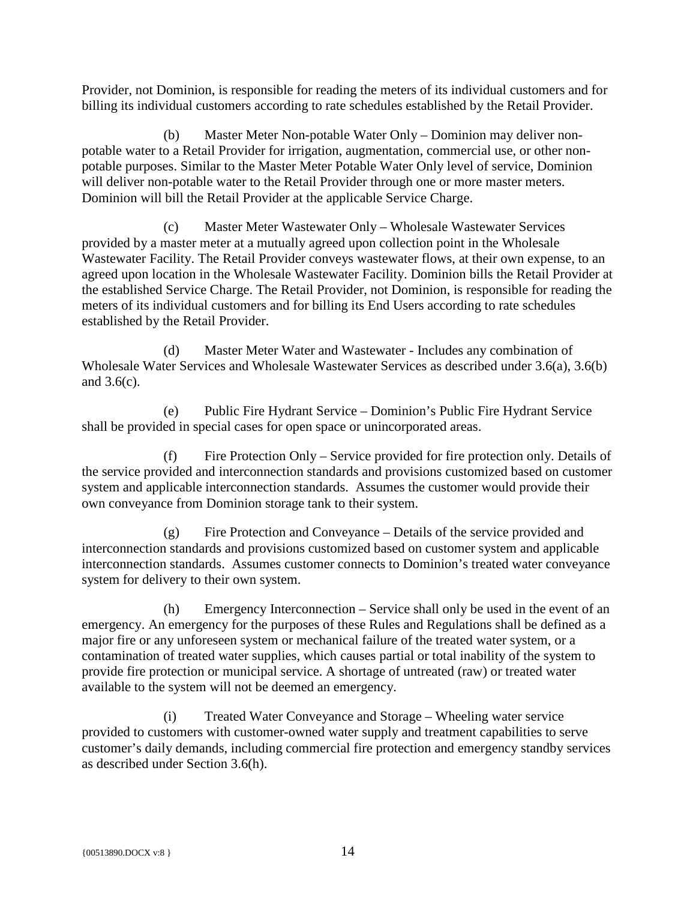Provider, not Dominion, is responsible for reading the meters of its individual customers and for billing its individual customers according to rate schedules established by the Retail Provider.

(b) Master Meter Non-potable Water Only – Dominion may deliver non-potable water to a Retail Provider for irrigation, augmentation, commercial use, or other non-potable purposes. Similar to the Master Meter Potable Water Only level of service, Dominion will deliver non-potable water to the Retail Provider through one or more master meters. Dominion will bill the Retail Provider at the applicable Service Charge.

(c) Master Meter Wastewater Only – Wholesale Wastewater Services provided by a master meter at a mutually agreed upon collection point in the Wholesale Wastewater Facility. The Retail Provider conveys wastewater flows, at their own expense, to an agreed upon location in the Wholesale Wastewater Facility. Dominion bills the Retail Provider at the established Service Charge. The Retail Provider, not Dominion, is responsible for reading the meters of its individual customers and for billing its End Users according to rate schedules established by the Retail Provider.

(d) Master Meter Water and Wastewater - Includes any combination of Wholesale Water Services and Wholesale Wastewater Services as described under 3.6(a), 3.6(b) and 3.6(c).

(e) Public Fire Hydrant Service – Dominion's Public Fire Hydrant Service shall be provided in special cases for open space or unincorporated areas.

(f) Fire Protection Only – Service provided for fire protection only. Details of the service provided and interconnection standards and provisions customized based on customer system and applicable interconnection standards. Assumes the customer would provide their own conveyance from Dominion storage tank to their system.

(g) Fire Protection and Conveyance – Details of the service provided and interconnection standards and provisions customized based on customer system and applicable interconnection standards. Assumes customer connects to Dominion's treated water conveyance system for delivery to their own system.

(h) Emergency Interconnection – Service shall only be used in the event of an emergency. An emergency for the purposes of these Rules and Regulations shall be defined as a major fire or any unforeseen system or mechanical failure of the treated water system, or a contamination of treated water supplies, which causes partial or total inability of the system to provide fire protection or municipal service. A shortage of untreated (raw) or treated water available to the system will not be deemed an emergency.

(i) Treated Water Conveyance and Storage – Wheeling water service provided to customers with customer-owned water supply and treatment capabilities to serve customer's daily demands, including commercial fire protection and emergency standby services as described under Section 3.6(h).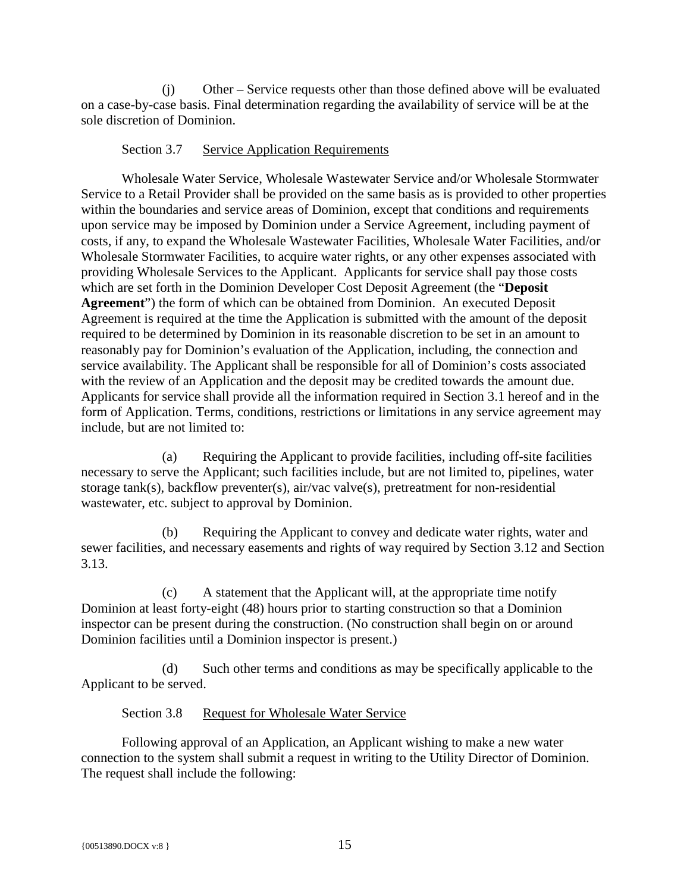(j) Other – Service requests other than those defined above will be evaluated on a case-by-case basis. Final determination regarding the availability of service will be at the sole discretion of Dominion.

Section 3.7 Service Application Requirements

Wholesale Water Service, Wholesale Wastewater Service and/or Wholesale Stormwater Service to a Retail Provider shall be provided on the same basis as is provided to other properties within the boundaries and service areas of Dominion, except that conditions and requirements upon service may be imposed by Dominion under a Service Agreement, including payment of costs, if any, to expand the Wholesale Wastewater Facilities, Wholesale Water Facilities, and/or Wholesale Stormwater Facilities, to acquire water rights, or any other expenses associated with providing Wholesale Services to the Applicant. Applicants for service shall pay those costs which are set forth in the Dominion Developer Cost Deposit Agreement (the "**Deposit Agreement**") the form of which can be obtained from Dominion. An executed Deposit Agreement is required at the time the Application is submitted with the amount of the deposit required to be determined by Dominion in its reasonable discretion to be set in an amount to reasonably pay for Dominion's evaluation of the Application, including, the connection and service availability. The Applicant shall be responsible for all of Dominion's costs associated with the review of an Application and the deposit may be credited towards the amount due. Applicants for service shall provide all the information required in Section 3.1 hereof and in the form of Application. Terms, conditions, restrictions or limitations in any service agreement may include, but are not limited to:

(a) Requiring the Applicant to provide facilities, including off-site facilities necessary to serve the Applicant; such facilities include, but are not limited to, pipelines, water storage tank(s), backflow preventer(s), air/vac valve(s), pretreatment for non-residential wastewater, etc. subject to approval by Dominion.

(b) Requiring the Applicant to convey and dedicate water rights, water and sewer facilities, and necessary easements and rights of way required by Section 3.12 and Section 3.13.

(c) A statement that the Applicant will, at the appropriate time notify Dominion at least forty-eight (48) hours prior to starting construction so that a Dominion inspector can be present during the construction. (No construction shall begin on or around Dominion facilities until a Dominion inspector is present.)

(d) Such other terms and conditions as may be specifically applicable to the Applicant to be served.

Section 3.8 Request for Wholesale Water Service

Following approval of an Application, an Applicant wishing to make a new water connection to the system shall submit a request in writing to the Utility Director of Dominion. The request shall include the following: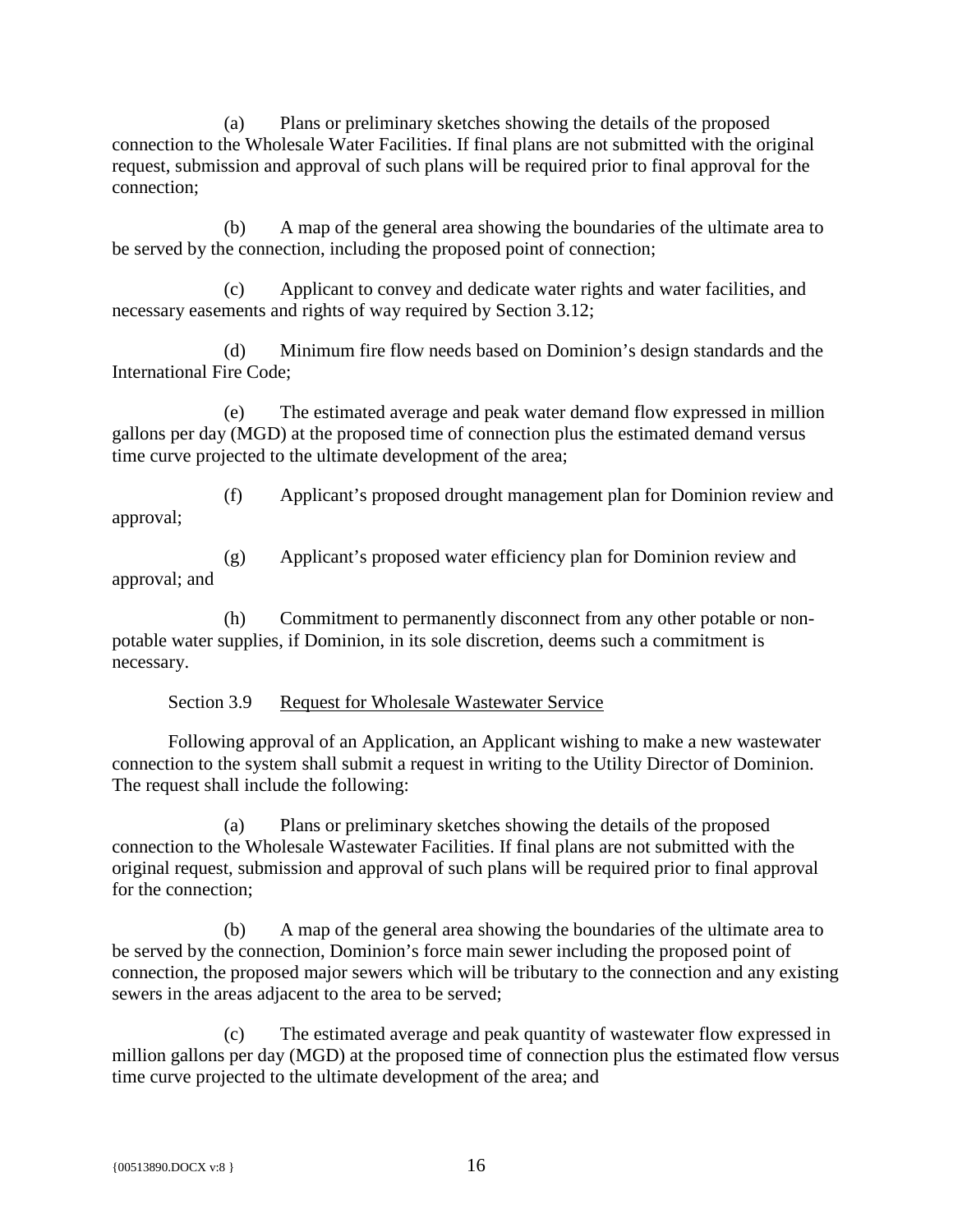(a) Plans or preliminary sketches showing the details of the proposed connection to the Wholesale Water Facilities. If final plans are not submitted with the original request, submission and approval of such plans will be required prior to final approval for the connection;

(b) A map of the general area showing the boundaries of the ultimate area to be served by the connection, including the proposed point of connection;

(c) Applicant to convey and dedicate water rights and water facilities, and necessary easements and rights of way required by Section 3.12;

(d) Minimum fire flow needs based on Dominion's design standards and the International Fire Code;

(e) The estimated average and peak water demand flow expressed in million gallons per day (MGD) at the proposed time of connection plus the estimated demand versus time curve projected to the ultimate development of the area;

(f) Applicant's proposed drought management plan for Dominion review and approval;

(g) Applicant's proposed water efficiency plan for Dominion review and approval; and

(h) Commitment to permanently disconnect from any other potable or non-potable water supplies, if Dominion, in its sole discretion, deems such a commitment is necessary.

Section 3.9 Request for Wholesale Wastewater Service

Following approval of an Application, an Applicant wishing to make a new wastewater connection to the system shall submit a request in writing to the Utility Director of Dominion. The request shall include the following:

(a) Plans or preliminary sketches showing the details of the proposed connection to the Wholesale Wastewater Facilities. If final plans are not submitted with the original request, submission and approval of such plans will be required prior to final approval for the connection;

(b) A map of the general area showing the boundaries of the ultimate area to be served by the connection, Dominion's force main sewer including the proposed point of connection, the proposed major sewers which will be tributary to the connection and any existing sewers in the areas adjacent to the area to be served;

(c) The estimated average and peak quantity of wastewater flow expressed in million gallons per day (MGD) at the proposed time of connection plus the estimated flow versus time curve projected to the ultimate development of the area; and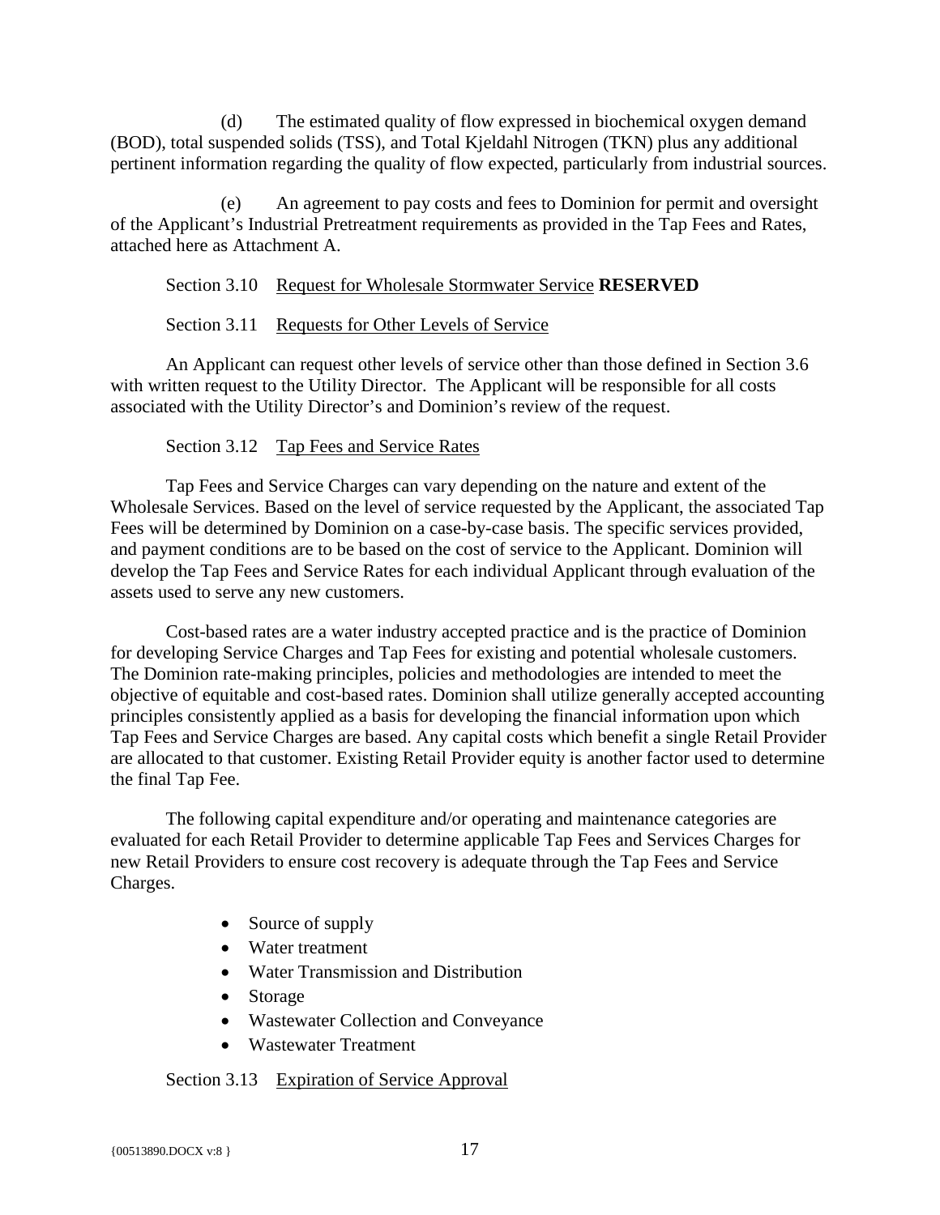(d) The estimated quality of flow expressed in biochemical oxygen demand (BOD), total suspended solids (TSS), and Total Kjeldahl Nitrogen (TKN) plus any additional pertinent information regarding the quality of flow expected, particularly from industrial sources.

(e) An agreement to pay costs and fees to Dominion for permit and oversight of the Applicant's Industrial Pretreatment requirements as provided in the Tap Fees and Rates, attached here as Attachment A.

Section 3.10 Request for Wholesale Stormwater Service **RESERVED**

Section 3.11 Requests for Other Levels of Service

An Applicant can request other levels of service other than those defined in Section 3.6 with written request to the Utility Director. The Applicant will be responsible for all costs associated with the Utility Director's and Dominion's review of the request.

Section 3.12 Tap Fees and Service Rates

Tap Fees and Service Charges can vary depending on the nature and extent of the Wholesale Services. Based on the level of service requested by the Applicant, the associated Tap Fees will be determined by Dominion on a case-by-case basis. The specific services provided, and payment conditions are to be based on the cost of service to the Applicant. Dominion will develop the Tap Fees and Service Rates for each individual Applicant through evaluation of the assets used to serve any new customers.

Cost-based rates are a water industry accepted practice and is the practice of Dominion for developing Service Charges and Tap Fees for existing and potential wholesale customers. The Dominion rate-making principles, policies and methodologies are intended to meet the objective of equitable and cost-based rates. Dominion shall utilize generally accepted accounting principles consistently applied as a basis for developing the financial information upon which Tap Fees and Service Charges are based. Any capital costs which benefit a single Retail Provider are allocated to that customer. Existing Retail Provider equity is another factor used to determine the final Tap Fee.

The following capital expenditure and/or operating and maintenance categories are evaluated for each Retail Provider to determine applicable Tap Fees and Services Charges for new Retail Providers to ensure cost recovery is adequate through the Tap Fees and Service Charges.

- Source of supply
- Water treatment
- Water Transmission and Distribution
- Storage
- Wastewater Collection and Conveyance
- Wastewater Treatment

Section 3.13 Expiration of Service Approval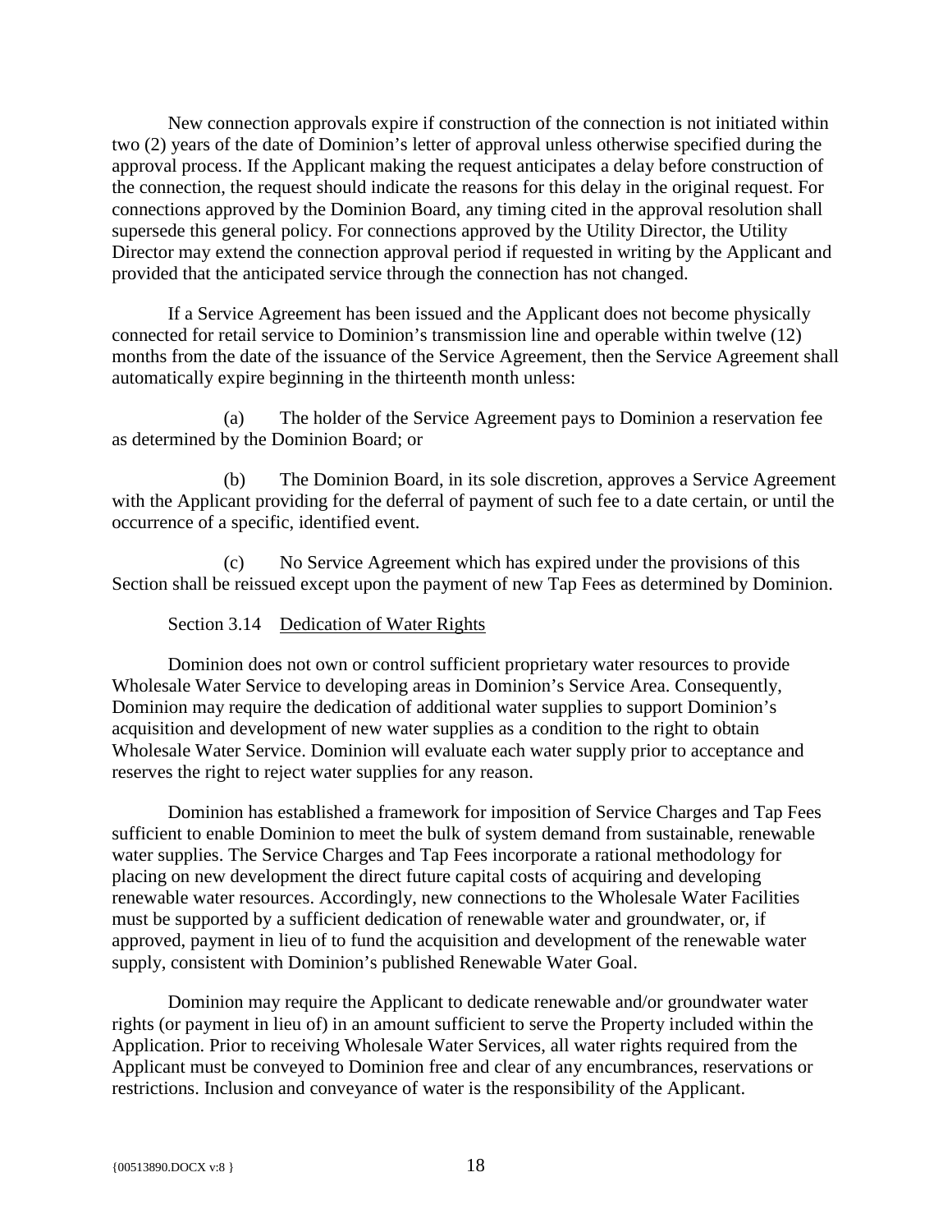New connection approvals expire if construction of the connection is not initiated within two (2) years of the date of Dominion's letter of approval unless otherwise specified during the approval process. If the Applicant making the request anticipates a delay before construction of the connection, the request should indicate the reasons for this delay in the original request. For connections approved by the Dominion Board, any timing cited in the approval resolution shall supersede this general policy. For connections approved by the Utility Director, the Utility Director may extend the connection approval period if requested in writing by the Applicant and provided that the anticipated service through the connection has not changed.

If a Service Agreement has been issued and the Applicant does not become physically connected for retail service to Dominion's transmission line and operable within twelve (12) months from the date of the issuance of the Service Agreement, then the Service Agreement shall automatically expire beginning in the thirteenth month unless:

(a) The holder of the Service Agreement pays to Dominion a reservation fee as determined by the Dominion Board; or

(b) The Dominion Board, in its sole discretion, approves a Service Agreement with the Applicant providing for the deferral of payment of such fee to a date certain, or until the occurrence of a specific, identified event.

(c) No Service Agreement which has expired under the provisions of this Section shall be reissued except upon the payment of new Tap Fees as determined by Dominion.

### Section 3.14 Dedication of Water Rights

Dominion does not own or control sufficient proprietary water resources to provide Wholesale Water Service to developing areas in Dominion's Service Area. Consequently, Dominion may require the dedication of additional water supplies to support Dominion's acquisition and development of new water supplies as a condition to the right to obtain Wholesale Water Service. Dominion will evaluate each water supply prior to acceptance and reserves the right to reject water supplies for any reason.

Dominion has established a framework for imposition of Service Charges and Tap Fees sufficient to enable Dominion to meet the bulk of system demand from sustainable, renewable water supplies. The Service Charges and Tap Fees incorporate a rational methodology for placing on new development the direct future capital costs of acquiring and developing renewable water resources. Accordingly, new connections to the Wholesale Water Facilities must be supported by a sufficient dedication of renewable water and groundwater, or, if approved, payment in lieu of to fund the acquisition and development of the renewable water supply, consistent with Dominion's published Renewable Water Goal.

Dominion may require the Applicant to dedicate renewable and/or groundwater water rights (or payment in lieu of) in an amount sufficient to serve the Property included within the Application. Prior to receiving Wholesale Water Services, all water rights required from the Applicant must be conveyed to Dominion free and clear of any encumbrances, reservations or restrictions. Inclusion and conveyance of water is the responsibility of the Applicant.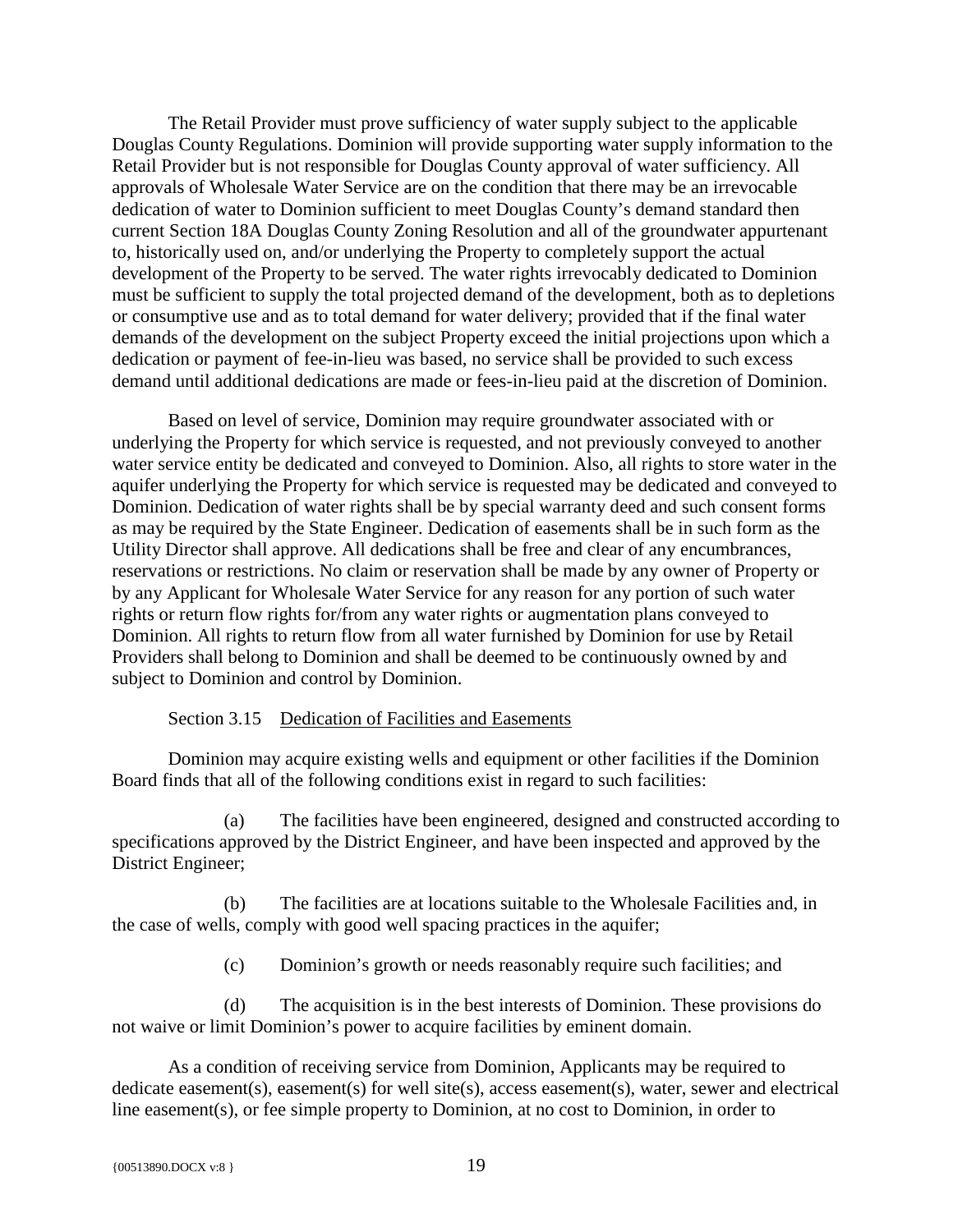The Retail Provider must prove sufficiency of water supply subject to the applicable Douglas County Regulations. Dominion will provide supporting water supply information to the Retail Provider but is not responsible for Douglas County approval of water sufficiency. All approvals of Wholesale Water Service are on the condition that there may be an irrevocable dedication of water to Dominion sufficient to meet Douglas County's demand standard then current Section 18A Douglas County Zoning Resolution and all of the groundwater appurtenant to, historically used on, and/or underlying the Property to completely support the actual development of the Property to be served. The water rights irrevocably dedicated to Dominion must be sufficient to supply the total projected demand of the development, both as to depletions or consumptive use and as to total demand for water delivery; provided that if the final water demands of the development on the subject Property exceed the initial projections upon which a dedication or payment of fee-in-lieu was based, no service shall be provided to such excess demand until additional dedications are made or fees-in-lieu paid at the discretion of Dominion.

Based on level of service, Dominion may require groundwater associated with or underlying the Property for which service is requested, and not previously conveyed to another water service entity be dedicated and conveyed to Dominion. Also, all rights to store water in the aquifer underlying the Property for which service is requested may be dedicated and conveyed to Dominion. Dedication of water rights shall be by special warranty deed and such consent forms as may be required by the State Engineer. Dedication of easements shall be in such form as the Utility Director shall approve. All dedications shall be free and clear of any encumbrances, reservations or restrictions. No claim or reservation shall be made by any owner of Property or by any Applicant for Wholesale Water Service for any reason for any portion of such water rights or return flow rights for/from any water rights or augmentation plans conveyed to Dominion. All rights to return flow from all water furnished by Dominion for use by Retail Providers shall belong to Dominion and shall be deemed to be continuously owned by and subject to Dominion and control by Dominion.

### Section 3.15 Dedication of Facilities and Easements

Dominion may acquire existing wells and equipment or other facilities if the Dominion Board finds that all of the following conditions exist in regard to such facilities:

(a) The facilities have been engineered, designed and constructed according to specifications approved by the District Engineer, and have been inspected and approved by the District Engineer;

(b) The facilities are at locations suitable to the Wholesale Facilities and, in the case of wells, comply with good well spacing practices in the aquifer;

(c) Dominion's growth or needs reasonably require such facilities; and

(d) The acquisition is in the best interests of Dominion. These provisions do not waive or limit Dominion's power to acquire facilities by eminent domain.

As a condition of receiving service from Dominion, Applicants may be required to dedicate easement(s), easement(s) for well site(s), access easement(s), water, sewer and electrical line easement(s), or fee simple property to Dominion, at no cost to Dominion, in order to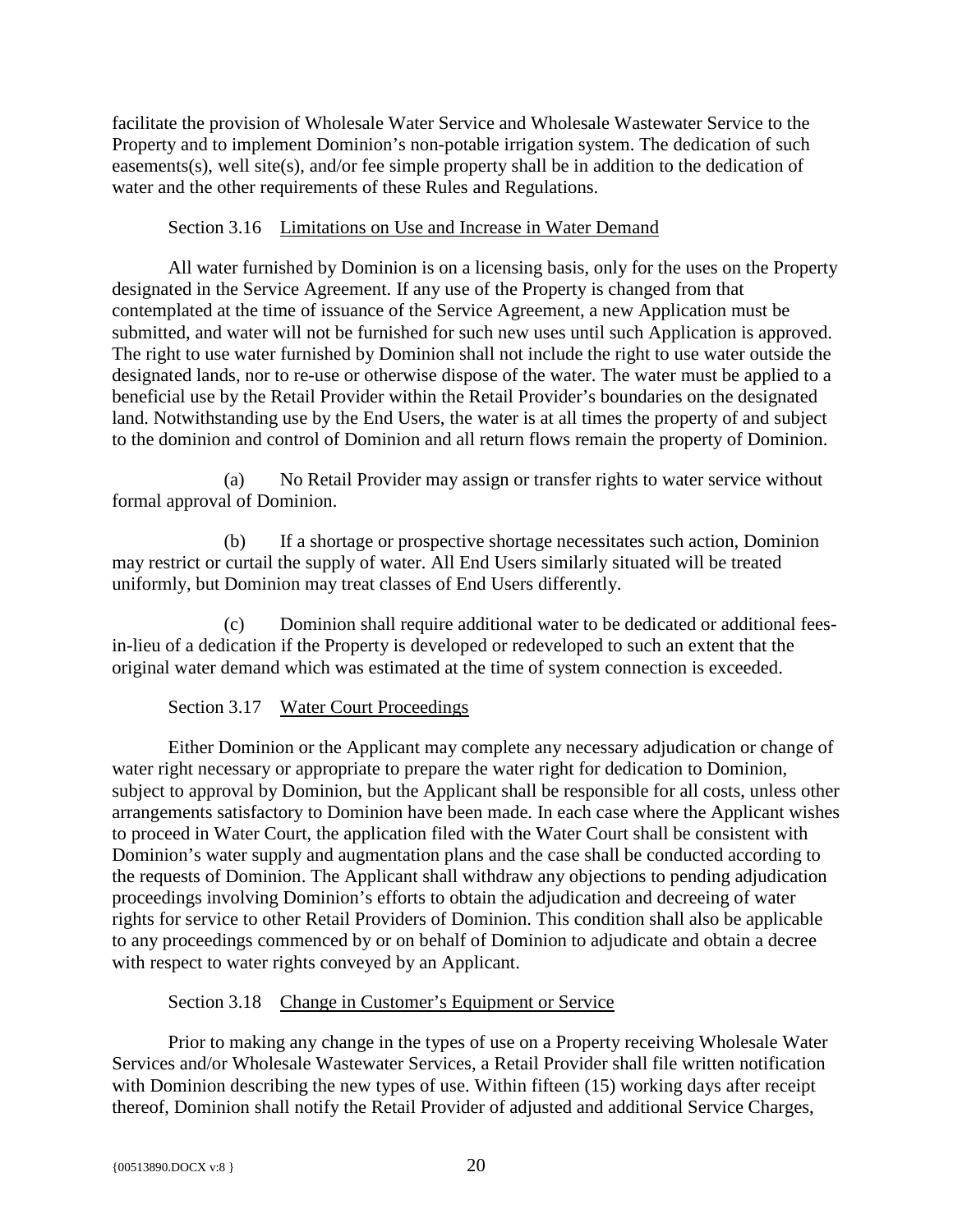facilitate the provision of Wholesale Water Service and Wholesale Wastewater Service to the Property and to implement Dominion's non-potable irrigation system. The dedication of such easements(s), well site(s), and/or fee simple property shall be in addition to the dedication of water and the other requirements of these Rules and Regulations.

### Section 3.16 Limitations on Use and Increase in Water Demand

All water furnished by Dominion is on a licensing basis, only for the uses on the Property designated in the Service Agreement. If any use of the Property is changed from that contemplated at the time of issuance of the Service Agreement, a new Application must be submitted, and water will not be furnished for such new uses until such Application is approved. The right to use water furnished by Dominion shall not include the right to use water outside the designated lands, nor to re-use or otherwise dispose of the water. The water must be applied to a beneficial use by the Retail Provider within the Retail Provider's boundaries on the designated land. Notwithstanding use by the End Users, the water is at all times the property of and subject to the dominion and control of Dominion and all return flows remain the property of Dominion.

(a) No Retail Provider may assign or transfer rights to water service without formal approval of Dominion.

(b) If a shortage or prospective shortage necessitates such action, Dominion may restrict or curtail the supply of water. All End Users similarly situated will be treated uniformly, but Dominion may treat classes of End Users differently.

(c) Dominion shall require additional water to be dedicated or additional fees-in-lieu of a dedication if the Property is developed or redeveloped to such an extent that the original water demand which was estimated at the time of system connection is exceeded.

### Section 3.17 Water Court Proceedings

Either Dominion or the Applicant may complete any necessary adjudication or change of water right necessary or appropriate to prepare the water right for dedication to Dominion, subject to approval by Dominion, but the Applicant shall be responsible for all costs, unless other arrangements satisfactory to Dominion have been made. In each case where the Applicant wishes to proceed in Water Court, the application filed with the Water Court shall be consistent with Dominion's water supply and augmentation plans and the case shall be conducted according to the requests of Dominion. The Applicant shall withdraw any objections to pending adjudication proceedings involving Dominion's efforts to obtain the adjudication and decreeing of water rights for service to other Retail Providers of Dominion. This condition shall also be applicable to any proceedings commenced by or on behalf of Dominion to adjudicate and obtain a decree with respect to water rights conveyed by an Applicant.

### Section 3.18 Change in Customer's Equipment or Service

Prior to making any change in the types of use on a Property receiving Wholesale Water Services and/or Wholesale Wastewater Services, a Retail Provider shall file written notification with Dominion describing the new types of use. Within fifteen (15) working days after receipt thereof, Dominion shall notify the Retail Provider of adjusted and additional Service Charges,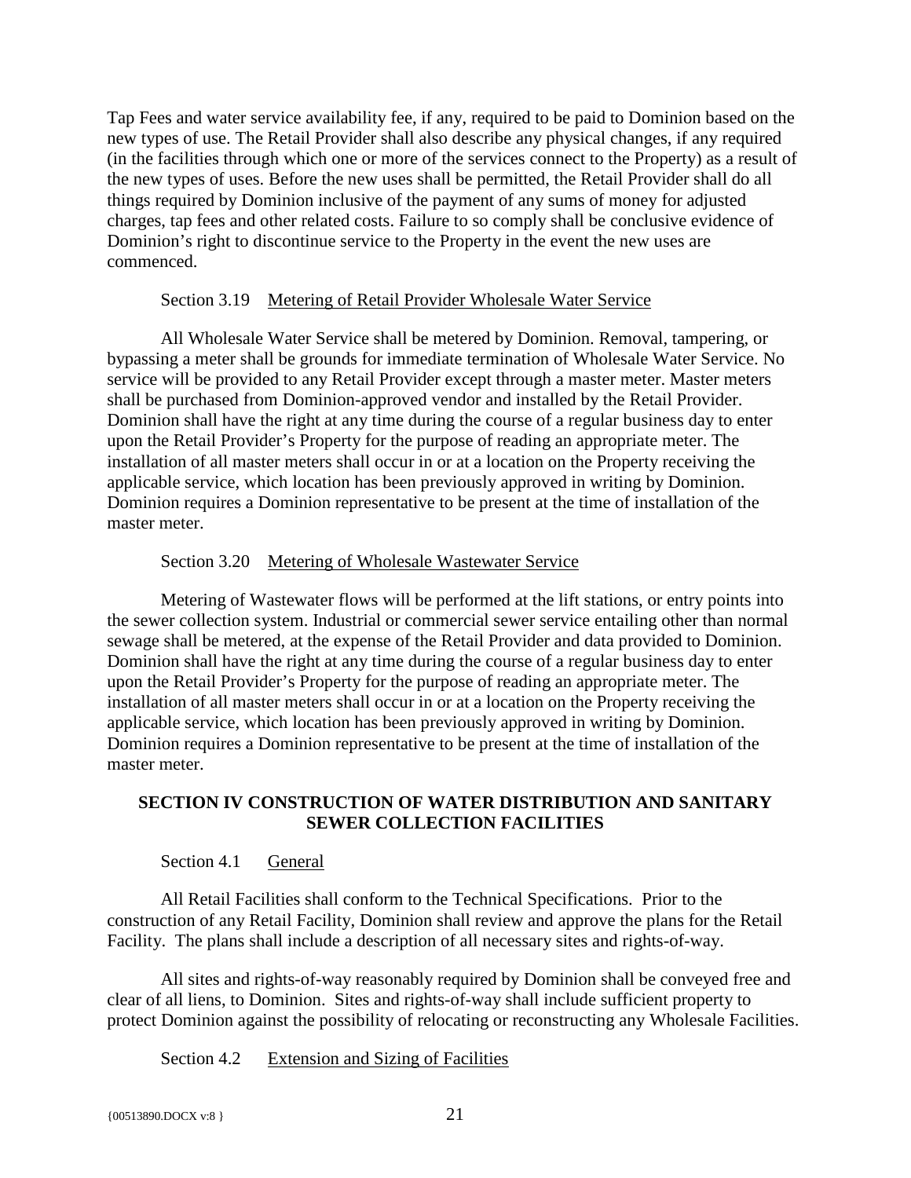Tap Fees and water service availability fee, if any, required to be paid to Dominion based on the new types of use. The Retail Provider shall also describe any physical changes, if any required (in the facilities through which one or more of the services connect to the Property) as a result of the new types of uses. Before the new uses shall be permitted, the Retail Provider shall do all things required by Dominion inclusive of the payment of any sums of money for adjusted charges, tap fees and other related costs. Failure to so comply shall be conclusive evidence of Dominion's right to discontinue service to the Property in the event the new uses are commenced.

Section 3.19 Metering of Retail Provider Wholesale Water Service

All Wholesale Water Service shall be metered by Dominion. Removal, tampering, or bypassing a meter shall be grounds for immediate termination of Wholesale Water Service. No service will be provided to any Retail Provider except through a master meter. Master meters shall be purchased from Dominion-approved vendor and installed by the Retail Provider. Dominion shall have the right at any time during the course of a regular business day to enter upon the Retail Provider's Property for the purpose of reading an appropriate meter. The installation of all master meters shall occur in or at a location on the Property receiving the applicable service, which location has been previously approved in writing by Dominion. Dominion requires a Dominion representative to be present at the time of installation of the master meter.

Section 3.20 Metering of Wholesale Wastewater Service

Metering of Wastewater flows will be performed at the lift stations, or entry points into the sewer collection system. Industrial or commercial sewer service entailing other than normal sewage shall be metered, at the expense of the Retail Provider and data provided to Dominion. Dominion shall have the right at any time during the course of a regular business day to enter upon the Retail Provider's Property for the purpose of reading an appropriate meter. The installation of all master meters shall occur in or at a location on the Property receiving the applicable service, which location has been previously approved in writing by Dominion. Dominion requires a Dominion representative to be present at the time of installation of the master meter.

## SECTION IV CONSTRUCTION OF WATER DISTRIBUTION AND SANITARY SEWER COLLECTION FACILITIES

Section 4.1 General

All Retail Facilities shall conform to the Technical Specifications. Prior to the construction of any Retail Facility, Dominion shall review and approve the plans for the Retail Facility. The plans shall include a description of all necessary sites and rights-of-way.

All sites and rights-of-way reasonably required by Dominion shall be conveyed free and clear of all liens, to Dominion. Sites and rights-of-way shall include sufficient property to protect Dominion against the possibility of relocating or reconstructing any Wholesale Facilities.

Section 4.2 Extension and Sizing of Facilities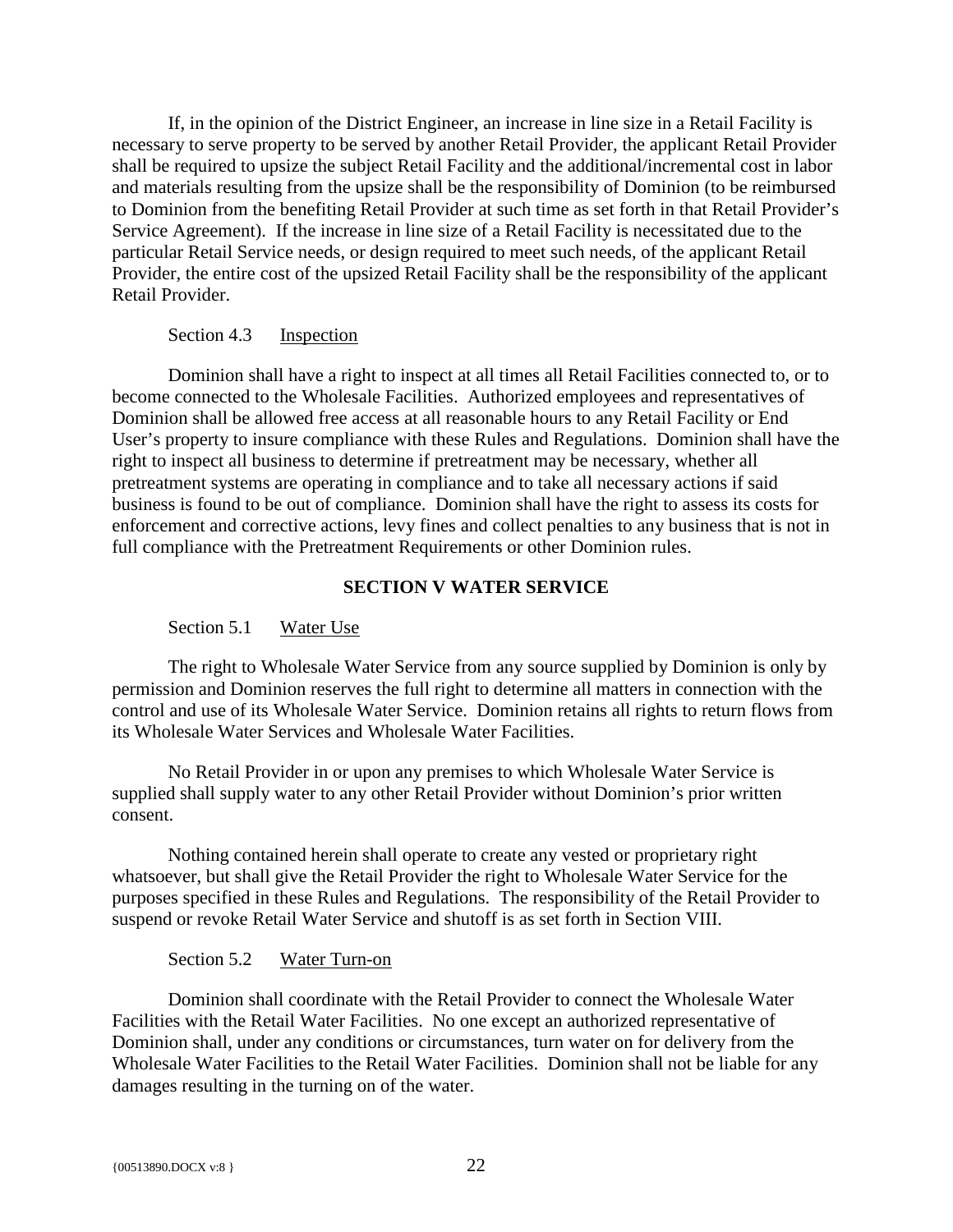If, in the opinion of the District Engineer, an increase in line size in a Retail Facility is necessary to serve property to be served by another Retail Provider, the applicant Retail Provider shall be required to upsize the subject Retail Facility and the additional/incremental cost in labor and materials resulting from the upsize shall be the responsibility of Dominion (to be reimbursed to Dominion from the benefiting Retail Provider at such time as set forth in that Retail Provider's Service Agreement). If the increase in line size of a Retail Facility is necessitated due to the particular Retail Service needs, or design required to meet such needs, of the applicant Retail Provider, the entire cost of the upsized Retail Facility shall be the responsibility of the applicant Retail Provider.

Section 4.3 Inspection

Dominion shall have a right to inspect at all times all Retail Facilities connected to, or to become connected to the Wholesale Facilities. Authorized employees and representatives of Dominion shall be allowed free access at all reasonable hours to any Retail Facility or End User's property to insure compliance with these Rules and Regulations. Dominion shall have the right to inspect all business to determine if pretreatment may be necessary, whether all pretreatment systems are operating in compliance and to take all necessary actions if said business is found to be out of compliance. Dominion shall have the right to assess its costs for enforcement and corrective actions, levy fines and collect penalties to any business that is not in full compliance with the Pretreatment Requirements or other Dominion rules.

## SECTION V WATER SERVICE

Section 5.1 Water Use

The right to Wholesale Water Service from any source supplied by Dominion is only by permission and Dominion reserves the full right to determine all matters in connection with the control and use of its Wholesale Water Service. Dominion retains all rights to return flows from its Wholesale Water Services and Wholesale Water Facilities.

No Retail Provider in or upon any premises to which Wholesale Water Service is supplied shall supply water to any other Retail Provider without Dominion's prior written consent.

Nothing contained herein shall operate to create any vested or proprietary right whatsoever, but shall give the Retail Provider the right to Wholesale Water Service for the purposes specified in these Rules and Regulations. The responsibility of the Retail Provider to suspend or revoke Retail Water Service and shutoff is as set forth in Section VIII.

Section 5.2 Water Turn-on

Dominion shall coordinate with the Retail Provider to connect the Wholesale Water Facilities with the Retail Water Facilities. No one except an authorized representative of Dominion shall, under any conditions or circumstances, turn water on for delivery from the Wholesale Water Facilities to the Retail Water Facilities. Dominion shall not be liable for any damages resulting in the turning on of the water.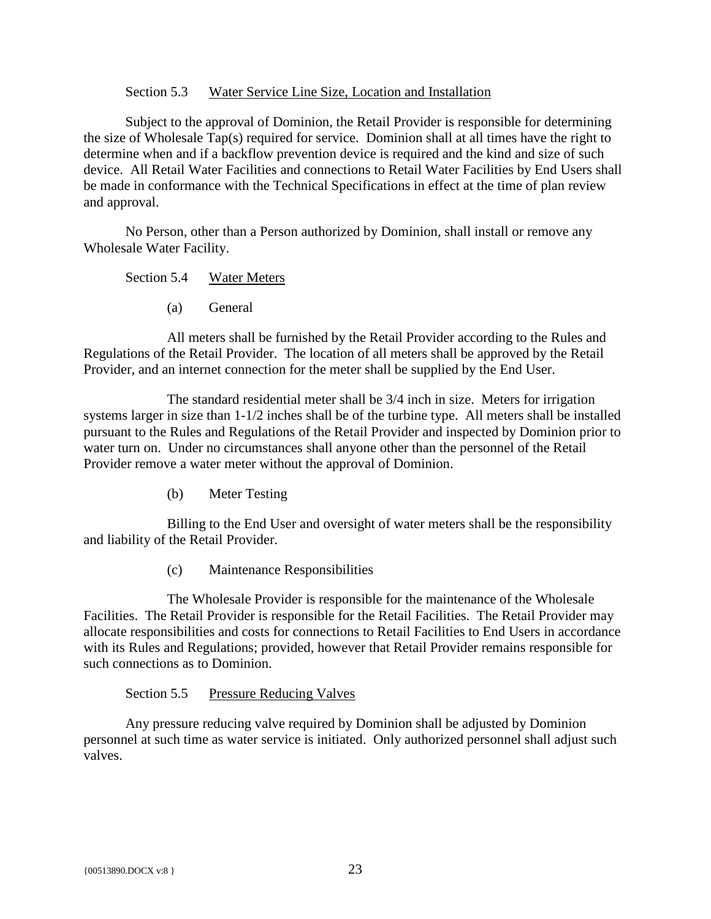### Section 5.3 Water Service Line Size, Location and Installation

Subject to the approval of Dominion, the Retail Provider is responsible for determining the size of Wholesale Tap(s) required for service. Dominion shall at all times have the right to determine when and if a backflow prevention device is required and the kind and size of such device. All Retail Water Facilities and connections to Retail Water Facilities by End Users shall be made in conformance with the Technical Specifications in effect at the time of plan review and approval.

No Person, other than a Person authorized by Dominion, shall install or remove any Wholesale Water Facility.

### Section 5.4 Water Meters

(a) General

All meters shall be furnished by the Retail Provider according to the Rules and Regulations of the Retail Provider. The location of all meters shall be approved by the Retail Provider, and an internet connection for the meter shall be supplied by the End User.

The standard residential meter shall be 3/4 inch in size. Meters for irrigation systems larger in size than 1-1/2 inches shall be of the turbine type. All meters shall be installed pursuant to the Rules and Regulations of the Retail Provider and inspected by Dominion prior to water turn on. Under no circumstances shall anyone other than the personnel of the Retail Provider remove a water meter without the approval of Dominion.

(b) Meter Testing

Billing to the End User and oversight of water meters shall be the responsibility and liability of the Retail Provider.

(c) Maintenance Responsibilities

The Wholesale Provider is responsible for the maintenance of the Wholesale Facilities. The Retail Provider is responsible for the Retail Facilities. The Retail Provider may allocate responsibilities and costs for connections to Retail Facilities to End Users in accordance with its Rules and Regulations; provided, however that Retail Provider remains responsible for such connections as to Dominion.

### Section 5.5 Pressure Reducing Valves

Any pressure reducing valve required by Dominion shall be adjusted by Dominion personnel at such time as water service is initiated. Only authorized personnel shall adjust such valves.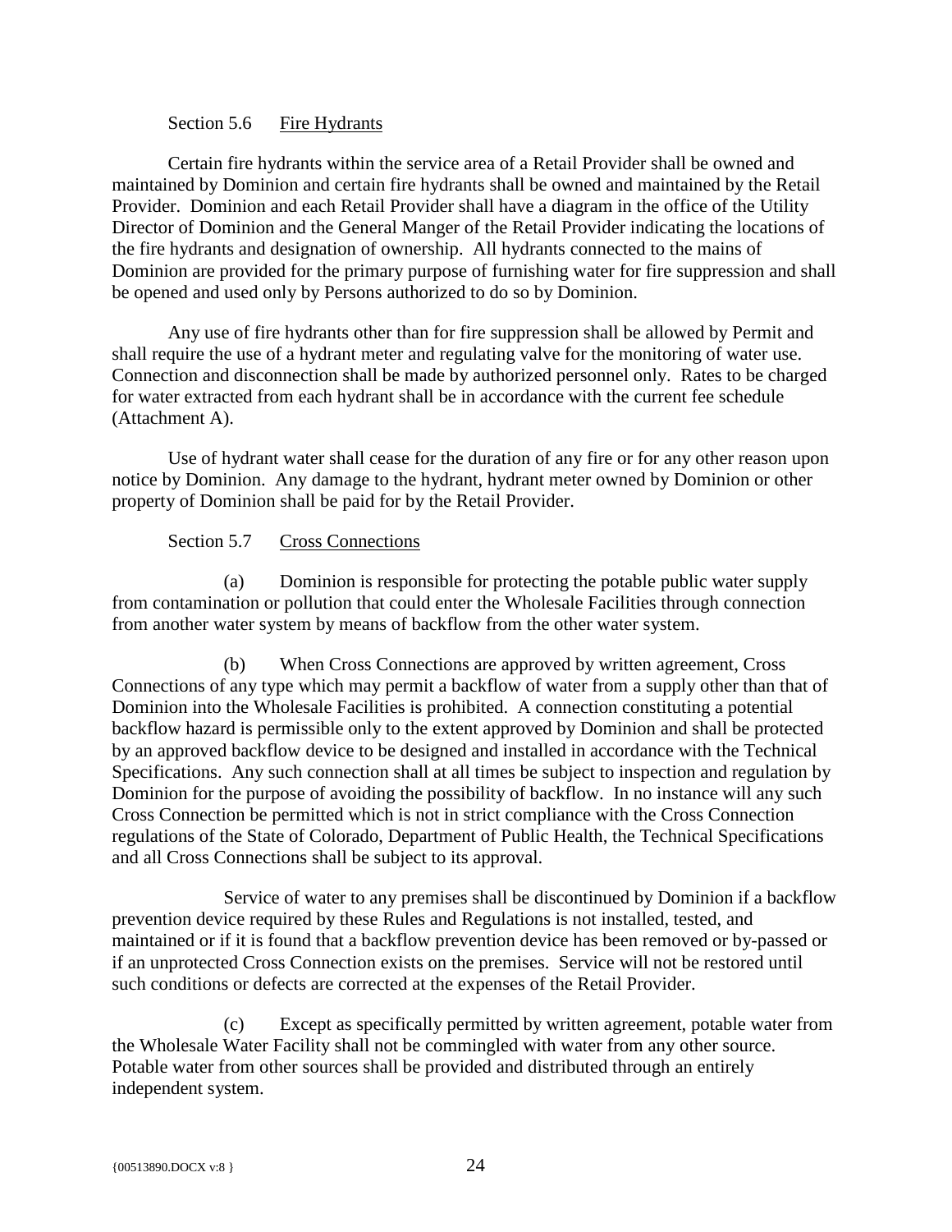Section 5.6 Fire Hydrants

Certain fire hydrants within the service area of a Retail Provider shall be owned and maintained by Dominion and certain fire hydrants shall be owned and maintained by the Retail Provider. Dominion and each Retail Provider shall have a diagram in the office of the Utility Director of Dominion and the General Manger of the Retail Provider indicating the locations of the fire hydrants and designation of ownership. All hydrants connected to the mains of Dominion are provided for the primary purpose of furnishing water for fire suppression and shall be opened and used only by Persons authorized to do so by Dominion.

Any use of fire hydrants other than for fire suppression shall be allowed by Permit and shall require the use of a hydrant meter and regulating valve for the monitoring of water use. Connection and disconnection shall be made by authorized personnel only. Rates to be charged for water extracted from each hydrant shall be in accordance with the current fee schedule (Attachment A).

Use of hydrant water shall cease for the duration of any fire or for any other reason upon notice by Dominion. Any damage to the hydrant, hydrant meter owned by Dominion or other property of Dominion shall be paid for by the Retail Provider.

Section 5.7 Cross Connections

(a) Dominion is responsible for protecting the potable public water supply from contamination or pollution that could enter the Wholesale Facilities through connection from another water system by means of backflow from the other water system.

(b) When Cross Connections are approved by written agreement, Cross Connections of any type which may permit a backflow of water from a supply other than that of Dominion into the Wholesale Facilities is prohibited. A connection constituting a potential backflow hazard is permissible only to the extent approved by Dominion and shall be protected by an approved backflow device to be designed and installed in accordance with the Technical Specifications. Any such connection shall at all times be subject to inspection and regulation by Dominion for the purpose of avoiding the possibility of backflow. In no instance will any such Cross Connection be permitted which is not in strict compliance with the Cross Connection regulations of the State of Colorado, Department of Public Health, the Technical Specifications and all Cross Connections shall be subject to its approval.

Service of water to any premises shall be discontinued by Dominion if a backflow prevention device required by these Rules and Regulations is not installed, tested, and maintained or if it is found that a backflow prevention device has been removed or by-passed or if an unprotected Cross Connection exists on the premises. Service will not be restored until such conditions or defects are corrected at the expenses of the Retail Provider.

(c) Except as specifically permitted by written agreement, potable water from the Wholesale Water Facility shall not be commingled with water from any other source. Potable water from other sources shall be provided and distributed through an entirely independent system.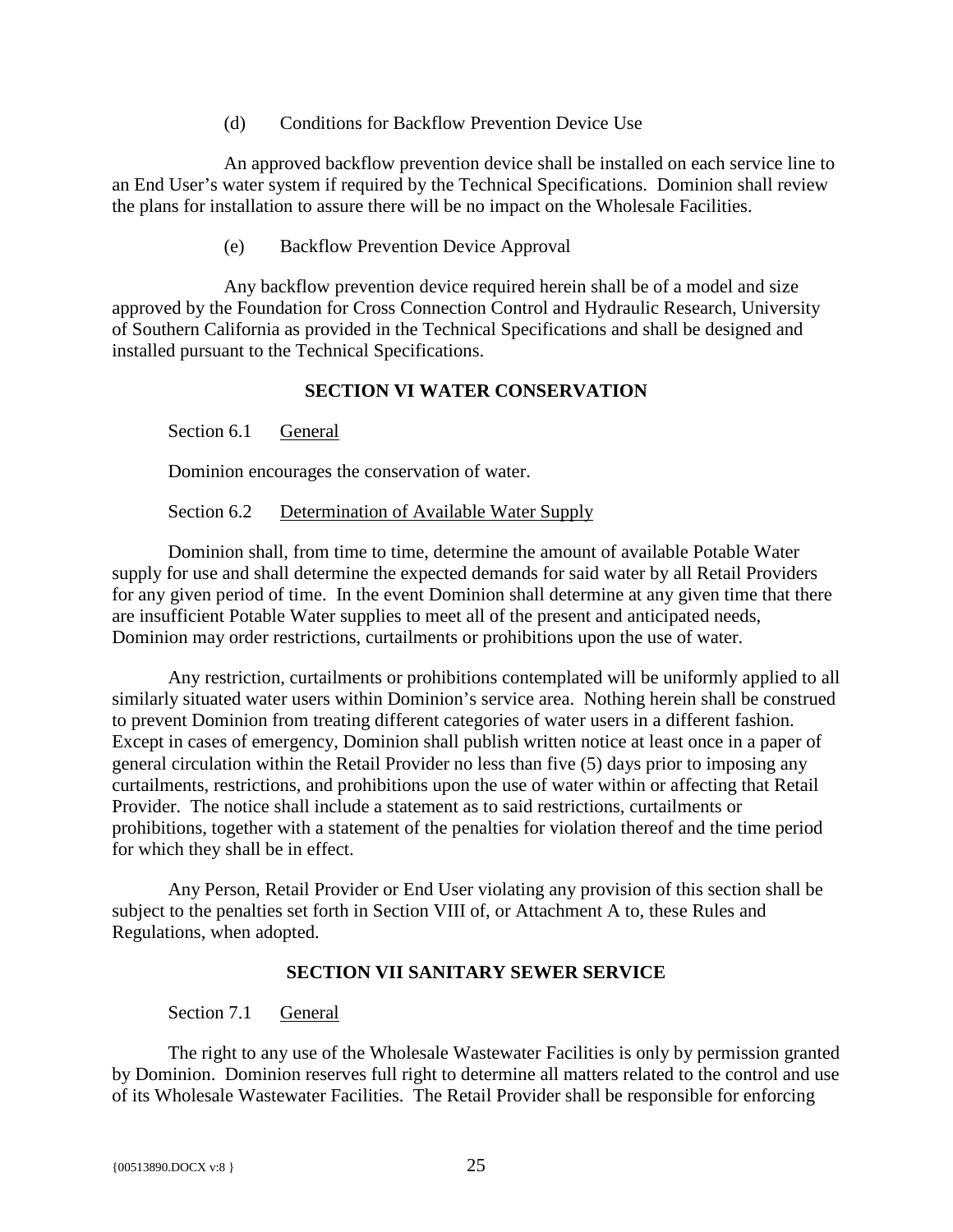(d) Conditions for Backflow Prevention Device Use

An approved backflow prevention device shall be installed on each service line to an End User's water system if required by the Technical Specifications. Dominion shall review the plans for installation to assure there will be no impact on the Wholesale Facilities.

(e) Backflow Prevention Device Approval

Any backflow prevention device required herein shall be of a model and size approved by the Foundation for Cross Connection Control and Hydraulic Research, University of Southern California as provided in the Technical Specifications and shall be designed and installed pursuant to the Technical Specifications.

## SECTION VI WATER CONSERVATION

Section 6.1 General

Dominion encourages the conservation of water.

Section 6.2 Determination of Available Water Supply

Dominion shall, from time to time, determine the amount of available Potable Water supply for use and shall determine the expected demands for said water by all Retail Providers for any given period of time. In the event Dominion shall determine at any given time that there are insufficient Potable Water supplies to meet all of the present and anticipated needs, Dominion may order restrictions, curtailments or prohibitions upon the use of water.

Any restriction, curtailments or prohibitions contemplated will be uniformly applied to all similarly situated water users within Dominion's service area. Nothing herein shall be construed to prevent Dominion from treating different categories of water users in a different fashion. Except in cases of emergency, Dominion shall publish written notice at least once in a paper of general circulation within the Retail Provider no less than five (5) days prior to imposing any curtailments, restrictions, and prohibitions upon the use of water within or affecting that Retail Provider. The notice shall include a statement as to said restrictions, curtailments or prohibitions, together with a statement of the penalties for violation thereof and the time period for which they shall be in effect.

Any Person, Retail Provider or End User violating any provision of this section shall be subject to the penalties set forth in Section VIII of, or Attachment A to, these Rules and Regulations, when adopted.

## SECTION VII SANITARY SEWER SERVICE

Section 7.1 General

The right to any use of the Wholesale Wastewater Facilities is only by permission granted by Dominion. Dominion reserves full right to determine all matters related to the control and use of its Wholesale Wastewater Facilities. The Retail Provider shall be responsible for enforcing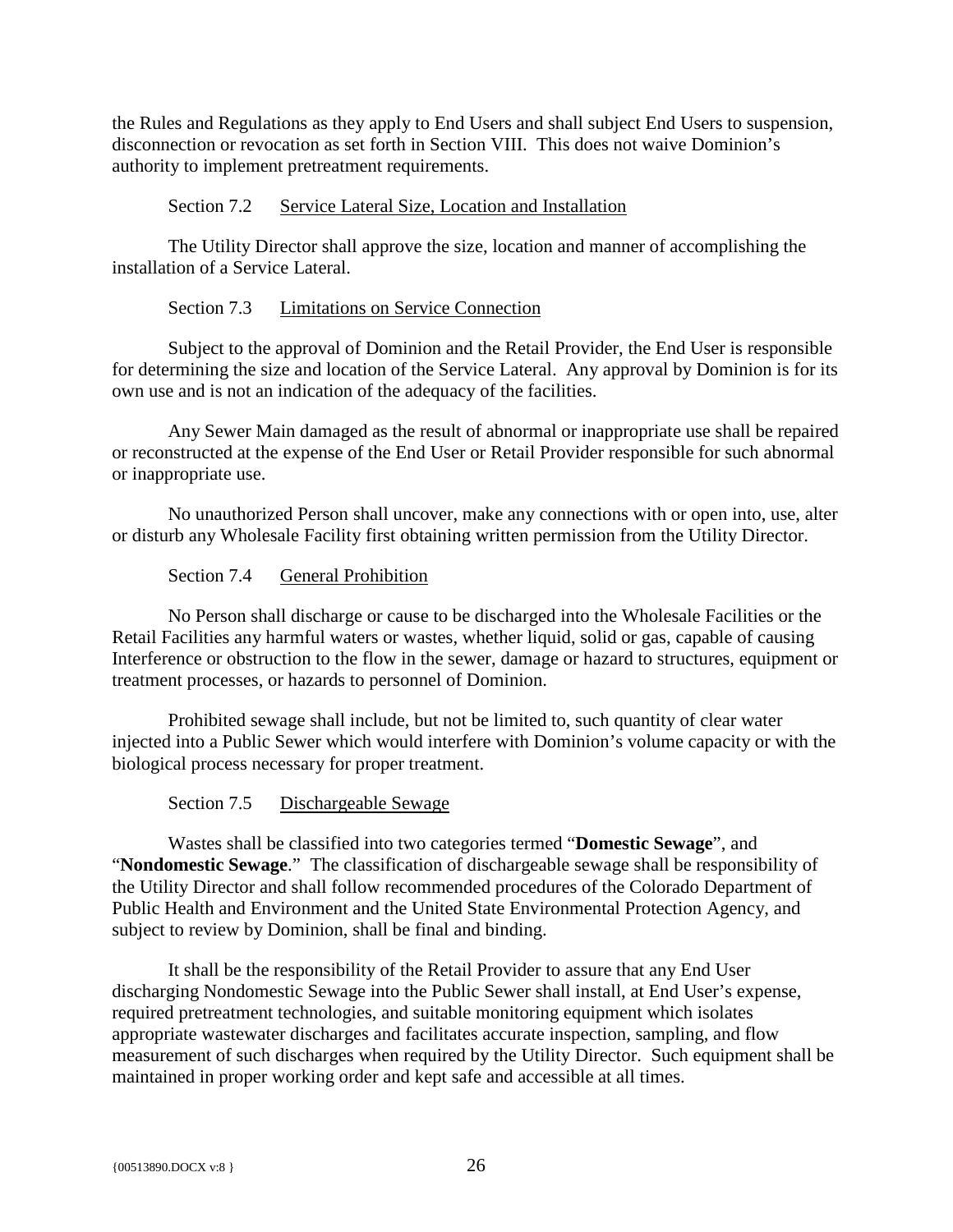the Rules and Regulations as they apply to End Users and shall subject End Users to suspension, disconnection or revocation as set forth in Section VIII. This does not waive Dominion's authority to implement pretreatment requirements.

Section 7.2 Service Lateral Size, Location and Installation

The Utility Director shall approve the size, location and manner of accomplishing the installation of a Service Lateral.

Section 7.3 Limitations on Service Connection

Subject to the approval of Dominion and the Retail Provider, the End User is responsible for determining the size and location of the Service Lateral. Any approval by Dominion is for its own use and is not an indication of the adequacy of the facilities.

Any Sewer Main damaged as the result of abnormal or inappropriate use shall be repaired or reconstructed at the expense of the End User or Retail Provider responsible for such abnormal or inappropriate use.

No unauthorized Person shall uncover, make any connections with or open into, use, alter or disturb any Wholesale Facility first obtaining written permission from the Utility Director.

Section 7.4 General Prohibition

No Person shall discharge or cause to be discharged into the Wholesale Facilities or the Retail Facilities any harmful waters or wastes, whether liquid, solid or gas, capable of causing Interference or obstruction to the flow in the sewer, damage or hazard to structures, equipment or treatment processes, or hazards to personnel of Dominion.

Prohibited sewage shall include, but not be limited to, such quantity of clear water injected into a Public Sewer which would interfere with Dominion's volume capacity or with the biological process necessary for proper treatment.

Section 7.5 Dischargeable Sewage

Wastes shall be classified into two categories termed "**Domestic Sewage**", and "**Nondomestic Sewage**." The classification of dischargeable sewage shall be responsibility of the Utility Director and shall follow recommended procedures of the Colorado Department of Public Health and Environment and the United State Environmental Protection Agency, and subject to review by Dominion, shall be final and binding.

It shall be the responsibility of the Retail Provider to assure that any End User discharging Nondomestic Sewage into the Public Sewer shall install, at End User's expense, required pretreatment technologies, and suitable monitoring equipment which isolates appropriate wastewater discharges and facilitates accurate inspection, sampling, and flow measurement of such discharges when required by the Utility Director. Such equipment shall be maintained in proper working order and kept safe and accessible at all times.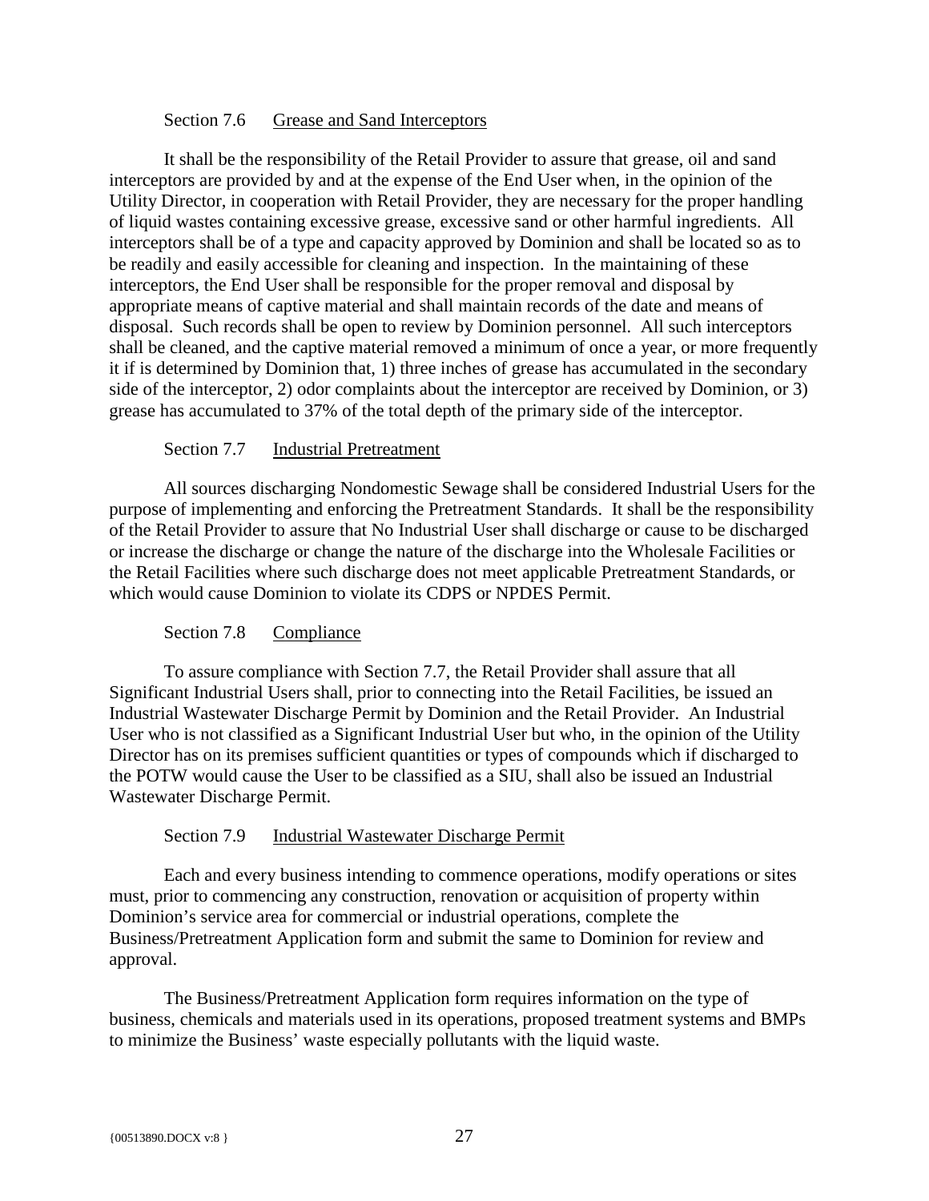### Section 7.6 Grease and Sand Interceptors

It shall be the responsibility of the Retail Provider to assure that grease, oil and sand interceptors are provided by and at the expense of the End User when, in the opinion of the Utility Director, in cooperation with Retail Provider, they are necessary for the proper handling of liquid wastes containing excessive grease, excessive sand or other harmful ingredients. All interceptors shall be of a type and capacity approved by Dominion and shall be located so as to be readily and easily accessible for cleaning and inspection. In the maintaining of these interceptors, the End User shall be responsible for the proper removal and disposal by appropriate means of captive material and shall maintain records of the date and means of disposal. Such records shall be open to review by Dominion personnel. All such interceptors shall be cleaned, and the captive material removed a minimum of once a year, or more frequently it if is determined by Dominion that, 1) three inches of grease has accumulated in the secondary side of the interceptor, 2) odor complaints about the interceptor are received by Dominion, or 3) grease has accumulated to 37% of the total depth of the primary side of the interceptor.

### Section 7.7 Industrial Pretreatment

All sources discharging Nondomestic Sewage shall be considered Industrial Users for the purpose of implementing and enforcing the Pretreatment Standards. It shall be the responsibility of the Retail Provider to assure that No Industrial User shall discharge or cause to be discharged or increase the discharge or change the nature of the discharge into the Wholesale Facilities or the Retail Facilities where such discharge does not meet applicable Pretreatment Standards, or which would cause Dominion to violate its CDPS or NPDES Permit.

### Section 7.8 Compliance

To assure compliance with Section 7.7, the Retail Provider shall assure that all Significant Industrial Users shall, prior to connecting into the Retail Facilities, be issued an Industrial Wastewater Discharge Permit by Dominion and the Retail Provider. An Industrial User who is not classified as a Significant Industrial User but who, in the opinion of the Utility Director has on its premises sufficient quantities or types of compounds which if discharged to the POTW would cause the User to be classified as a SIU, shall also be issued an Industrial Wastewater Discharge Permit.

### Section 7.9 Industrial Wastewater Discharge Permit

Each and every business intending to commence operations, modify operations or sites must, prior to commencing any construction, renovation or acquisition of property within Dominion's service area for commercial or industrial operations, complete the Business/Pretreatment Application form and submit the same to Dominion for review and approval.

The Business/Pretreatment Application form requires information on the type of business, chemicals and materials used in its operations, proposed treatment systems and BMPs to minimize the Business' waste especially pollutants with the liquid waste.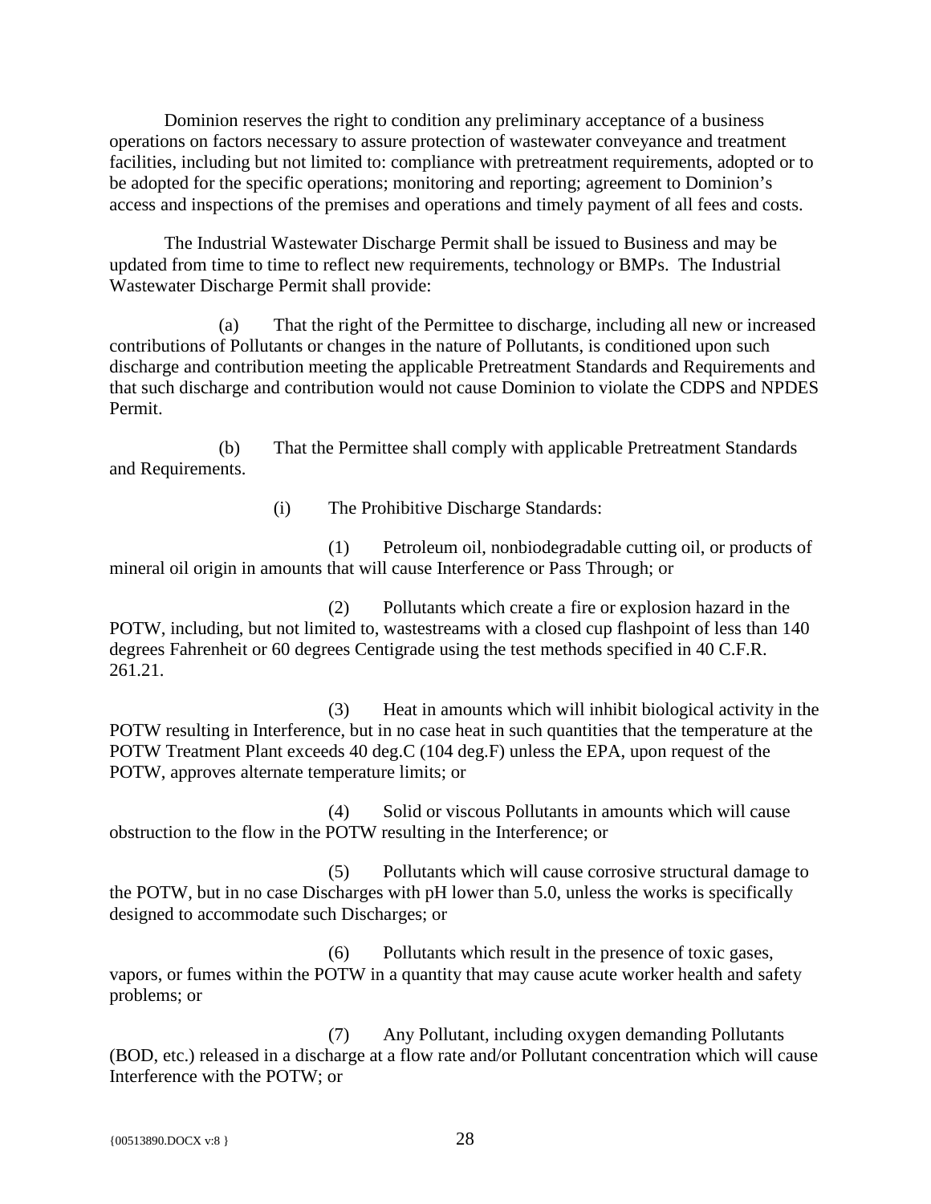Dominion reserves the right to condition any preliminary acceptance of a business operations on factors necessary to assure protection of wastewater conveyance and treatment facilities, including but not limited to: compliance with pretreatment requirements, adopted or to be adopted for the specific operations; monitoring and reporting; agreement to Dominion's access and inspections of the premises and operations and timely payment of all fees and costs.

The Industrial Wastewater Discharge Permit shall be issued to Business and may be updated from time to time to reflect new requirements, technology or BMPs. The Industrial Wastewater Discharge Permit shall provide:

(a) That the right of the Permittee to discharge, including all new or increased contributions of Pollutants or changes in the nature of Pollutants, is conditioned upon such discharge and contribution meeting the applicable Pretreatment Standards and Requirements and that such discharge and contribution would not cause Dominion to violate the CDPS and NPDES Permit.

(b) That the Permittee shall comply with applicable Pretreatment Standards and Requirements.

(i) The Prohibitive Discharge Standards:

(1) Petroleum oil, nonbiodegradable cutting oil, or products of mineral oil origin in amounts that will cause Interference or Pass Through; or

(2) Pollutants which create a fire or explosion hazard in the POTW, including, but not limited to, wastestreams with a closed cup flashpoint of less than 140 degrees Fahrenheit or 60 degrees Centigrade using the test methods specified in 40 C.F.R. 261.21.

(3) Heat in amounts which will inhibit biological activity in the POTW resulting in Interference, but in no case heat in such quantities that the temperature at the POTW Treatment Plant exceeds 40 deg.C (104 deg.F) unless the EPA, upon request of the POTW, approves alternate temperature limits; or

(4) Solid or viscous Pollutants in amounts which will cause obstruction to the flow in the POTW resulting in the Interference; or

(5) Pollutants which will cause corrosive structural damage to the POTW, but in no case Discharges with pH lower than 5.0, unless the works is specifically designed to accommodate such Discharges; or

(6) Pollutants which result in the presence of toxic gases, vapors, or fumes within the POTW in a quantity that may cause acute worker health and safety problems; or

(7) Any Pollutant, including oxygen demanding Pollutants (BOD, etc.) released in a discharge at a flow rate and/or Pollutant concentration which will cause Interference with the POTW; or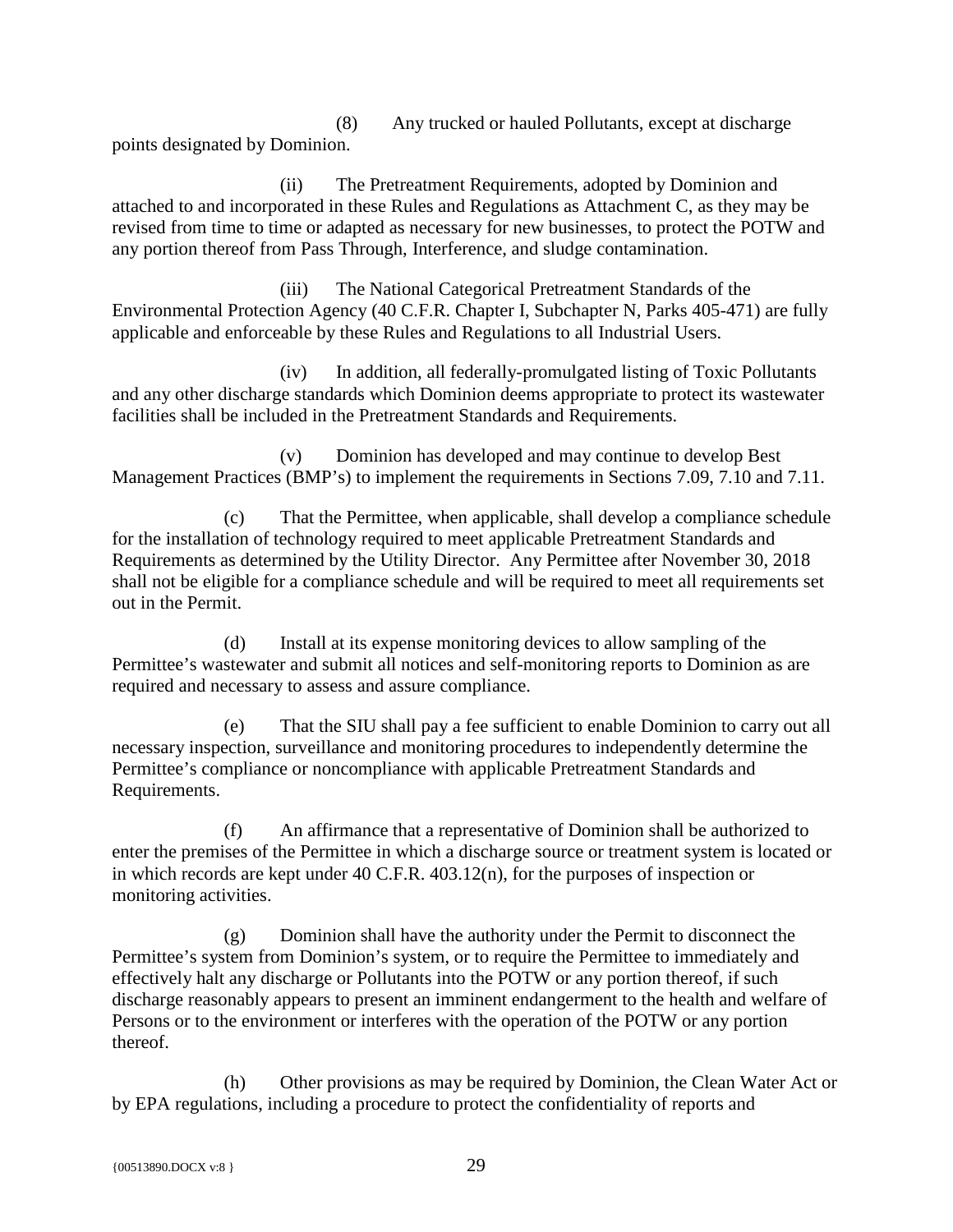(8) Any trucked or hauled Pollutants, except at discharge points designated by Dominion.

(ii) The Pretreatment Requirements, adopted by Dominion and attached to and incorporated in these Rules and Regulations as Attachment C, as they may be revised from time to time or adapted as necessary for new businesses, to protect the POTW and any portion thereof from Pass Through, Interference, and sludge contamination.

(iii) The National Categorical Pretreatment Standards of the Environmental Protection Agency (40 C.F.R. Chapter I, Subchapter N, Parks 405-471) are fully applicable and enforceable by these Rules and Regulations to all Industrial Users.

(iv) In addition, all federally-promulgated listing of Toxic Pollutants and any other discharge standards which Dominion deems appropriate to protect its wastewater facilities shall be included in the Pretreatment Standards and Requirements.

(v) Dominion has developed and may continue to develop Best Management Practices (BMP's) to implement the requirements in Sections 7.09, 7.10 and 7.11.

(c) That the Permittee, when applicable, shall develop a compliance schedule for the installation of technology required to meet applicable Pretreatment Standards and Requirements as determined by the Utility Director. Any Permittee after November 30, 2018 shall not be eligible for a compliance schedule and will be required to meet all requirements set out in the Permit.

(d) Install at its expense monitoring devices to allow sampling of the Permittee's wastewater and submit all notices and self-monitoring reports to Dominion as are required and necessary to assess and assure compliance.

(e) That the SIU shall pay a fee sufficient to enable Dominion to carry out all necessary inspection, surveillance and monitoring procedures to independently determine the Permittee's compliance or noncompliance with applicable Pretreatment Standards and Requirements.

(f) An affirmance that a representative of Dominion shall be authorized to enter the premises of the Permittee in which a discharge source or treatment system is located or in which records are kept under 40 C.F.R. 403.12(n), for the purposes of inspection or monitoring activities.

(g) Dominion shall have the authority under the Permit to disconnect the Permittee's system from Dominion's system, or to require the Permittee to immediately and effectively halt any discharge or Pollutants into the POTW or any portion thereof, if such discharge reasonably appears to present an imminent endangerment to the health and welfare of Persons or to the environment or interferes with the operation of the POTW or any portion thereof.

(h) Other provisions as may be required by Dominion, the Clean Water Act or by EPA regulations, including a procedure to protect the confidentiality of reports and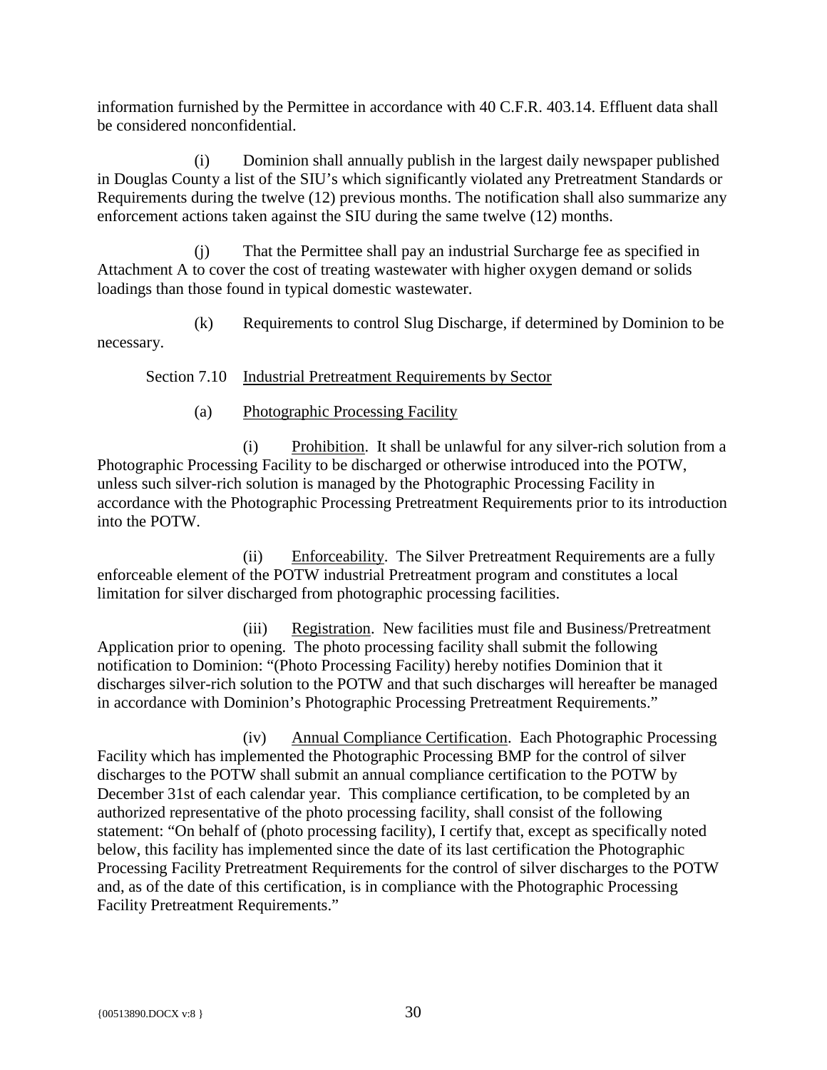information furnished by the Permittee in accordance with 40 C.F.R. 403.14. Effluent data shall be considered nonconfidential.

(i) Dominion shall annually publish in the largest daily newspaper published in Douglas County a list of the SIU's which significantly violated any Pretreatment Standards or Requirements during the twelve (12) previous months. The notification shall also summarize any enforcement actions taken against the SIU during the same twelve (12) months.

(j) That the Permittee shall pay an industrial Surcharge fee as specified in Attachment A to cover the cost of treating wastewater with higher oxygen demand or solids loadings than those found in typical domestic wastewater.

(k) Requirements to control Slug Discharge, if determined by Dominion to be necessary.

Section 7.10 Industrial Pretreatment Requirements by Sector

(a) Photographic Processing Facility

(i) Prohibition. It shall be unlawful for any silver-rich solution from a Photographic Processing Facility to be discharged or otherwise introduced into the POTW, unless such silver-rich solution is managed by the Photographic Processing Facility in accordance with the Photographic Processing Pretreatment Requirements prior to its introduction into the POTW.

(ii) Enforceability. The Silver Pretreatment Requirements are a fully enforceable element of the POTW industrial Pretreatment program and constitutes a local limitation for silver discharged from photographic processing facilities.

(iii) Registration. New facilities must file and Business/Pretreatment Application prior to opening. The photo processing facility shall submit the following notification to Dominion: "(Photo Processing Facility) hereby notifies Dominion that it discharges silver-rich solution to the POTW and that such discharges will hereafter be managed in accordance with Dominion's Photographic Processing Pretreatment Requirements."

(iv) Annual Compliance Certification. Each Photographic Processing Facility which has implemented the Photographic Processing BMP for the control of silver discharges to the POTW shall submit an annual compliance certification to the POTW by December 31st of each calendar year. This compliance certification, to be completed by an authorized representative of the photo processing facility, shall consist of the following statement: "On behalf of (photo processing facility), I certify that, except as specifically noted below, this facility has implemented since the date of its last certification the Photographic Processing Facility Pretreatment Requirements for the control of silver discharges to the POTW and, as of the date of this certification, is in compliance with the Photographic Processing Facility Pretreatment Requirements."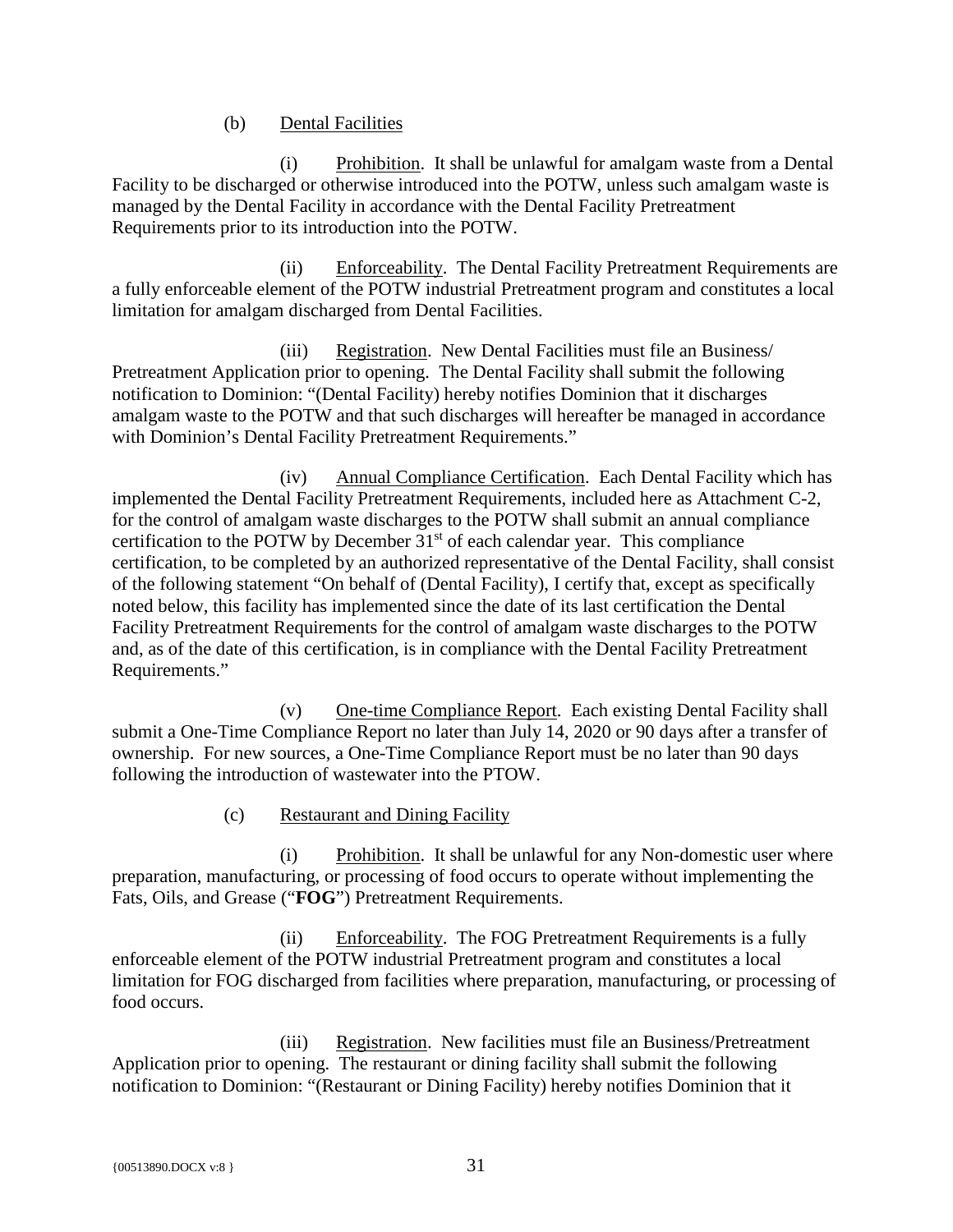(b) Dental Facilities

(i) Prohibition. It shall be unlawful for amalgam waste from a Dental Facility to be discharged or otherwise introduced into the POTW, unless such amalgam waste is managed by the Dental Facility in accordance with the Dental Facility Pretreatment Requirements prior to its introduction into the POTW.

(ii) Enforceability. The Dental Facility Pretreatment Requirements are a fully enforceable element of the POTW industrial Pretreatment program and constitutes a local limitation for amalgam discharged from Dental Facilities.

(iii) Registration. New Dental Facilities must file an Business/ Pretreatment Application prior to opening. The Dental Facility shall submit the following notification to Dominion: "(Dental Facility) hereby notifies Dominion that it discharges amalgam waste to the POTW and that such discharges will hereafter be managed in accordance with Dominion's Dental Facility Pretreatment Requirements."

(iv) Annual Compliance Certification. Each Dental Facility which has implemented the Dental Facility Pretreatment Requirements, included here as Attachment C-2, for the control of amalgam waste discharges to the POTW shall submit an annual compliance certification to the POTW by December 31st of each calendar year. This compliance certification, to be completed by an authorized representative of the Dental Facility, shall consist of the following statement "On behalf of (Dental Facility), I certify that, except as specifically noted below, this facility has implemented since the date of its last certification the Dental Facility Pretreatment Requirements for the control of amalgam waste discharges to the POTW and, as of the date of this certification, is in compliance with the Dental Facility Pretreatment Requirements."

(v) One-time Compliance Report. Each existing Dental Facility shall submit a One-Time Compliance Report no later than July 14, 2020 or 90 days after a transfer of ownership. For new sources, a One-Time Compliance Report must be no later than 90 days following the introduction of wastewater into the PTOW.

(c) Restaurant and Dining Facility

(i) Prohibition. It shall be unlawful for any Non-domestic user where preparation, manufacturing, or processing of food occurs to operate without implementing the Fats, Oils, and Grease ("**FOG**") Pretreatment Requirements.

(ii) Enforceability. The FOG Pretreatment Requirements is a fully enforceable element of the POTW industrial Pretreatment program and constitutes a local limitation for FOG discharged from facilities where preparation, manufacturing, or processing of food occurs.

(iii) Registration. New facilities must file an Business/Pretreatment Application prior to opening. The restaurant or dining facility shall submit the following notification to Dominion: "(Restaurant or Dining Facility) hereby notifies Dominion that it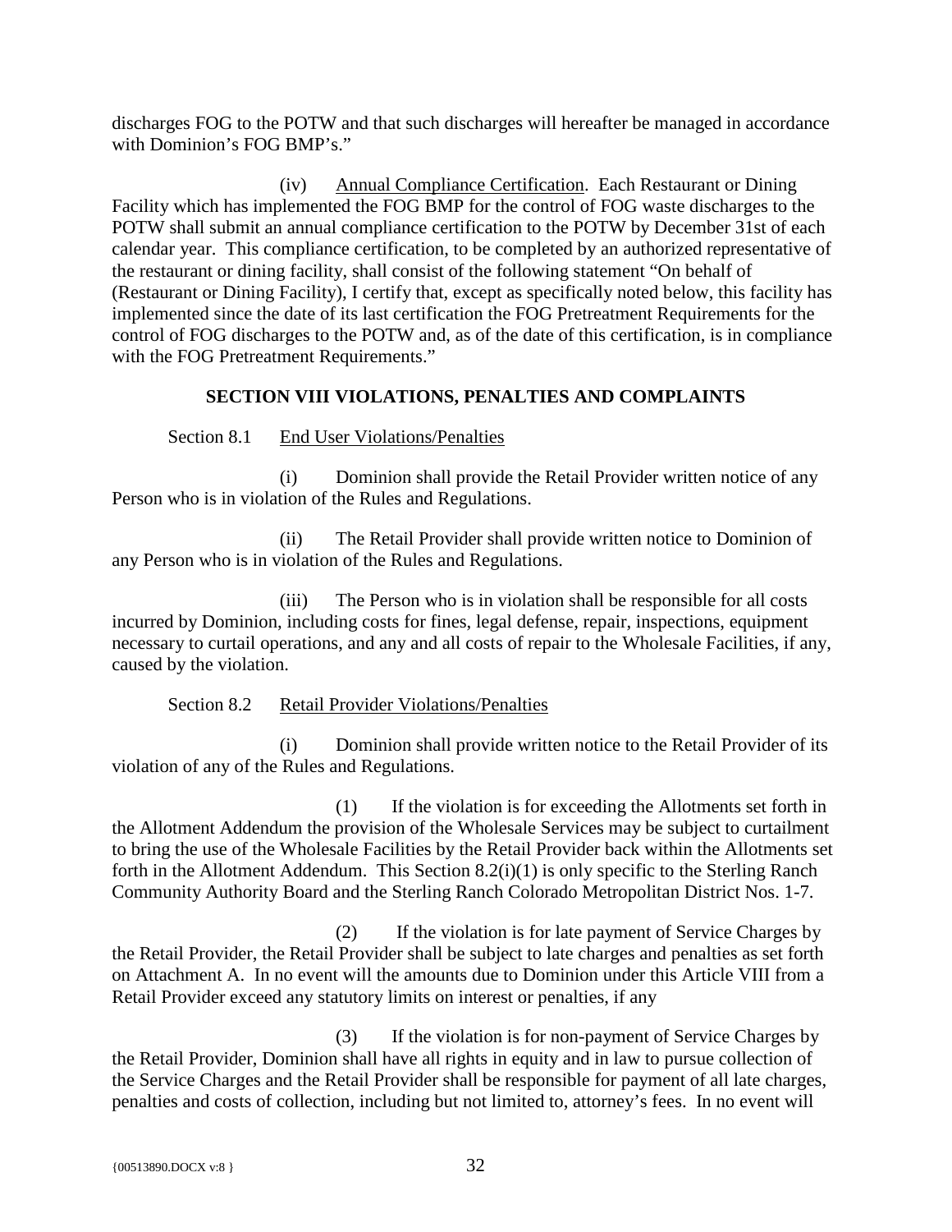discharges FOG to the POTW and that such discharges will hereafter be managed in accordance with Dominion's FOG BMP's."

(iv) Annual Compliance Certification. Each Restaurant or Dining Facility which has implemented the FOG BMP for the control of FOG waste discharges to the POTW shall submit an annual compliance certification to the POTW by December 31st of each calendar year. This compliance certification, to be completed by an authorized representative of the restaurant or dining facility, shall consist of the following statement "On behalf of (Restaurant or Dining Facility), I certify that, except as specifically noted below, this facility has implemented since the date of its last certification the FOG Pretreatment Requirements for the control of FOG discharges to the POTW and, as of the date of this certification, is in compliance with the FOG Pretreatment Requirements."

## SECTION VIII VIOLATIONS, PENALTIES AND COMPLAINTS

Section 8.1 End User Violations/Penalties

(i) Dominion shall provide the Retail Provider written notice of any Person who is in violation of the Rules and Regulations.

(ii) The Retail Provider shall provide written notice to Dominion of any Person who is in violation of the Rules and Regulations.

(iii) The Person who is in violation shall be responsible for all costs incurred by Dominion, including costs for fines, legal defense, repair, inspections, equipment necessary to curtail operations, and any and all costs of repair to the Wholesale Facilities, if any, caused by the violation.

Section 8.2 Retail Provider Violations/Penalties

(i) Dominion shall provide written notice to the Retail Provider of its violation of any of the Rules and Regulations.

(1) If the violation is for exceeding the Allotments set forth in the Allotment Addendum the provision of the Wholesale Services may be subject to curtailment to bring the use of the Wholesale Facilities by the Retail Provider back within the Allotments set forth in the Allotment Addendum. This Section 8.2(i)(1) is only specific to the Sterling Ranch Community Authority Board and the Sterling Ranch Colorado Metropolitan District Nos. 1-7.

(2) If the violation is for late payment of Service Charges by the Retail Provider, the Retail Provider shall be subject to late charges and penalties as set forth on Attachment A. In no event will the amounts due to Dominion under this Article VIII from a Retail Provider exceed any statutory limits on interest or penalties, if any

(3) If the violation is for non-payment of Service Charges by the Retail Provider, Dominion shall have all rights in equity and in law to pursue collection of the Service Charges and the Retail Provider shall be responsible for payment of all late charges, penalties and costs of collection, including but not limited to, attorney's fees. In no event will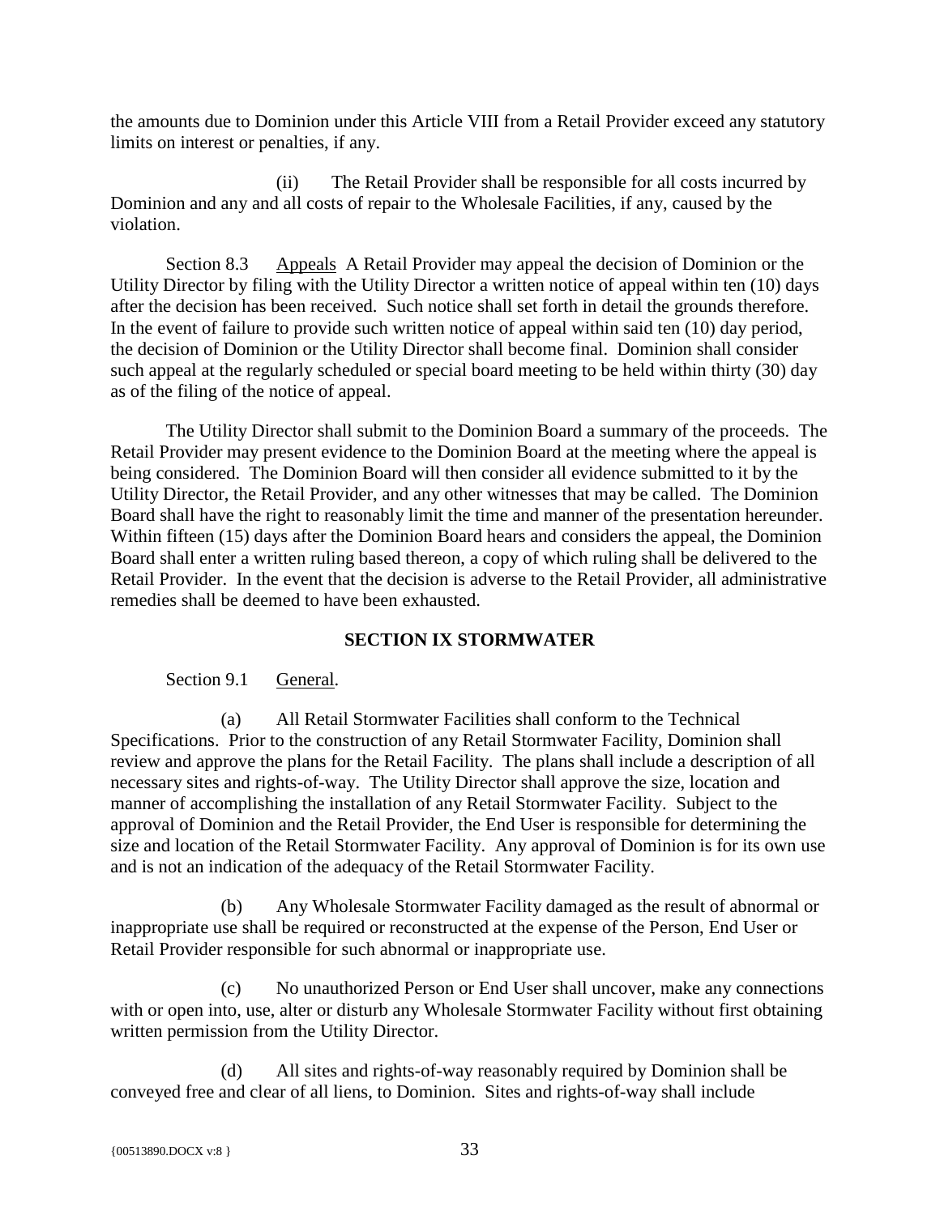the amounts due to Dominion under this Article VIII from a Retail Provider exceed any statutory limits on interest or penalties, if any.

(ii) The Retail Provider shall be responsible for all costs incurred by Dominion and any and all costs of repair to the Wholesale Facilities, if any, caused by the violation.

Section 8.3 Appeals A Retail Provider may appeal the decision of Dominion or the Utility Director by filing with the Utility Director a written notice of appeal within ten (10) days after the decision has been received. Such notice shall set forth in detail the grounds therefore. In the event of failure to provide such written notice of appeal within said ten (10) day period, the decision of Dominion or the Utility Director shall become final. Dominion shall consider such appeal at the regularly scheduled or special board meeting to be held within thirty (30) day as of the filing of the notice of appeal.

The Utility Director shall submit to the Dominion Board a summary of the proceeds. The Retail Provider may present evidence to the Dominion Board at the meeting where the appeal is being considered. The Dominion Board will then consider all evidence submitted to it by the Utility Director, the Retail Provider, and any other witnesses that may be called. The Dominion Board shall have the right to reasonably limit the time and manner of the presentation hereunder. Within fifteen (15) days after the Dominion Board hears and considers the appeal, the Dominion Board shall enter a written ruling based thereon, a copy of which ruling shall be delivered to the Retail Provider. In the event that the decision is adverse to the Retail Provider, all administrative remedies shall be deemed to have been exhausted.

## SECTION IX STORMWATER

Section 9.1 General.

(a) All Retail Stormwater Facilities shall conform to the Technical Specifications. Prior to the construction of any Retail Stormwater Facility, Dominion shall review and approve the plans for the Retail Facility. The plans shall include a description of all necessary sites and rights-of-way. The Utility Director shall approve the size, location and manner of accomplishing the installation of any Retail Stormwater Facility. Subject to the approval of Dominion and the Retail Provider, the End User is responsible for determining the size and location of the Retail Stormwater Facility. Any approval of Dominion is for its own use and is not an indication of the adequacy of the Retail Stormwater Facility.

(b) Any Wholesale Stormwater Facility damaged as the result of abnormal or inappropriate use shall be required or reconstructed at the expense of the Person, End User or Retail Provider responsible for such abnormal or inappropriate use.

(c) No unauthorized Person or End User shall uncover, make any connections with or open into, use, alter or disturb any Wholesale Stormwater Facility without first obtaining written permission from the Utility Director.

(d) All sites and rights-of-way reasonably required by Dominion shall be conveyed free and clear of all liens, to Dominion. Sites and rights-of-way shall include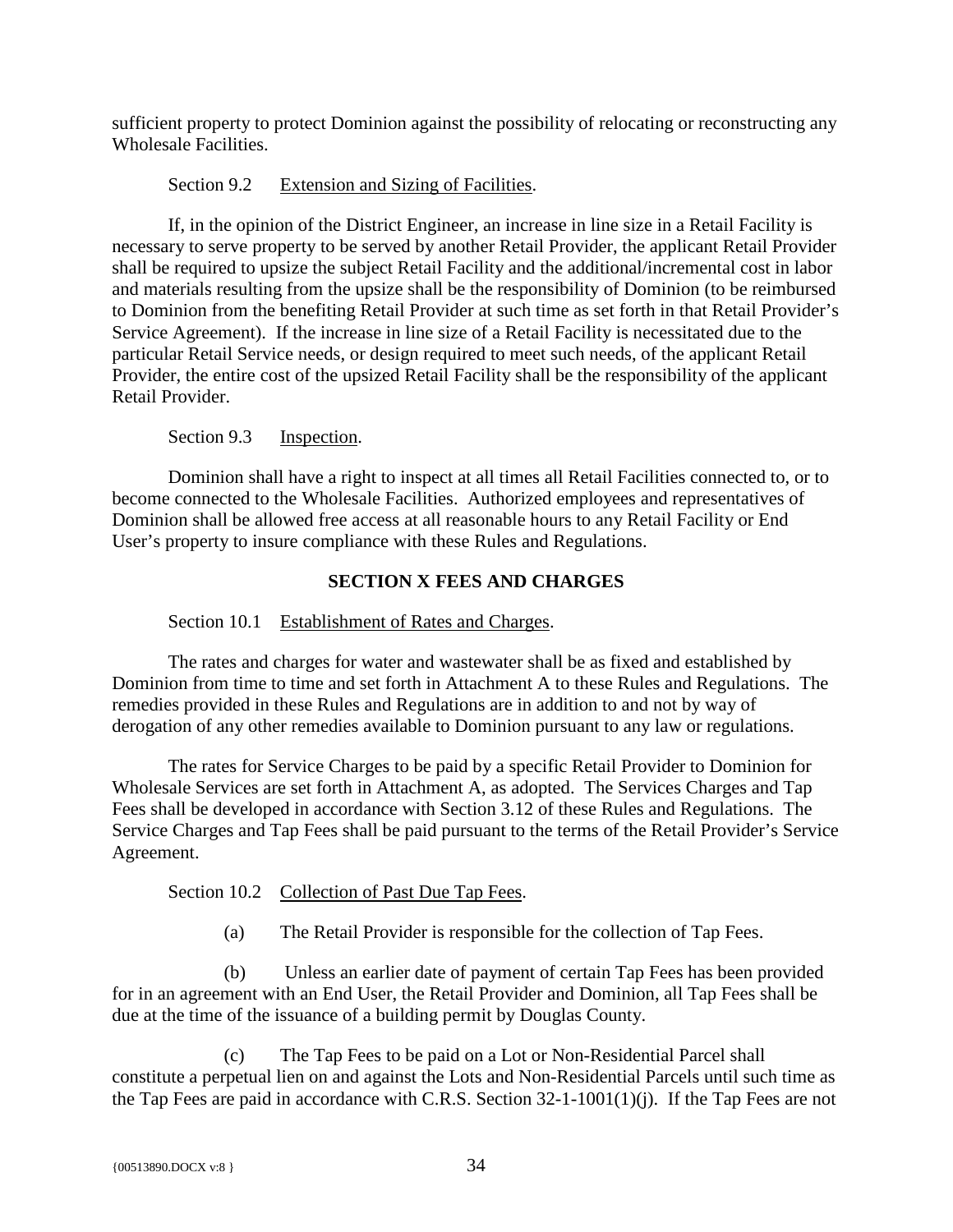sufficient property to protect Dominion against the possibility of relocating or reconstructing any Wholesale Facilities.

Section 9.2 Extension and Sizing of Facilities.

If, in the opinion of the District Engineer, an increase in line size in a Retail Facility is necessary to serve property to be served by another Retail Provider, the applicant Retail Provider shall be required to upsize the subject Retail Facility and the additional/incremental cost in labor and materials resulting from the upsize shall be the responsibility of Dominion (to be reimbursed to Dominion from the benefiting Retail Provider at such time as set forth in that Retail Provider's Service Agreement). If the increase in line size of a Retail Facility is necessitated due to the particular Retail Service needs, or design required to meet such needs, of the applicant Retail Provider, the entire cost of the upsized Retail Facility shall be the responsibility of the applicant Retail Provider.

Section 9.3 Inspection.

Dominion shall have a right to inspect at all times all Retail Facilities connected to, or to become connected to the Wholesale Facilities. Authorized employees and representatives of Dominion shall be allowed free access at all reasonable hours to any Retail Facility or End User's property to insure compliance with these Rules and Regulations.

## SECTION X FEES AND CHARGES

Section 10.1 Establishment of Rates and Charges.

The rates and charges for water and wastewater shall be as fixed and established by Dominion from time to time and set forth in Attachment A to these Rules and Regulations. The remedies provided in these Rules and Regulations are in addition to and not by way of derogation of any other remedies available to Dominion pursuant to any law or regulations.

The rates for Service Charges to be paid by a specific Retail Provider to Dominion for Wholesale Services are set forth in Attachment A, as adopted. The Services Charges and Tap Fees shall be developed in accordance with Section 3.12 of these Rules and Regulations. The Service Charges and Tap Fees shall be paid pursuant to the terms of the Retail Provider's Service Agreement.

Section 10.2 Collection of Past Due Tap Fees.

(a) The Retail Provider is responsible for the collection of Tap Fees.

(b) Unless an earlier date of payment of certain Tap Fees has been provided for in an agreement with an End User, the Retail Provider and Dominion, all Tap Fees shall be due at the time of the issuance of a building permit by Douglas County.

(c) The Tap Fees to be paid on a Lot or Non-Residential Parcel shall constitute a perpetual lien on and against the Lots and Non-Residential Parcels until such time as the Tap Fees are paid in accordance with C.R.S. Section 32-1-1001(1)(j). If the Tap Fees are not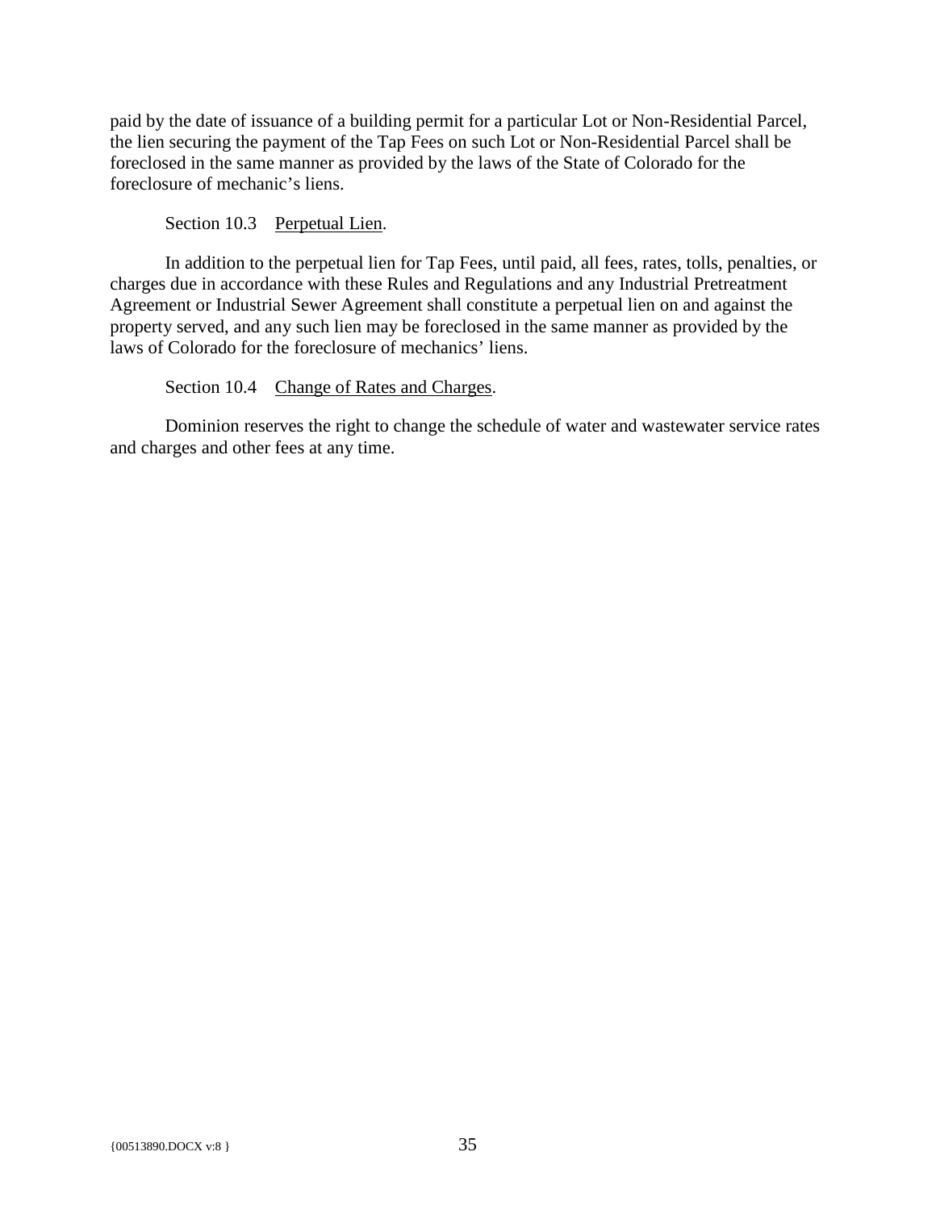paid by the date of issuance of a building permit for a particular Lot or Non-Residential Parcel, the lien securing the payment of the Tap Fees on such Lot or Non-Residential Parcel shall be foreclosed in the same manner as provided by the laws of the State of Colorado for the foreclosure of mechanic's liens.

Section 10.3 Perpetual Lien.

In addition to the perpetual lien for Tap Fees, until paid, all fees, rates, tolls, penalties, or charges due in accordance with these Rules and Regulations and any Industrial Pretreatment Agreement or Industrial Sewer Agreement shall constitute a perpetual lien on and against the property served, and any such lien may be foreclosed in the same manner as provided by the laws of Colorado for the foreclosure of mechanics' liens.

Section 10.4 Change of Rates and Charges.

Dominion reserves the right to change the schedule of water and wastewater service rates and charges and other fees at any time.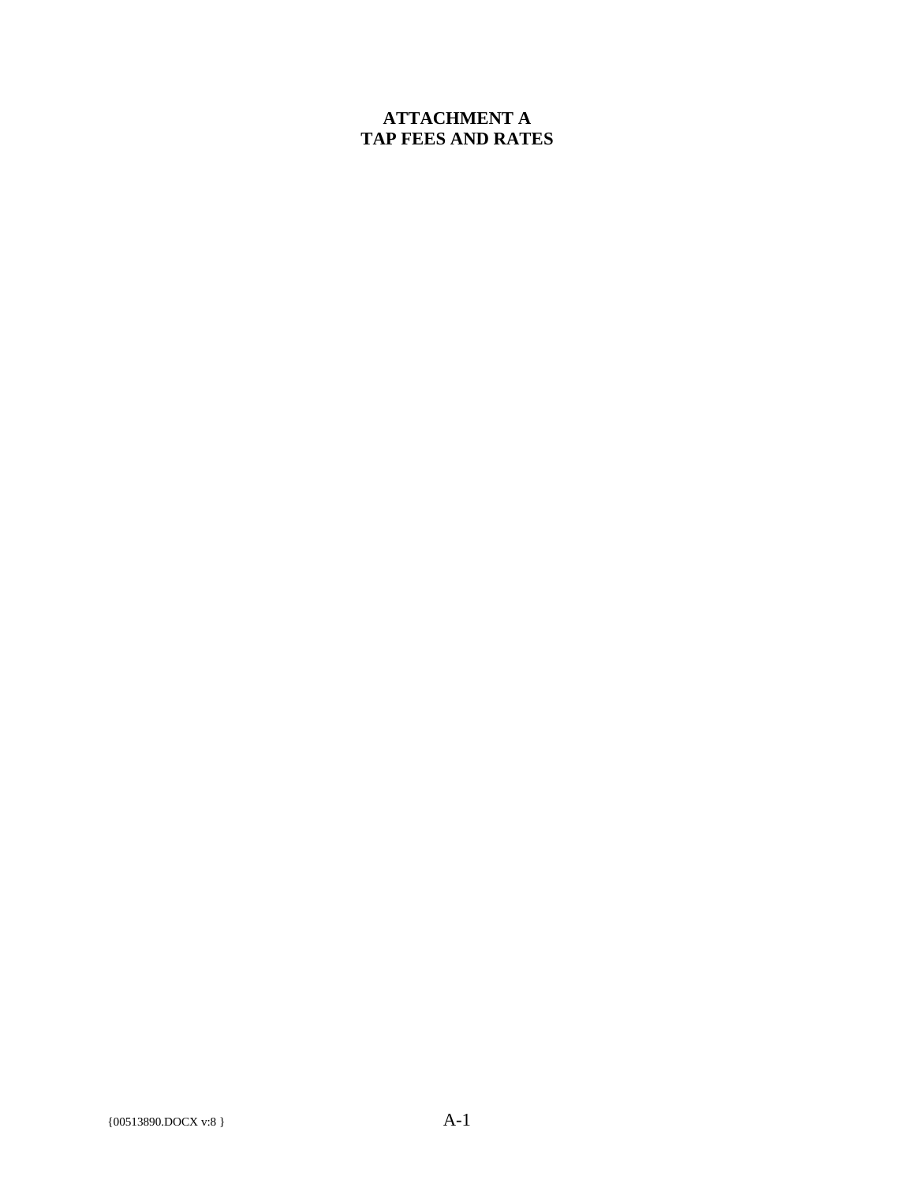# ATTACHMENT A
# TAP FEES AND RATES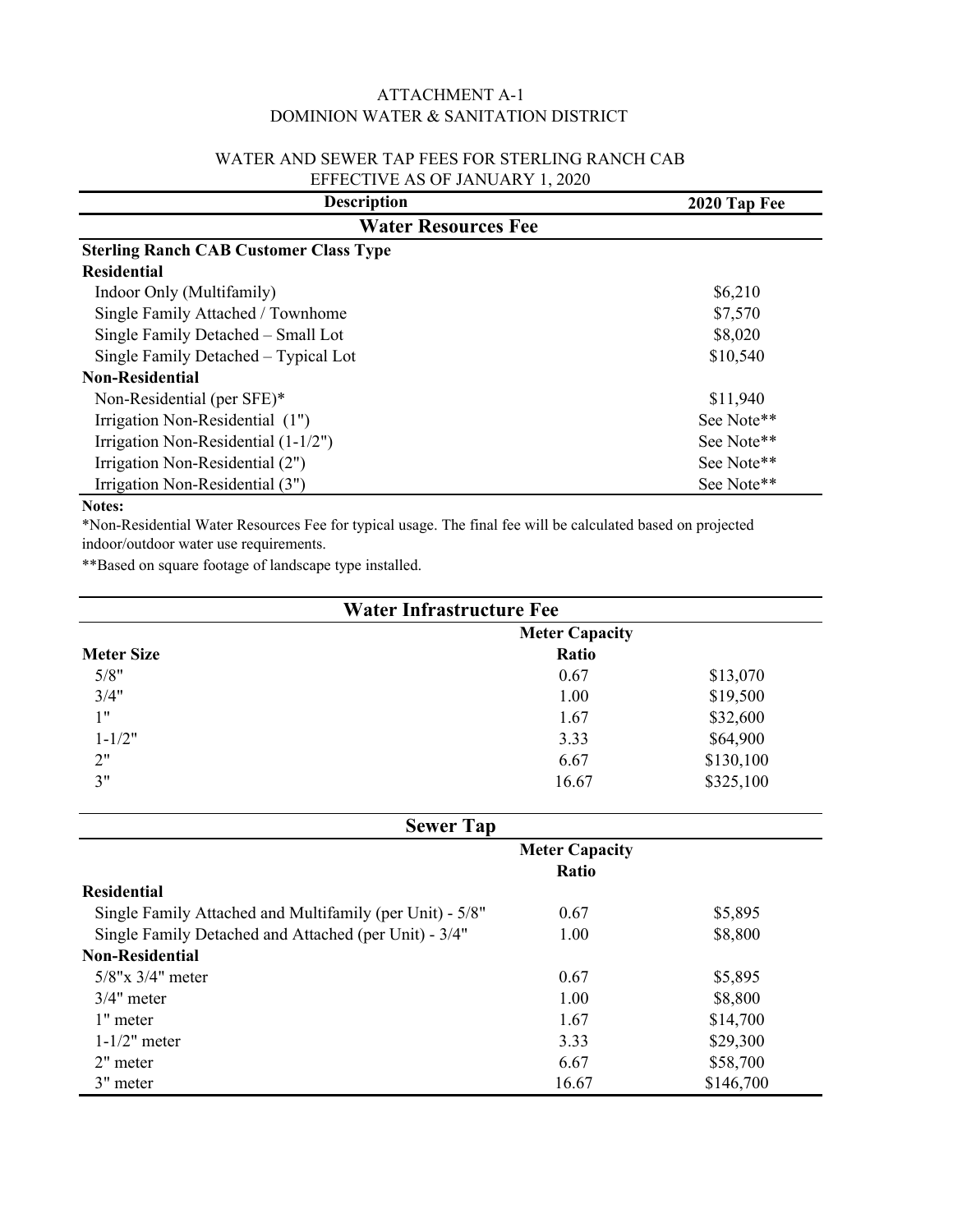ATTACHMENT A-1

DOMINION WATER & SANITATION DISTRICT

WATER AND SEWER TAP FEES FOR STERLING RANCH CAB

EFFECTIVE AS OF JANUARY 1, 2020

| Description | 2020 Tap Fee |
|---|---|
| **Water Resources Fee** | |
| **Sterling Ranch CAB Customer Class Type** | |
| **Residential** | |
| Indoor Only (Multifamily) | $6,210 |
| Single Family Attached / Townhome | $7,570 |
| Single Family Detached – Small Lot | $8,020 |
| Single Family Detached – Typical Lot | $10,540 |
| **Non-Residential** | |
| Non-Residential (per SFE)* | $11,940 |
| Irrigation Non-Residential (1") | See Note** |
| Irrigation Non-Residential (1-1/2") | See Note** |
| Irrigation Non-Residential (2") | See Note** |
| Irrigation Non-Residential (3") | See Note** |

**Notes:**

*Non-Residential Water Resources Fee for typical usage. The final fee will be calculated based on projected indoor/outdoor water use requirements.

**Based on square footage of landscape type installed.

**Water Infrastructure Fee**

| Meter Size | Meter Capacity Ratio | |
|---|---|---|
| 5/8" | 0.67 | $13,070 |
| 3/4" | 1.00 | $19,500 |
| 1" | 1.67 | $32,600 |
| 1-1/2" | 3.33 | $64,900 |
| 2" | 6.67 | $130,100 |
| 3" | 16.67 | $325,100 |

**Sewer Tap**

| | Meter Capacity Ratio | |
|---|---|---|
| **Residential** | | |
| Single Family Attached and Multifamily (per Unit) - 5/8" | 0.67 | $5,895 |
| Single Family Detached and Attached (per Unit) - 3/4" | 1.00 | $8,800 |
| **Non-Residential** | | |
| 5/8"x 3/4" meter | 0.67 | $5,895 |
| 3/4" meter | 1.00 | $8,800 |
| 1" meter | 1.67 | $14,700 |
| 1-1/2" meter | 3.33 | $29,300 |
| 2" meter | 6.67 | $58,700 |
| 3" meter | 16.67 | $146,700 |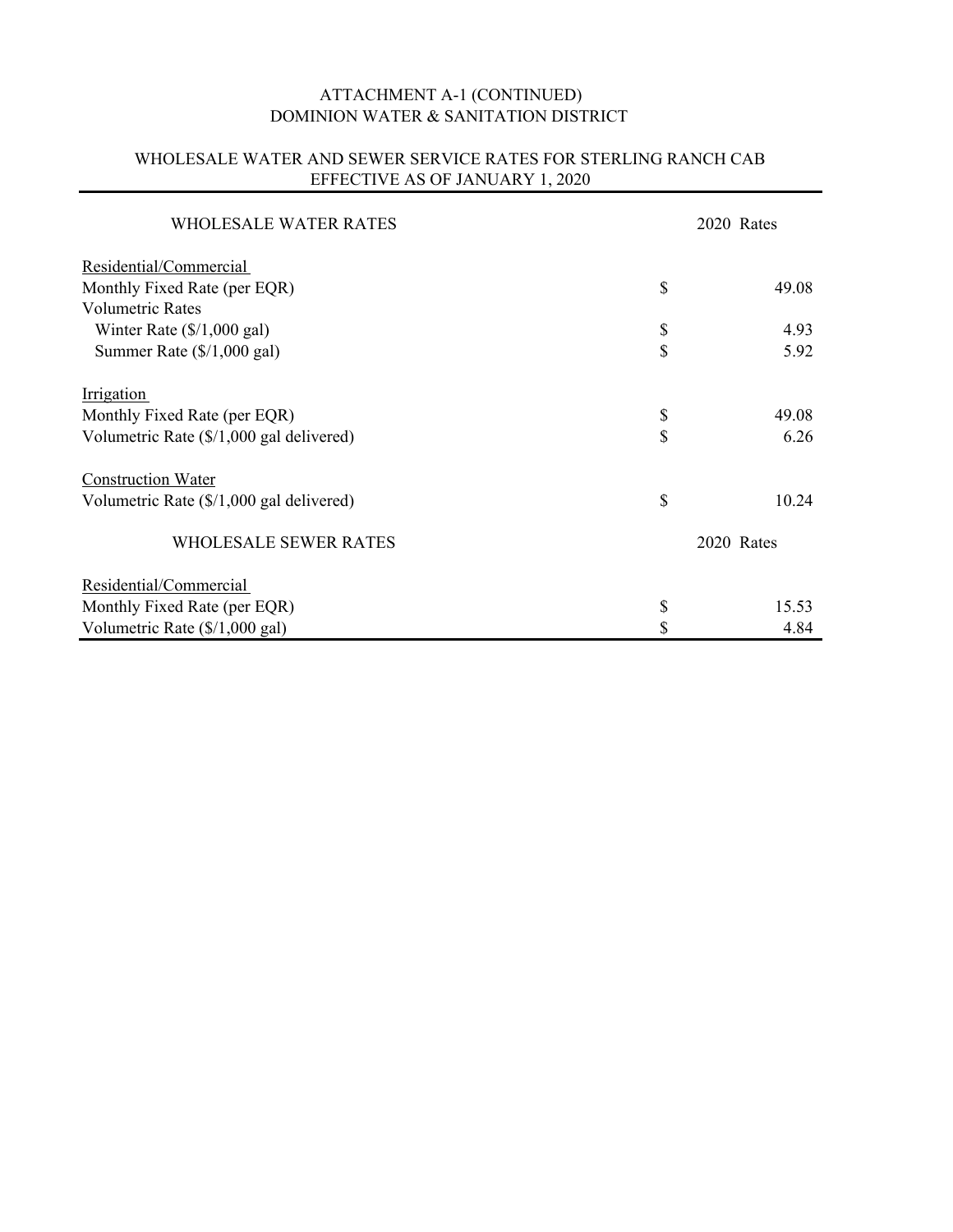# ATTACHMENT A-1 (CONTINUED)
# DOMINION WATER & SANITATION DISTRICT

## WHOLESALE WATER AND SEWER SERVICE RATES FOR STERLING RANCH CAB
## EFFECTIVE AS OF JANUARY 1, 2020

| WHOLESALE WATER RATES | | 2020 Rates |
|---|---|---|
| <u>Residential/Commercial</u> | | |
| Monthly Fixed Rate (per EQR) | $ | 49.08 |
| Volumetric Rates | | |
| Winter Rate ($/1,000 gal) | $ | 4.93 |
| Summer Rate ($/1,000 gal) | $ | 5.92 |
| | | |
| <u>Irrigation</u> | | |
| Monthly Fixed Rate (per EQR) | $ | 49.08 |
| Volumetric Rate ($/1,000 gal delivered) | $ | 6.26 |
| | | |
| <u>Construction Water</u> | | |
| Volumetric Rate ($/1,000 gal delivered) | $ | 10.24 |
| | | |
| **WHOLESALE SEWER RATES** | | **2020 Rates** |
| <u>Residential/Commercial</u> | | |
| Monthly Fixed Rate (per EQR) | $ | 15.53 |
| Volumetric Rate ($/1,000 gal) | $ | 4.84 |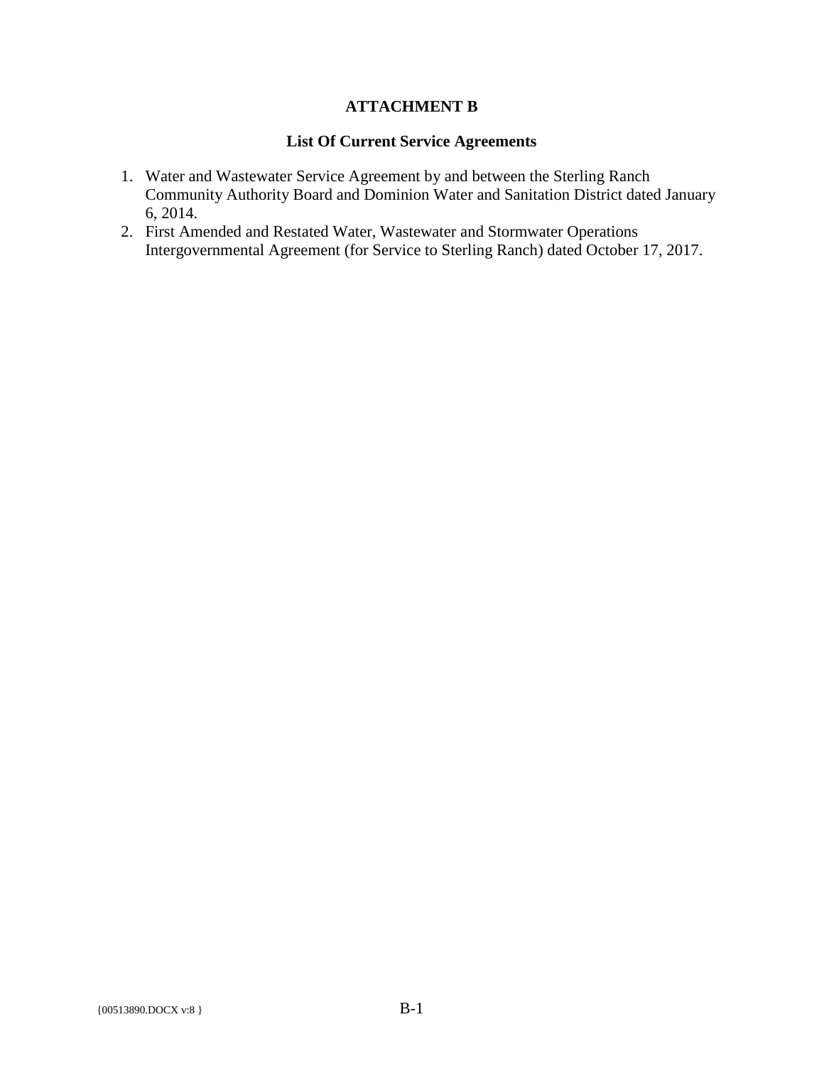# ATTACHMENT B

## List Of Current Service Agreements

1. Water and Wastewater Service Agreement by and between the Sterling Ranch Community Authority Board and Dominion Water and Sanitation District dated January 6, 2014.
2. First Amended and Restated Water, Wastewater and Stormwater Operations Intergovernmental Agreement (for Service to Sterling Ranch) dated October 17, 2017.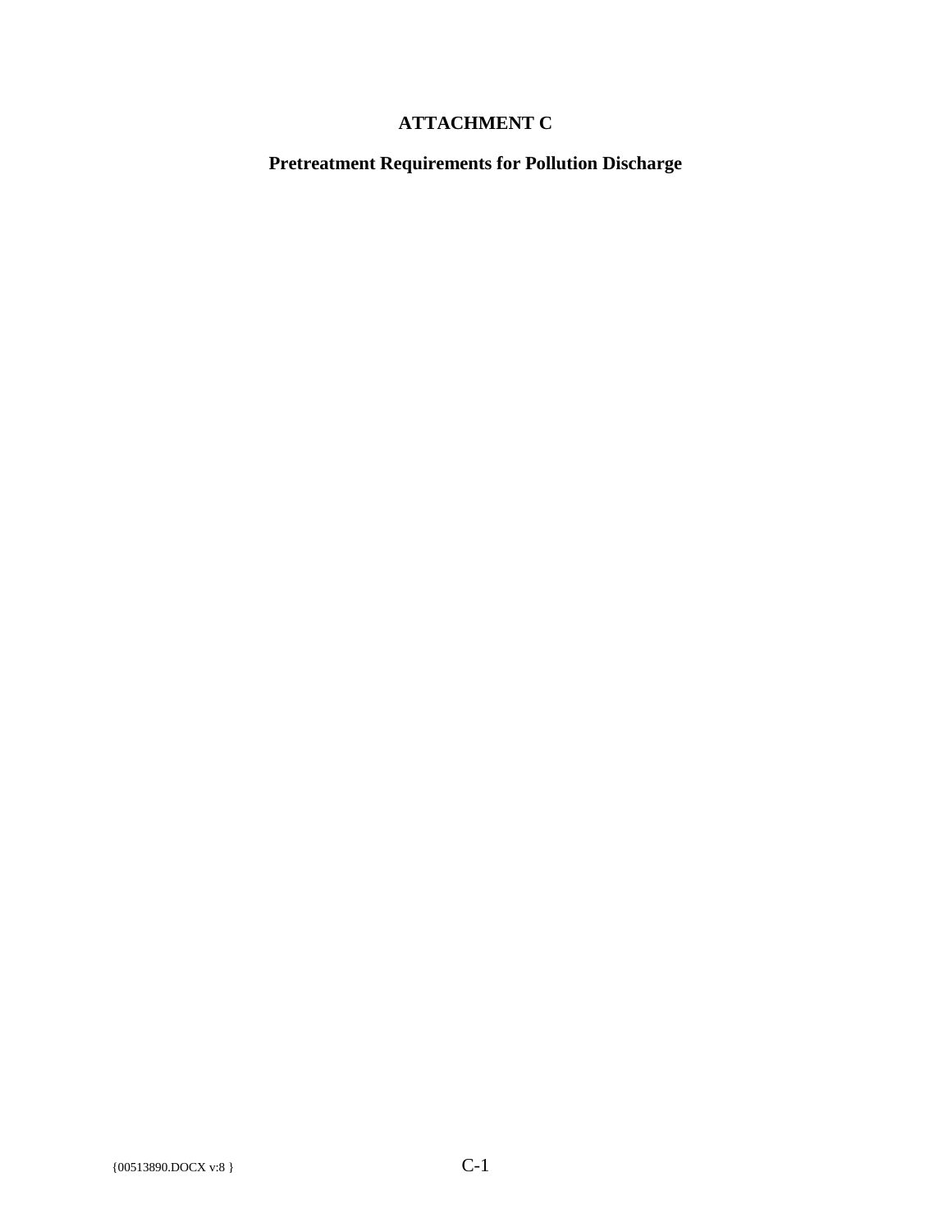# ATTACHMENT C

## Pretreatment Requirements for Pollution Discharge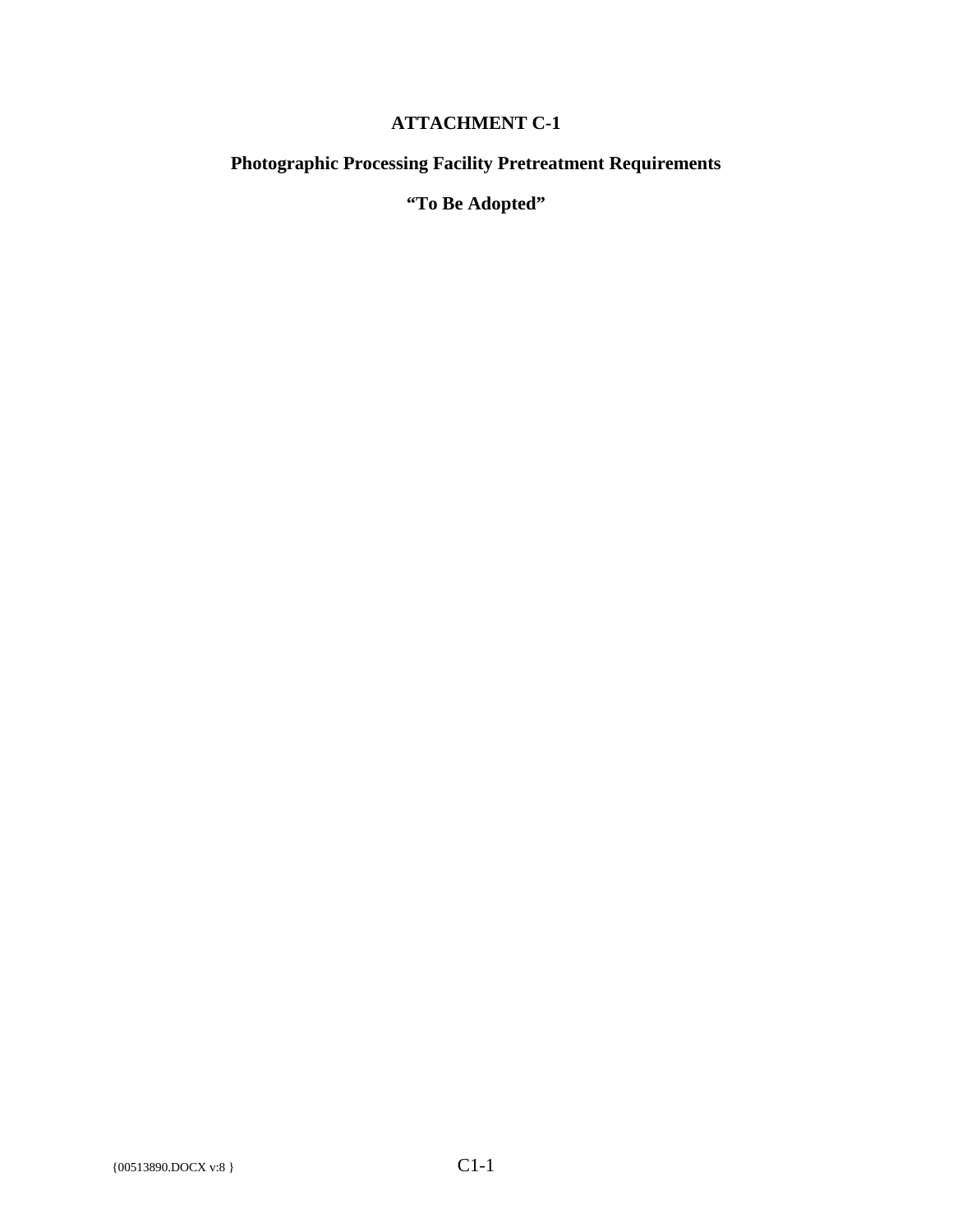# ATTACHMENT C-1

## Photographic Processing Facility Pretreatment Requirements

**"To Be Adopted"**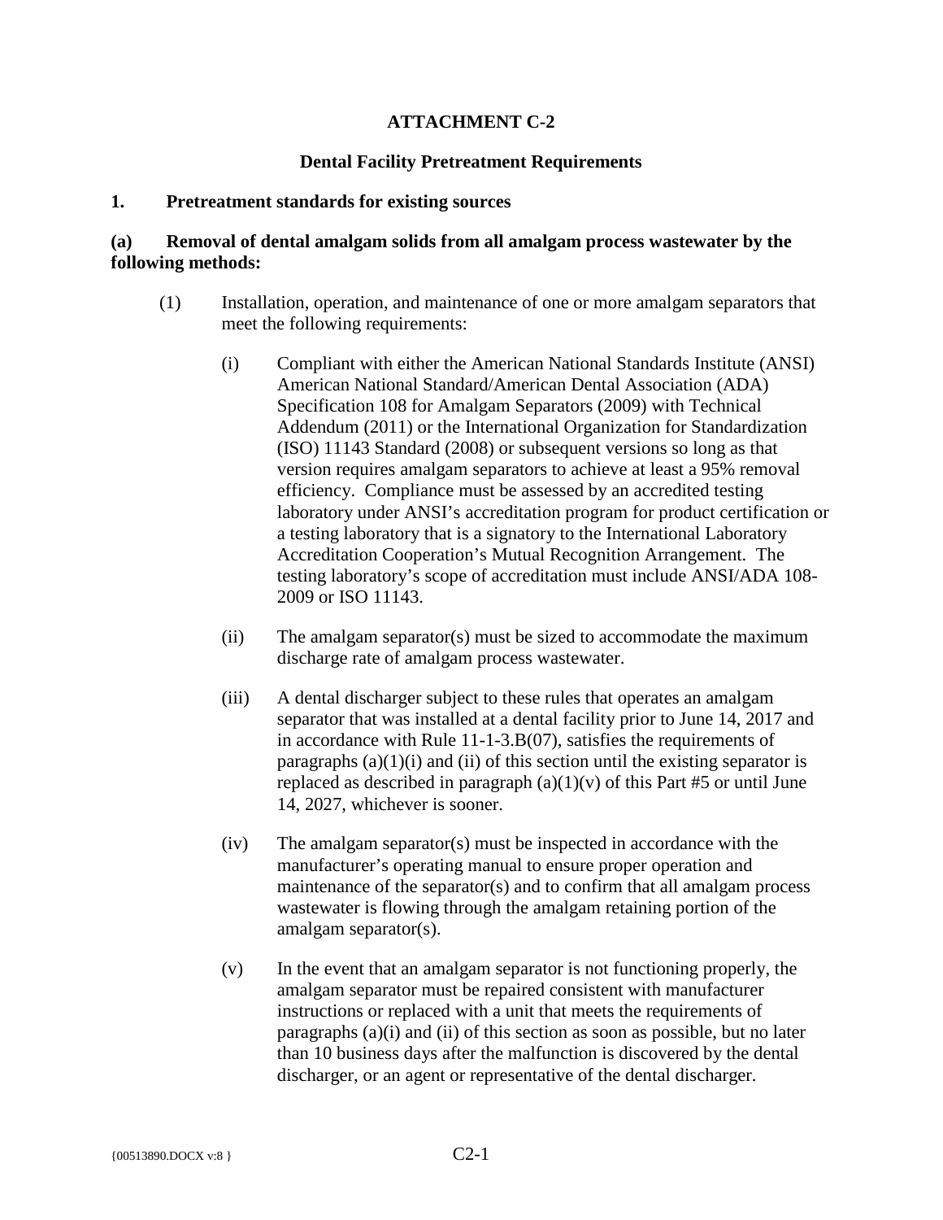# ATTACHMENT C-2

## Dental Facility Pretreatment Requirements

### 1. Pretreatment standards for existing sources

### (a) Removal of dental amalgam solids from all amalgam process wastewater by the following methods:

(1) Installation, operation, and maintenance of one or more amalgam separators that meet the following requirements:

(i) Compliant with either the American National Standards Institute (ANSI) American National Standard/American Dental Association (ADA) Specification 108 for Amalgam Separators (2009) with Technical Addendum (2011) or the International Organization for Standardization (ISO) 11143 Standard (2008) or subsequent versions so long as that version requires amalgam separators to achieve at least a 95% removal efficiency. Compliance must be assessed by an accredited testing laboratory under ANSI's accreditation program for product certification or a testing laboratory that is a signatory to the International Laboratory Accreditation Cooperation's Mutual Recognition Arrangement. The testing laboratory's scope of accreditation must include ANSI/ADA 108-2009 or ISO 11143.

(ii) The amalgam separator(s) must be sized to accommodate the maximum discharge rate of amalgam process wastewater.

(iii) A dental discharger subject to these rules that operates an amalgam separator that was installed at a dental facility prior to June 14, 2017 and in accordance with Rule 11-1-3.B(07), satisfies the requirements of paragraphs (a)(1)(i) and (ii) of this section until the existing separator is replaced as described in paragraph (a)(1)(v) of this Part #5 or until June 14, 2027, whichever is sooner.

(iv) The amalgam separator(s) must be inspected in accordance with the manufacturer's operating manual to ensure proper operation and maintenance of the separator(s) and to confirm that all amalgam process wastewater is flowing through the amalgam retaining portion of the amalgam separator(s).

(v) In the event that an amalgam separator is not functioning properly, the amalgam separator must be repaired consistent with manufacturer instructions or replaced with a unit that meets the requirements of paragraphs (a)(i) and (ii) of this section as soon as possible, but no later than 10 business days after the malfunction is discovered by the dental discharger, or an agent or representative of the dental discharger.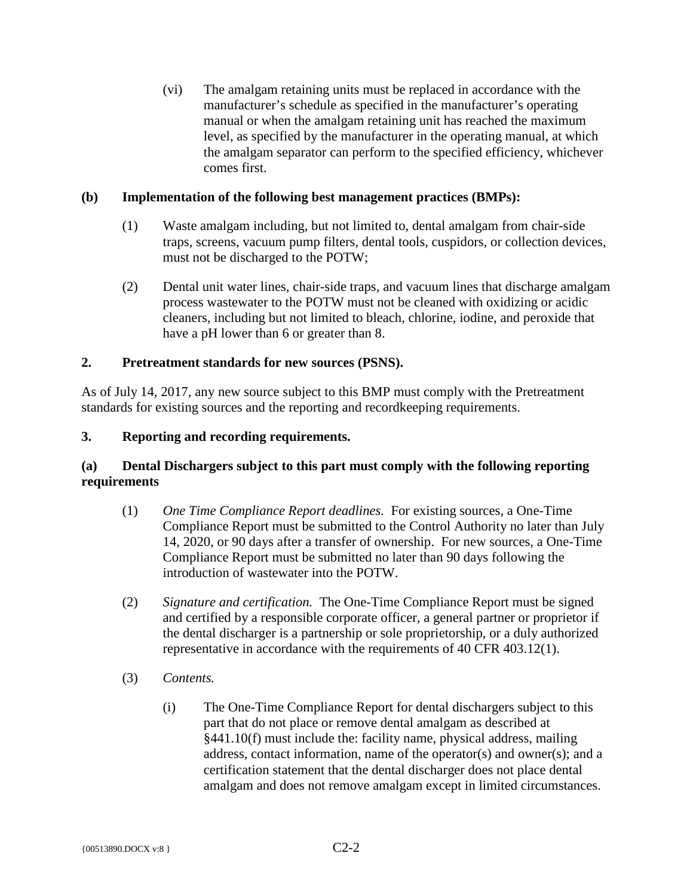(vi) The amalgam retaining units must be replaced in accordance with the manufacturer's schedule as specified in the manufacturer's operating manual or when the amalgam retaining unit has reached the maximum level, as specified by the manufacturer in the operating manual, at which the amalgam separator can perform to the specified efficiency, whichever comes first.

**(b) Implementation of the following best management practices (BMPs):**

(1) Waste amalgam including, but not limited to, dental amalgam from chair-side traps, screens, vacuum pump filters, dental tools, cuspidors, or collection devices, must not be discharged to the POTW;

(2) Dental unit water lines, chair-side traps, and vacuum lines that discharge amalgam process wastewater to the POTW must not be cleaned with oxidizing or acidic cleaners, including but not limited to bleach, chlorine, iodine, and peroxide that have a pH lower than 6 or greater than 8.

## 2. Pretreatment standards for new sources (PSNS).

As of July 14, 2017, any new source subject to this BMP must comply with the Pretreatment standards for existing sources and the reporting and recordkeeping requirements.

## 3. Reporting and recording requirements.

**(a) Dental Dischargers subject to this part must comply with the following reporting requirements**

(1) *One Time Compliance Report deadlines.* For existing sources, a One-Time Compliance Report must be submitted to the Control Authority no later than July 14, 2020, or 90 days after a transfer of ownership. For new sources, a One-Time Compliance Report must be submitted no later than 90 days following the introduction of wastewater into the POTW.

(2) *Signature and certification.* The One-Time Compliance Report must be signed and certified by a responsible corporate officer, a general partner or proprietor if the dental discharger is a partnership or sole proprietorship, or a duly authorized representative in accordance with the requirements of 40 CFR 403.12(1).

(3) *Contents.*

(i) The One-Time Compliance Report for dental dischargers subject to this part that do not place or remove dental amalgam as described at §441.10(f) must include the: facility name, physical address, mailing address, contact information, name of the operator(s) and owner(s); and a certification statement that the dental discharger does not place dental amalgam and does not remove amalgam except in limited circumstances.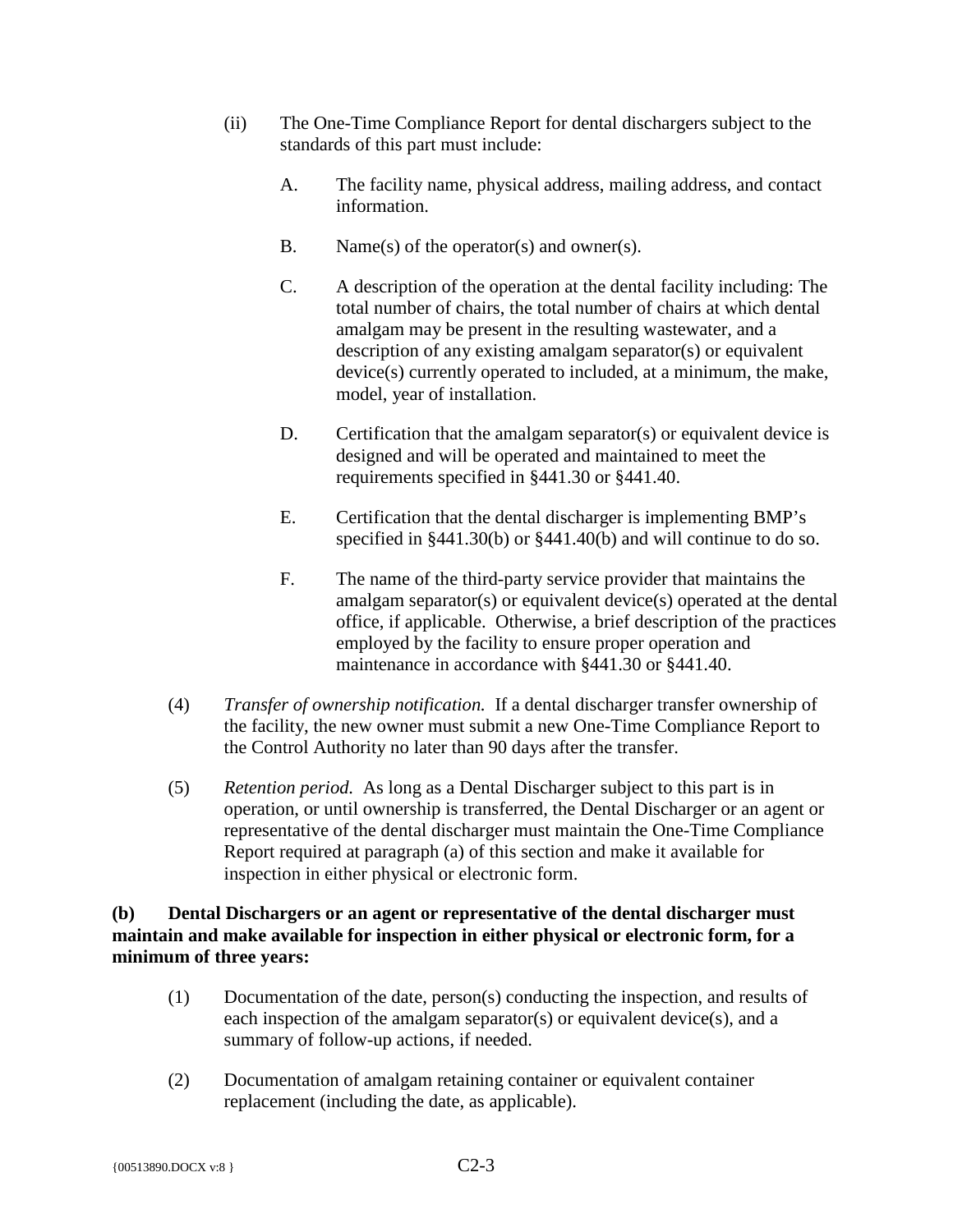(ii) The One-Time Compliance Report for dental dischargers subject to the standards of this part must include:

A. The facility name, physical address, mailing address, and contact information.

B. Name(s) of the operator(s) and owner(s).

C. A description of the operation at the dental facility including: The total number of chairs, the total number of chairs at which dental amalgam may be present in the resulting wastewater, and a description of any existing amalgam separator(s) or equivalent device(s) currently operated to included, at a minimum, the make, model, year of installation.

D. Certification that the amalgam separator(s) or equivalent device is designed and will be operated and maintained to meet the requirements specified in §441.30 or §441.40.

E. Certification that the dental discharger is implementing BMP's specified in §441.30(b) or §441.40(b) and will continue to do so.

F. The name of the third-party service provider that maintains the amalgam separator(s) or equivalent device(s) operated at the dental office, if applicable. Otherwise, a brief description of the practices employed by the facility to ensure proper operation and maintenance in accordance with §441.30 or §441.40.

(4) *Transfer of ownership notification.* If a dental discharger transfer ownership of the facility, the new owner must submit a new One-Time Compliance Report to the Control Authority no later than 90 days after the transfer.

(5) *Retention period.* As long as a Dental Discharger subject to this part is in operation, or until ownership is transferred, the Dental Discharger or an agent or representative of the dental discharger must maintain the One-Time Compliance Report required at paragraph (a) of this section and make it available for inspection in either physical or electronic form.

**(b) Dental Dischargers or an agent or representative of the dental discharger must maintain and make available for inspection in either physical or electronic form, for a minimum of three years:**

(1) Documentation of the date, person(s) conducting the inspection, and results of each inspection of the amalgam separator(s) or equivalent device(s), and a summary of follow-up actions, if needed.

(2) Documentation of amalgam retaining container or equivalent container replacement (including the date, as applicable).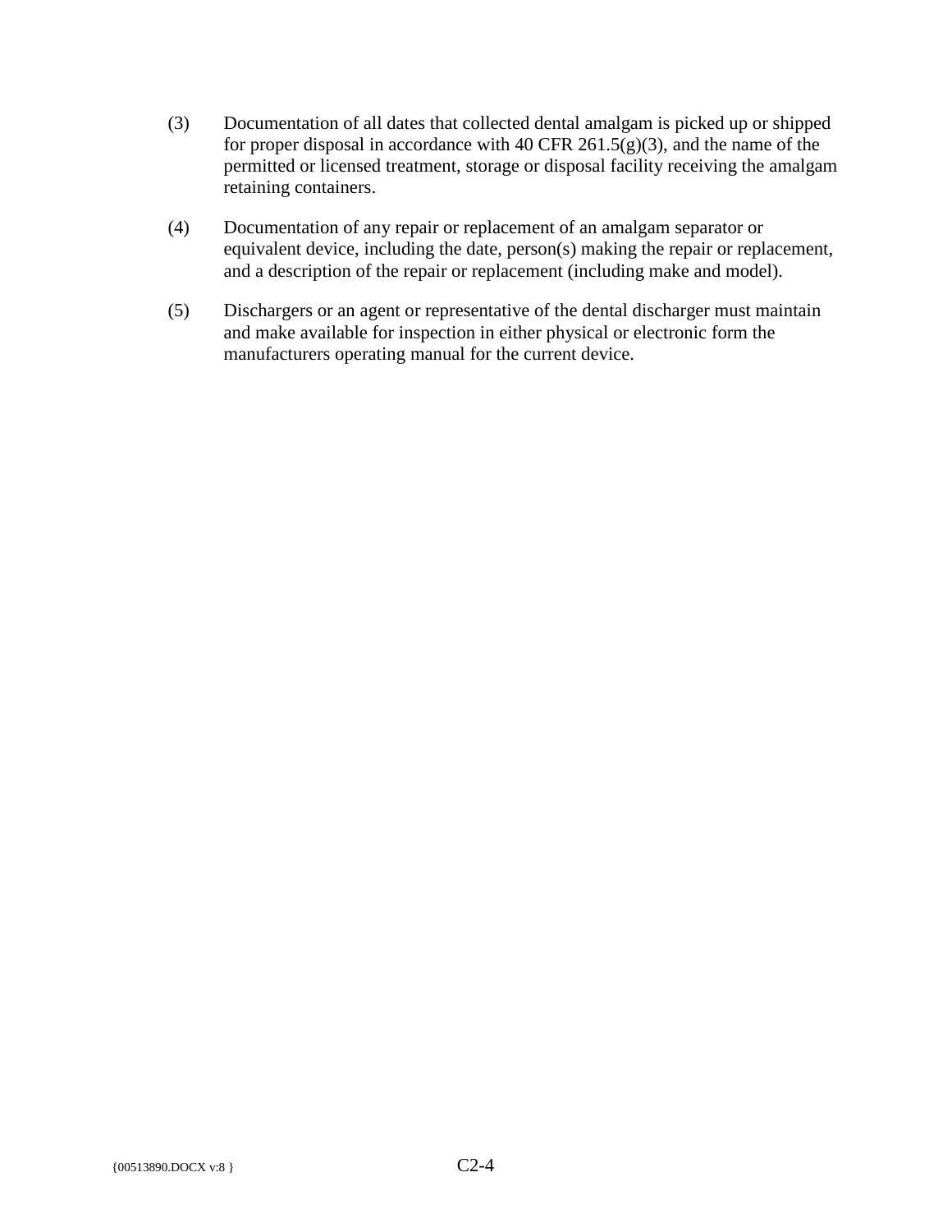(3) Documentation of all dates that collected dental amalgam is picked up or shipped for proper disposal in accordance with 40 CFR 261.5(g)(3), and the name of the permitted or licensed treatment, storage or disposal facility receiving the amalgam retaining containers.

(4) Documentation of any repair or replacement of an amalgam separator or equivalent device, including the date, person(s) making the repair or replacement, and a description of the repair or replacement (including make and model).

(5) Dischargers or an agent or representative of the dental discharger must maintain and make available for inspection in either physical or electronic form the manufacturers operating manual for the current device.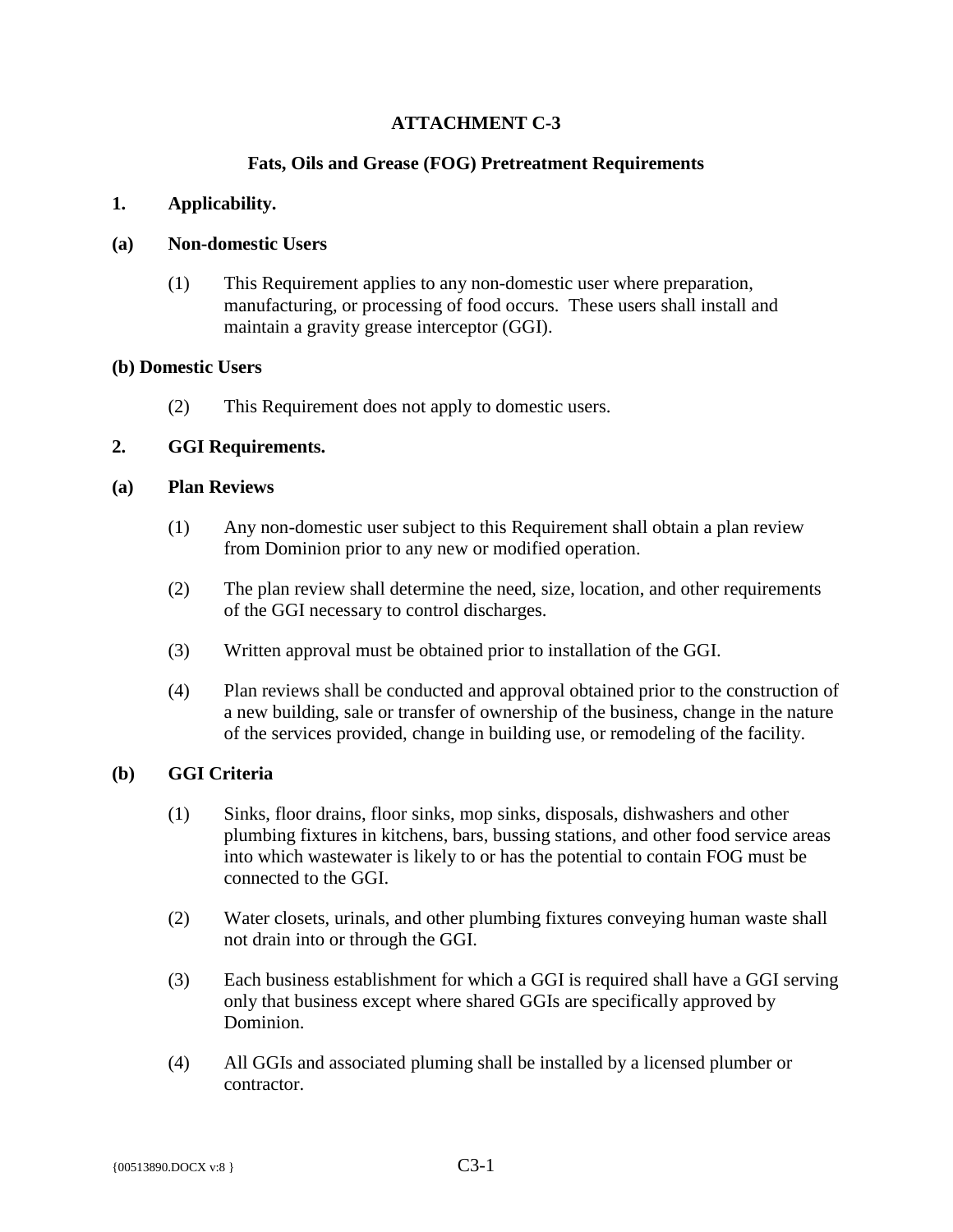# ATTACHMENT C-3

## Fats, Oils and Grease (FOG) Pretreatment Requirements

### 1. Applicability.

#### (a) Non-domestic Users

(1) This Requirement applies to any non-domestic user where preparation, manufacturing, or processing of food occurs. These users shall install and maintain a gravity grease interceptor (GGI).

#### (b) Domestic Users

(2) This Requirement does not apply to domestic users.

### 2. GGI Requirements.

#### (a) Plan Reviews

(1) Any non-domestic user subject to this Requirement shall obtain a plan review from Dominion prior to any new or modified operation.

(2) The plan review shall determine the need, size, location, and other requirements of the GGI necessary to control discharges.

(3) Written approval must be obtained prior to installation of the GGI.

(4) Plan reviews shall be conducted and approval obtained prior to the construction of a new building, sale or transfer of ownership of the business, change in the nature of the services provided, change in building use, or remodeling of the facility.

#### (b) GGI Criteria

(1) Sinks, floor drains, floor sinks, mop sinks, disposals, dishwashers and other plumbing fixtures in kitchens, bars, bussing stations, and other food service areas into which wastewater is likely to or has the potential to contain FOG must be connected to the GGI.

(2) Water closets, urinals, and other plumbing fixtures conveying human waste shall not drain into or through the GGI.

(3) Each business establishment for which a GGI is required shall have a GGI serving only that business except where shared GGIs are specifically approved by Dominion.

(4) All GGIs and associated pluming shall be installed by a licensed plumber or contractor.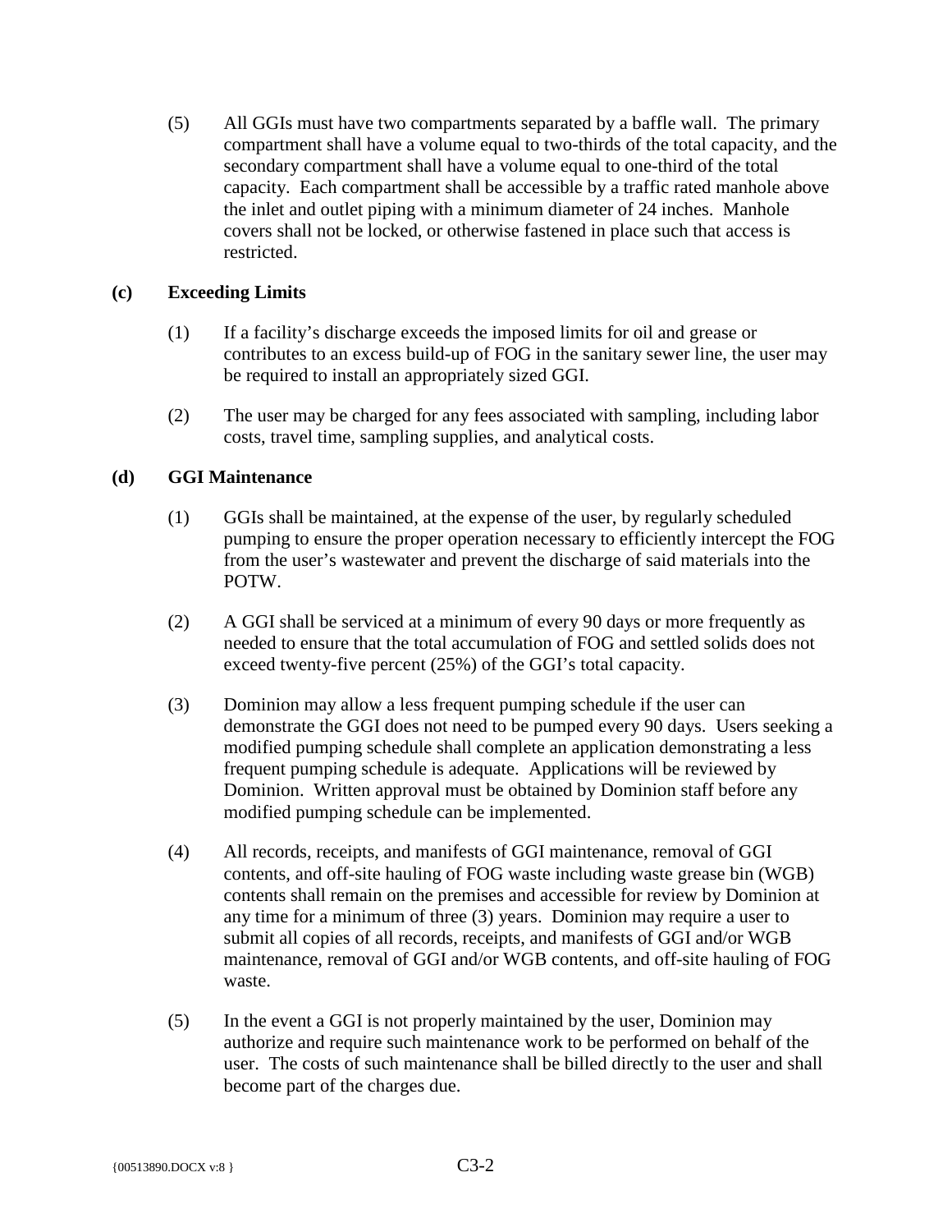(5) All GGIs must have two compartments separated by a baffle wall. The primary compartment shall have a volume equal to two-thirds of the total capacity, and the secondary compartment shall have a volume equal to one-third of the total capacity. Each compartment shall be accessible by a traffic rated manhole above the inlet and outlet piping with a minimum diameter of 24 inches. Manhole covers shall not be locked, or otherwise fastened in place such that access is restricted.

**(c) Exceeding Limits**

(1) If a facility's discharge exceeds the imposed limits for oil and grease or contributes to an excess build-up of FOG in the sanitary sewer line, the user may be required to install an appropriately sized GGI.

(2) The user may be charged for any fees associated with sampling, including labor costs, travel time, sampling supplies, and analytical costs.

**(d) GGI Maintenance**

(1) GGIs shall be maintained, at the expense of the user, by regularly scheduled pumping to ensure the proper operation necessary to efficiently intercept the FOG from the user's wastewater and prevent the discharge of said materials into the POTW.

(2) A GGI shall be serviced at a minimum of every 90 days or more frequently as needed to ensure that the total accumulation of FOG and settled solids does not exceed twenty-five percent (25%) of the GGI's total capacity.

(3) Dominion may allow a less frequent pumping schedule if the user can demonstrate the GGI does not need to be pumped every 90 days. Users seeking a modified pumping schedule shall complete an application demonstrating a less frequent pumping schedule is adequate. Applications will be reviewed by Dominion. Written approval must be obtained by Dominion staff before any modified pumping schedule can be implemented.

(4) All records, receipts, and manifests of GGI maintenance, removal of GGI contents, and off-site hauling of FOG waste including waste grease bin (WGB) contents shall remain on the premises and accessible for review by Dominion at any time for a minimum of three (3) years. Dominion may require a user to submit all copies of all records, receipts, and manifests of GGI and/or WGB maintenance, removal of GGI and/or WGB contents, and off-site hauling of FOG waste.

(5) In the event a GGI is not properly maintained by the user, Dominion may authorize and require such maintenance work to be performed on behalf of the user. The costs of such maintenance shall be billed directly to the user and shall become part of the charges due.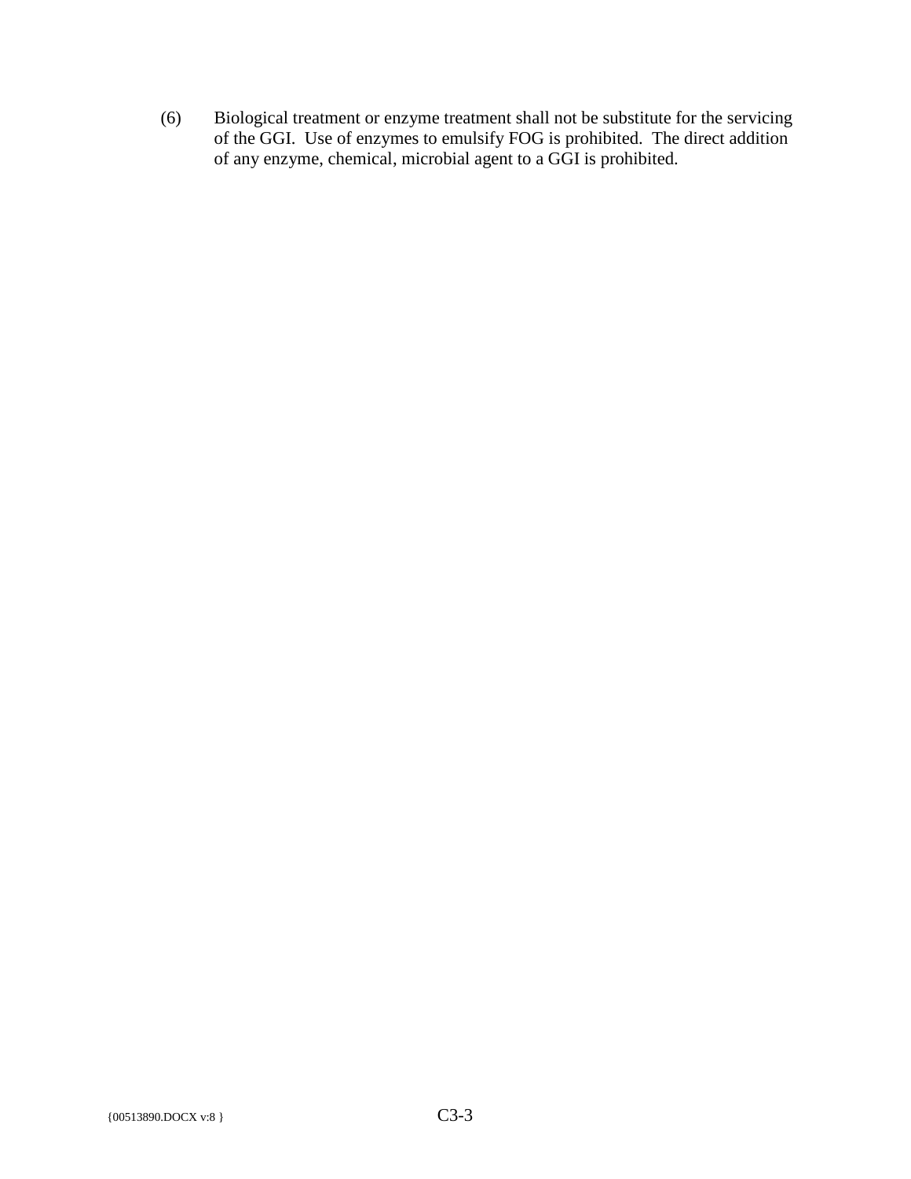(6) Biological treatment or enzyme treatment shall not be substitute for the servicing of the GGI. Use of enzymes to emulsify FOG is prohibited. The direct addition of any enzyme, chemical, microbial agent to a GGI is prohibited.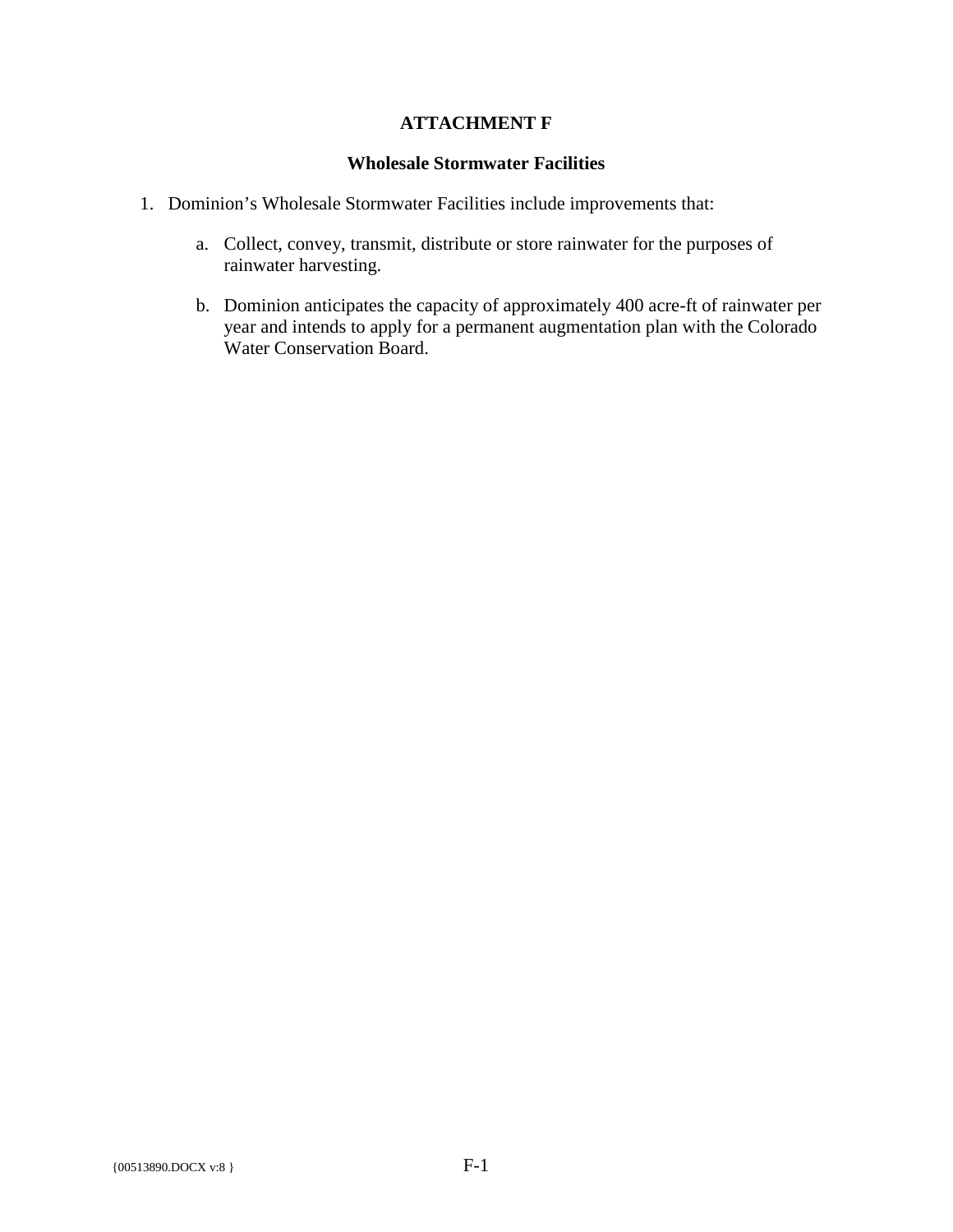**ATTACHMENT F**

**Wholesale Stormwater Facilities**

1. Dominion's Wholesale Stormwater Facilities include improvements that:

    a. Collect, convey, transmit, distribute or store rainwater for the purposes of rainwater harvesting.

    b. Dominion anticipates the capacity of approximately 400 acre-ft of rainwater per year and intends to apply for a permanent augmentation plan with the Colorado Water Conservation Board.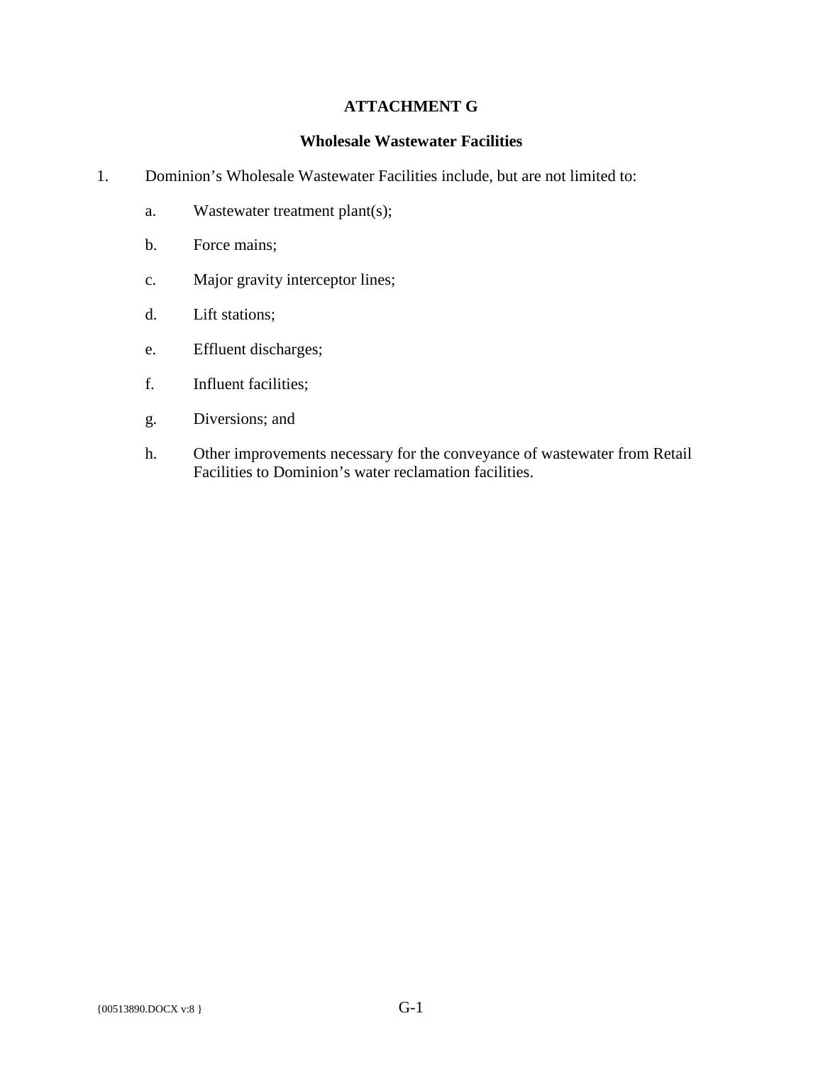# ATTACHMENT G

## Wholesale Wastewater Facilities

1. Dominion's Wholesale Wastewater Facilities include, but are not limited to:

   a. Wastewater treatment plant(s);

   b. Force mains;

   c. Major gravity interceptor lines;

   d. Lift stations;

   e. Effluent discharges;

   f. Influent facilities;

   g. Diversions; and

   h. Other improvements necessary for the conveyance of wastewater from Retail Facilities to Dominion's water reclamation facilities.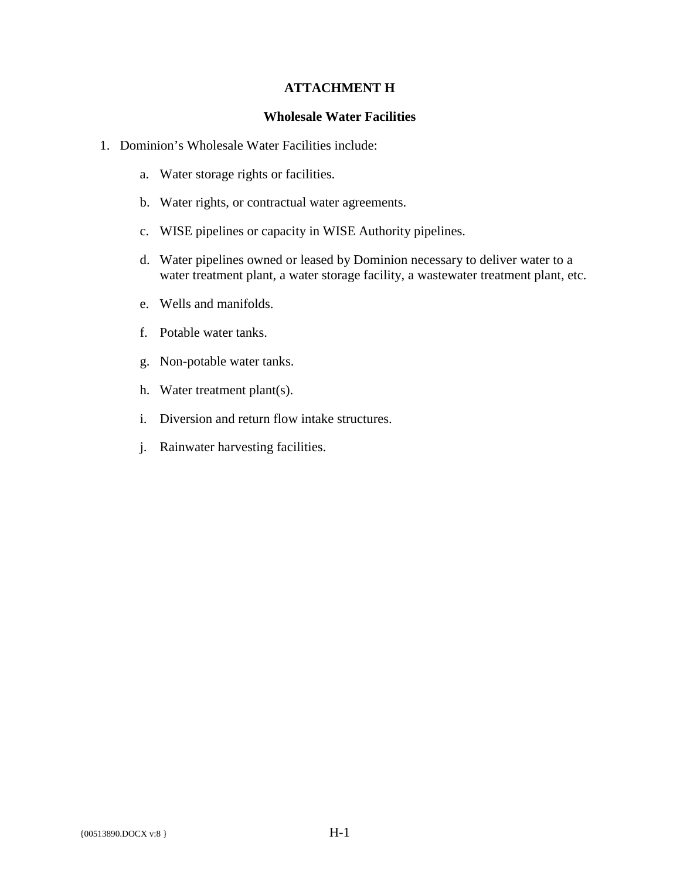# ATTACHMENT H

## Wholesale Water Facilities

1. Dominion's Wholesale Water Facilities include:

   a. Water storage rights or facilities.

   b. Water rights, or contractual water agreements.

   c. WISE pipelines or capacity in WISE Authority pipelines.

   d. Water pipelines owned or leased by Dominion necessary to deliver water to a water treatment plant, a water storage facility, a wastewater treatment plant, etc.

   e. Wells and manifolds.

   f. Potable water tanks.

   g. Non-potable water tanks.

   h. Water treatment plant(s).

   i. Diversion and return flow intake structures.

   j. Rainwater harvesting facilities.